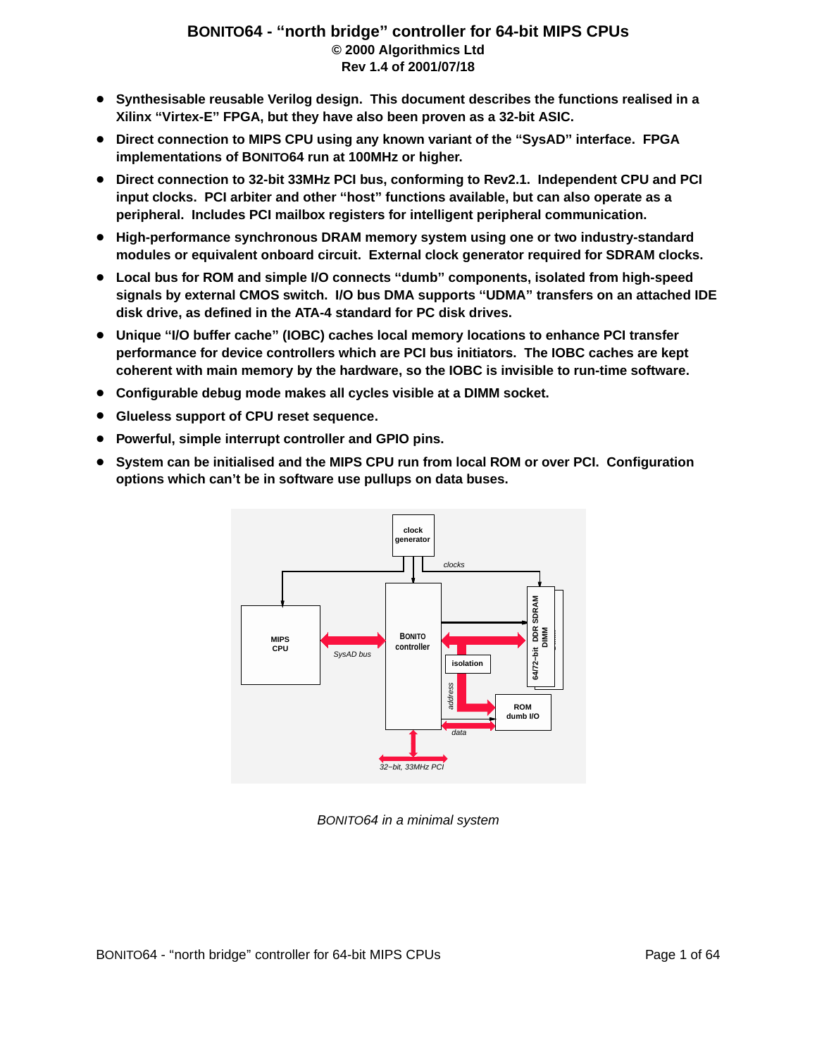# BONITO64 - "north bridge" controller for 64-bit MIPS CPUs

**© 2000 Algorithmics Ltd**
**Rev 1.4 of 2001/07/18**

- **Synthesisable reusable Verilog design. This document describes the functions realised in a Xilinx "Virtex-E" FPGA, but they have also been proven as a 32-bit ASIC.**
- **Direct connection to MIPS CPU using any known variant of the "SysAD" interface. FPGA implementations of BONITO64 run at 100MHz or higher.**
- **Direct connection to 32-bit 33MHz PCI bus, conforming to Rev2.1. Independent CPU and PCI input clocks. PCI arbiter and other "host" functions available, but can also operate as a peripheral. Includes PCI mailbox registers for intelligent peripheral communication.**
- **High-performance synchronous DRAM memory system using one or two industry-standard modules or equivalent onboard circuit. External clock generator required for SDRAM clocks.**
- **Local bus for ROM and simple I/O connects "dumb" components, isolated from high-speed signals by external CMOS switch. I/O bus DMA supports "UDMA" transfers on an attached IDE disk drive, as defined in the ATA-4 standard for PC disk drives.**
- **Unique "I/O buffer cache" (IOBC) caches local memory locations to enhance PCI transfer performance for device controllers which are PCI bus initiators. The IOBC caches are kept coherent with main memory by the hardware, so the IOBC is invisible to run-time software.**
- **Configurable debug mode makes all cycles visible at a DIMM socket.**
- **Glueless support of CPU reset sequence.**
- **Powerful, simple interrupt controller and GPIO pins.**
- **System can be initialised and the MIPS CPU run from local ROM or over PCI. Configuration options which can't be in software use pullups on data buses.**

*BONITO64 in a minimal system*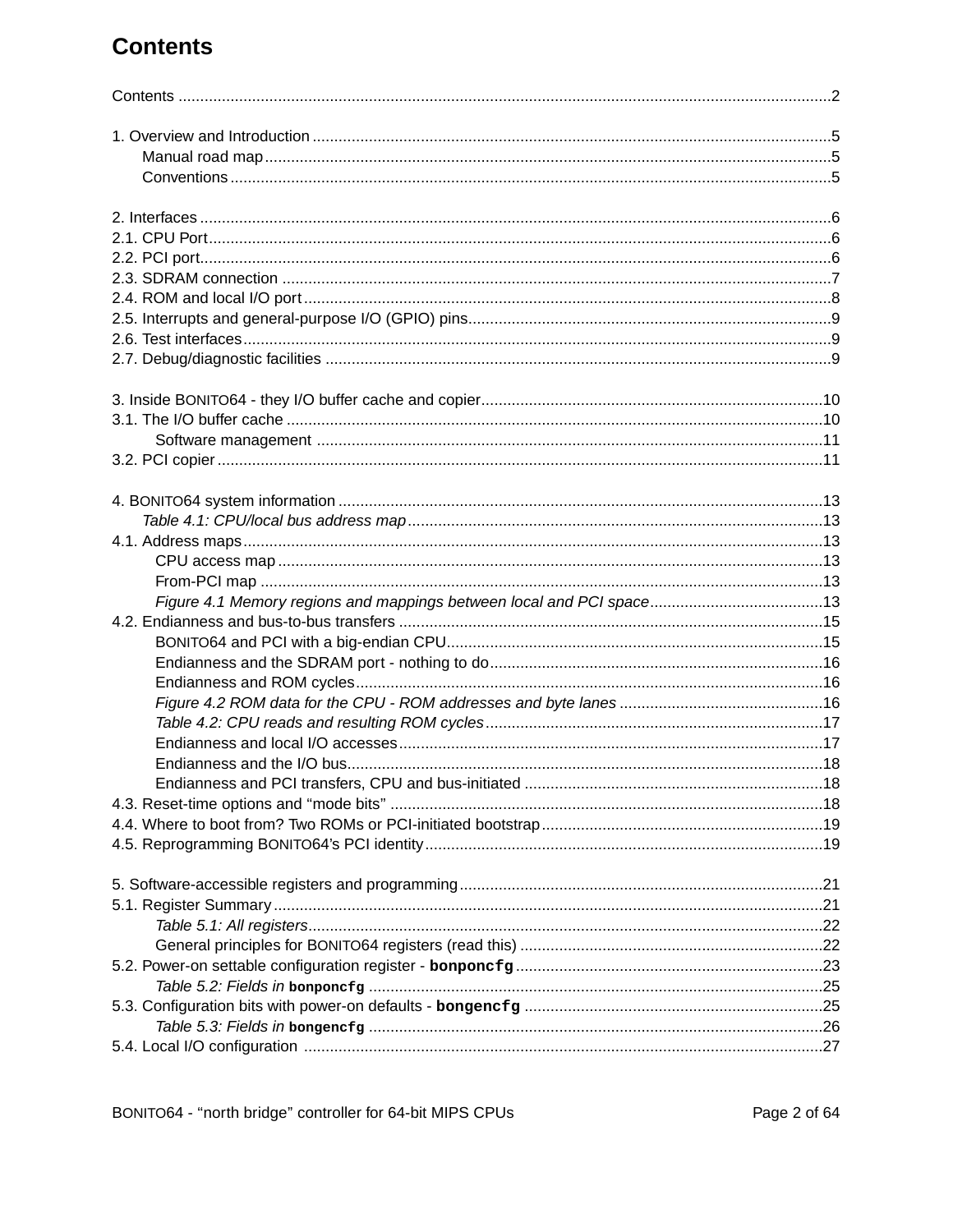# Contents

Contents ....................................................................................................................................2

1. Overview and Introduction .....................................................................................................5
   - Manual road map ...............................................................................................................5
   - Conventions ........................................................................................................................5

2. Interfaces ...............................................................................................................................6
2.1. CPU Port .............................................................................................................................6
2.2. PCI port ................................................................................................................................6
2.3. SDRAM connection ............................................................................................................7
2.4. ROM and local I/O port .......................................................................................................8
2.5. Interrupts and general-purpose I/O (GPIO) pins .................................................................9
2.6. Test interfaces .....................................................................................................................9
2.7. Debug/diagnostic facilities ..................................................................................................9

3. Inside BONITO64 - they I/O buffer cache and copier ...........................................................10
3.1. The I/O buffer cache ..........................................................................................................10
   - Software management ....................................................................................................11
3.2. PCI copier ..........................................................................................................................11

4. BONITO64 system information ..............................................................................................13
   - *Table 4.1: CPU/local bus address map* ..............................................................................13
4.1. Address maps ....................................................................................................................13
   - CPU access map ...............................................................................................................13
   - From-PCI map ...................................................................................................................13
   - *Figure 4.1 Memory regions and mappings between local and PCI space* .......................13
4.2. Endianness and bus-to-bus transfers ................................................................................15
   - BONITO64 and PCI with a big-endian CPU .......................................................................15
   - Endianness and the SDRAM port - nothing to do ..............................................................16
   - Endianness and ROM cycles ............................................................................................16
   - *Figure 4.2 ROM data for the CPU - ROM addresses and byte lanes* ...............................16
   - *Table 4.2: CPU reads and resulting ROM cycles* ..............................................................17
   - Endianness and local I/O accesses ..................................................................................17
   - Endianness and the I/O bus ..............................................................................................18
   - Endianness and PCI transfers, CPU and bus-initiated .....................................................18
4.3. Reset-time options and “mode bits” ..................................................................................18
4.4. Where to boot from? Two ROMs or PCI-initiated bootstrap ..............................................19
4.5. Reprogramming BONITO64’s PCI identity .........................................................................19

5. Software-accessible registers and programming .................................................................21
5.1. Register Summary .............................................................................................................21
   - *Table 5.1: All registers* .......................................................................................................22
   - General principles for BONITO64 registers (read this) ......................................................22
5.2. Power-on settable configuration register - **`bonponcfg`** ....................................................23
   - *Table 5.2: Fields in* **`bonponcfg`** .........................................................................................25
5.3. Configuration bits with power-on defaults - **`bongencfg`** ..................................................25
   - *Table 5.3: Fields in* **`bongencfg`** .........................................................................................26
5.4. Local I/O configuration .......................................................................................................27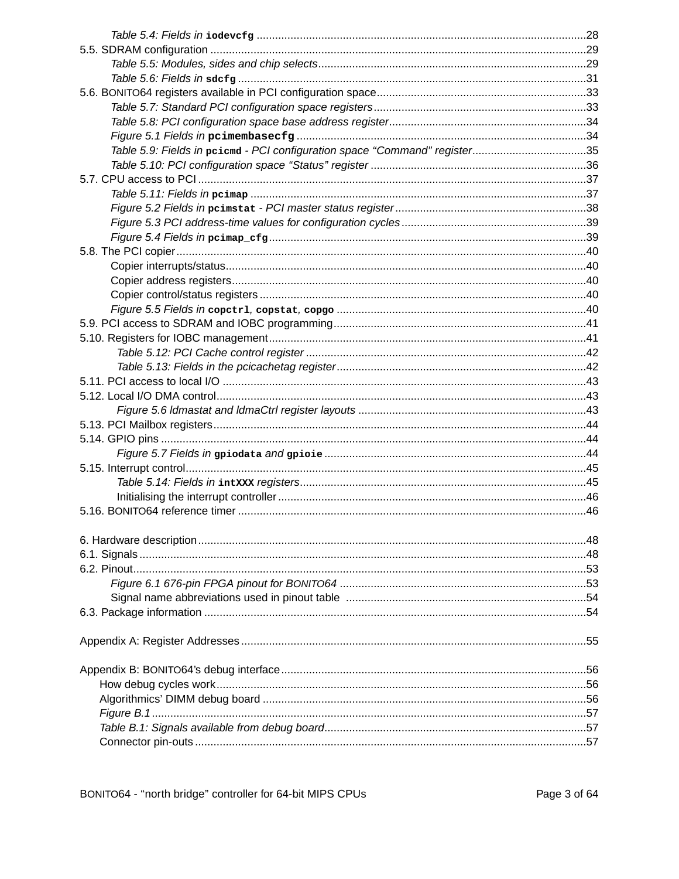*Table 5.4: Fields in* `iodevcfg` ..... 28

5.5. SDRAM configuration ..... 29

*Table 5.5: Modules, sides and chip selects* ..... 29

*Table 5.6: Fields in* `sdcfg` ..... 31

5.6. BONITO64 registers available in PCI configuration space ..... 33

*Table 5.7: Standard PCI configuration space registers* ..... 33

*Table 5.8: PCI configuration space base address register* ..... 34

*Figure 5.1 Fields in* `pcimembasecfg` ..... 34

*Table 5.9: Fields in* `pcicmd` *- PCI configuration space “Command” register* ..... 35

*Table 5.10: PCI configuration space “Status” register* ..... 36

5.7. CPU access to PCI ..... 37

*Table 5.11: Fields in* `pcimap` ..... 37

*Figure 5.2 Fields in* `pcimstat` *- PCI master status register* ..... 38

*Figure 5.3 PCI address-time values for configuration cycles* ..... 39

*Figure 5.4 Fields in* `pcimap_cfg` ..... 39

5.8. The PCI copier ..... 40

Copier interrupts/status ..... 40

Copier address registers ..... 40

Copier control/status registers ..... 40

*Figure 5.5 Fields in* `copctrl`*,* `copstat`*,* `copgo` ..... 40

5.9. PCI access to SDRAM and IOBC programming ..... 41

5.10. Registers for IOBC management ..... 41

*Table 5.12: PCI Cache control register* ..... 42

*Table 5.13: Fields in the pcicachetag register* ..... 42

5.11. PCI access to local I/O ..... 43

5.12. Local I/O DMA control ..... 43

*Figure 5.6 ldmastat and ldmaCtrl register layouts* ..... 43

5.13. PCI Mailbox registers ..... 44

5.14. GPIO pins ..... 44

*Figure 5.7 Fields in* `gpiodata` *and* `gpioie` ..... 44

5.15. Interrupt control ..... 45

*Table 5.14: Fields in* `intXXX` *registers* ..... 45

Initialising the interrupt controller ..... 46

5.16. BONITO64 reference timer ..... 46

6. Hardware description ..... 48

6.1. Signals ..... 48

6.2. Pinout ..... 53

*Figure 6.1 676-pin FPGA pinout for BONITO64* ..... 53

Signal name abbreviations used in pinout table ..... 54

6.3. Package information ..... 54

Appendix A: Register Addresses ..... 55

Appendix B: BONITO64’s debug interface ..... 56

How debug cycles work ..... 56

Algorithmics’ DIMM debug board ..... 56

*Figure B.1* ..... 57

*Table B.1: Signals available from debug board* ..... 57

Connector pin-outs ..... 57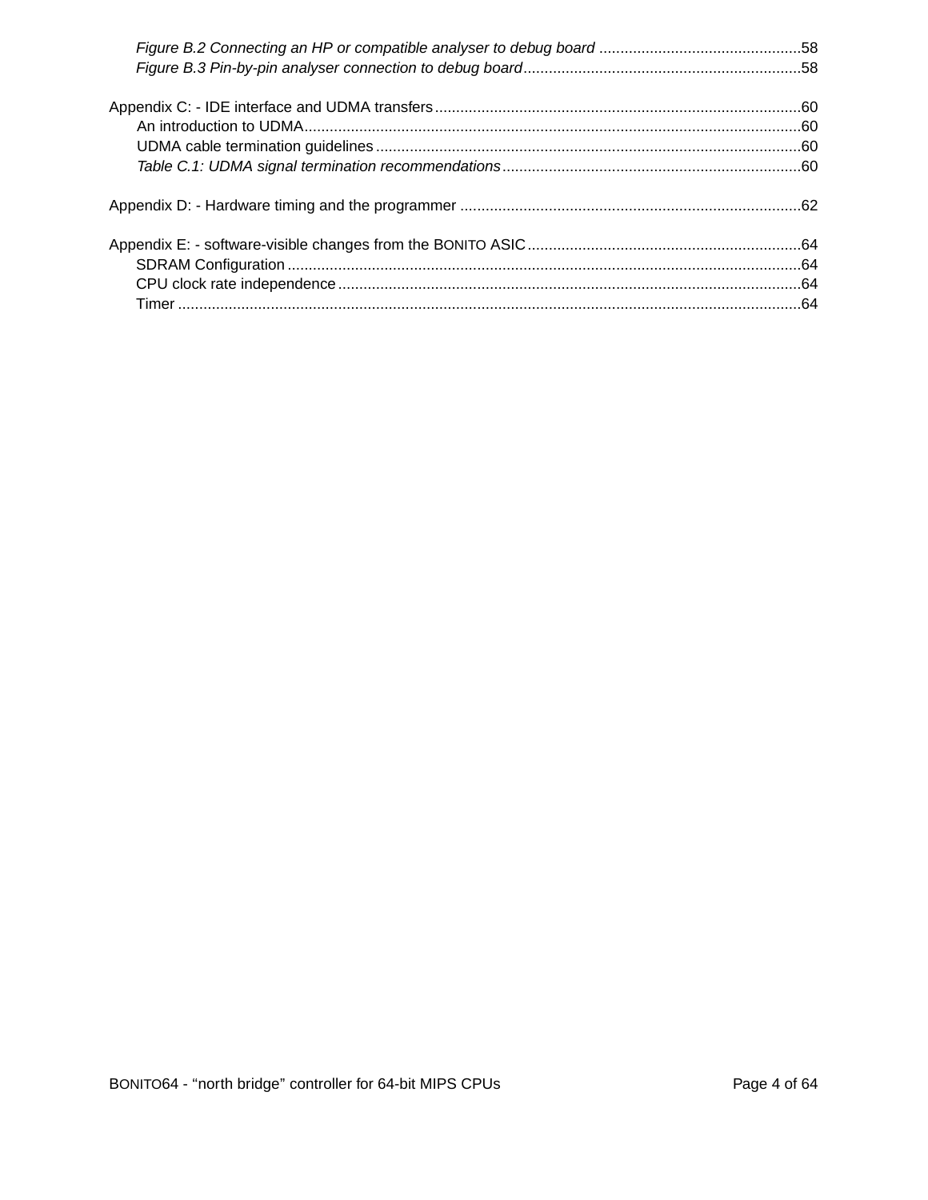*Figure B.2 Connecting an HP or compatible analyser to debug board* ................................................58
*Figure B.3 Pin-by-pin analyser connection to debug board*..................................................................58

Appendix C: - IDE interface and UDMA transfers......................................................................................60
An introduction to UDMA......................................................................................................................60
UDMA cable termination guidelines.....................................................................................................60
*Table C.1: UDMA signal termination recommendations*......................................................................60

Appendix D: - Hardware timing and the programmer .................................................................................62

Appendix E: - software-visible changes from the BONITO ASIC.................................................................64
SDRAM Configuration ..........................................................................................................................64
CPU clock rate independence..............................................................................................................64
Timer ....................................................................................................................................................64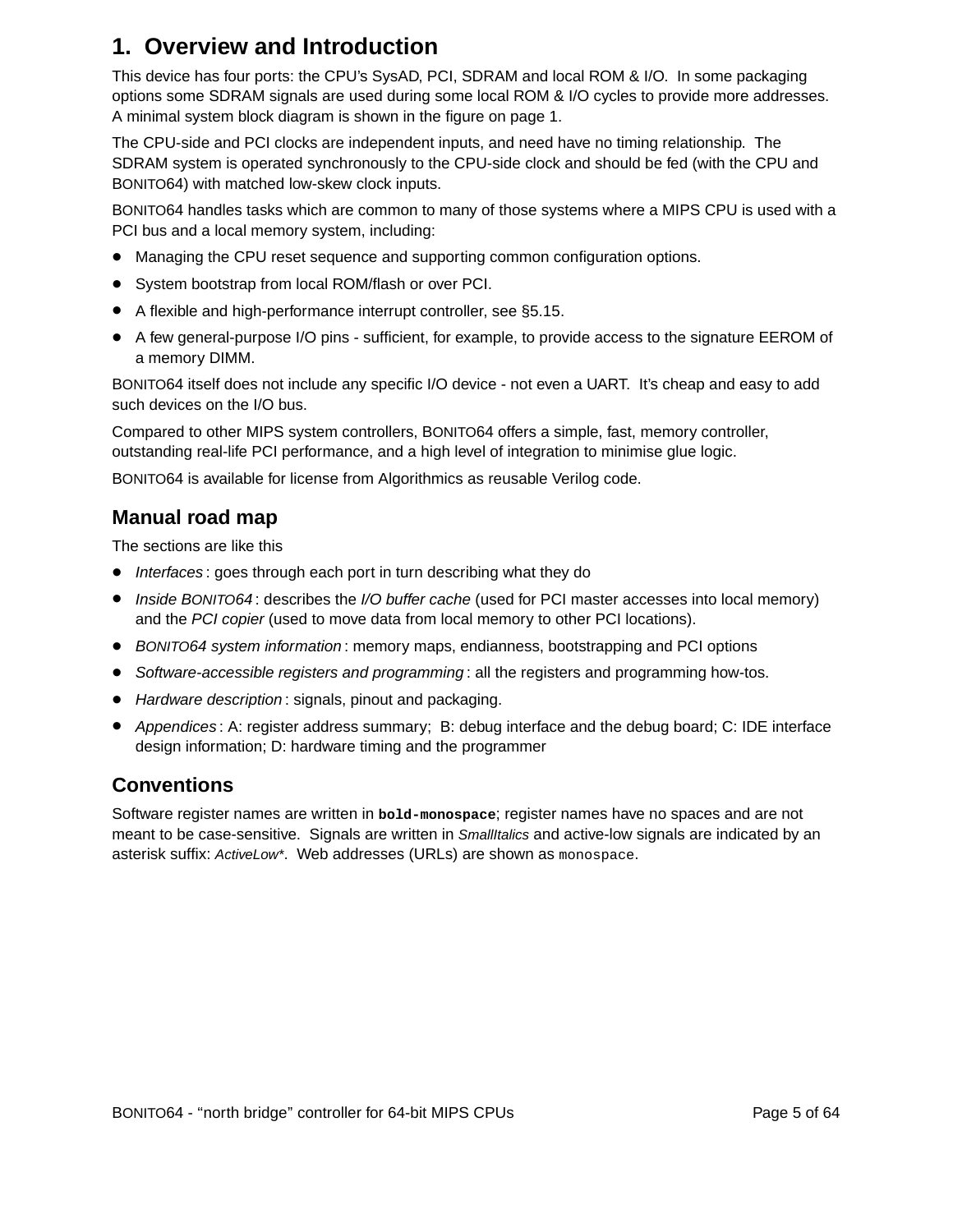# 1. Overview and Introduction

This device has four ports: the CPU's SysAD, PCI, SDRAM and local ROM & I/O. In some packaging options some SDRAM signals are used during some local ROM & I/O cycles to provide more addresses. A minimal system block diagram is shown in the figure on page 1.

The CPU-side and PCI clocks are independent inputs, and need have no timing relationship. The SDRAM system is operated synchronously to the CPU-side clock and should be fed (with the CPU and BONITO64) with matched low-skew clock inputs.

BONITO64 handles tasks which are common to many of those systems where a MIPS CPU is used with a PCI bus and a local memory system, including:

- Managing the CPU reset sequence and supporting common configuration options.
- System bootstrap from local ROM/flash or over PCI.
- A flexible and high-performance interrupt controller, see §5.15.
- A few general-purpose I/O pins - sufficient, for example, to provide access to the signature EEROM of a memory DIMM.

BONITO64 itself does not include any specific I/O device - not even a UART. It's cheap and easy to add such devices on the I/O bus.

Compared to other MIPS system controllers, BONITO64 offers a simple, fast, memory controller, outstanding real-life PCI performance, and a high level of integration to minimise glue logic.

BONITO64 is available for license from Algorithmics as reusable Verilog code.

## Manual road map

The sections are like this

- *Interfaces* : goes through each port in turn describing what they do
- *Inside BONITO64* : describes the *I/O buffer cache* (used for PCI master accesses into local memory) and the *PCI copier* (used to move data from local memory to other PCI locations).
- *BONITO64 system information* : memory maps, endianness, bootstrapping and PCI options
- *Software-accessible registers and programming* : all the registers and programming how-tos.
- *Hardware description* : signals, pinout and packaging.
- *Appendices* : A: register address summary; B: debug interface and the debug board; C: IDE interface design information; D: hardware timing and the programmer

## Conventions

Software register names are written in **`bold-monospace`**; register names have no spaces and are not meant to be case-sensitive. Signals are written in *SmallItalics* and active-low signals are indicated by an asterisk suffix: *ActiveLow**. Web addresses (URLs) are shown as `monospace`.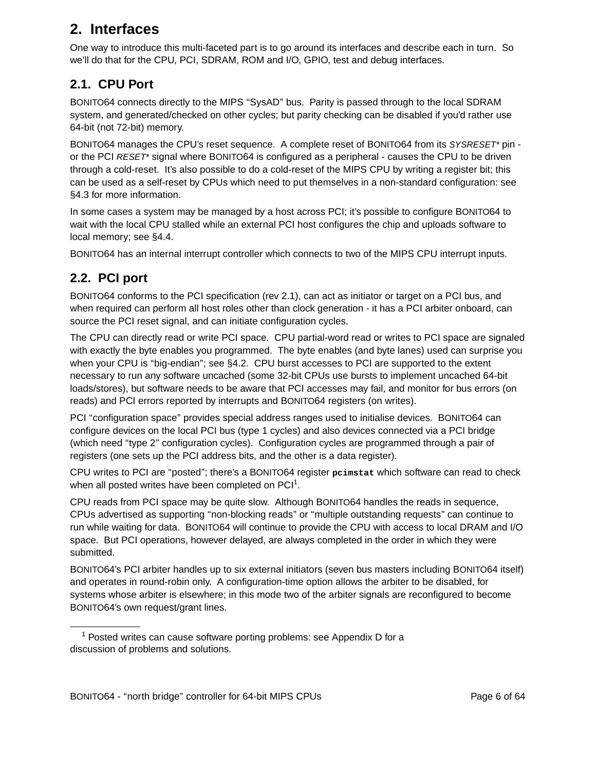## 2. Interfaces

One way to introduce this multi-faceted part is to go around its interfaces and describe each in turn. So we'll do that for the CPU, PCI, SDRAM, ROM and I/O, GPIO, test and debug interfaces.

### 2.1. CPU Port

BONITO64 connects directly to the MIPS "SysAD" bus. Parity is passed through to the local SDRAM system, and generated/checked on other cycles; but parity checking can be disabled if you'd rather use 64-bit (not 72-bit) memory.

BONITO64 manages the CPU's reset sequence. A complete reset of BONITO64 from its *SYSRESET\** pin - or the PCI *RESET\** signal where BONITO64 is configured as a peripheral - causes the CPU to be driven through a cold-reset. It's also possible to do a cold-reset of the MIPS CPU by writing a register bit; this can be used as a self-reset by CPUs which need to put themselves in a non-standard configuration: see §4.3 for more information.

In some cases a system may be managed by a host across PCI; it's possible to configure BONITO64 to wait with the local CPU stalled while an external PCI host configures the chip and uploads software to local memory; see §4.4.

BONITO64 has an internal interrupt controller which connects to two of the MIPS CPU interrupt inputs.

### 2.2. PCI port

BONITO64 conforms to the PCI specification (rev 2.1), can act as initiator or target on a PCI bus, and when required can perform all host roles other than clock generation - it has a PCI arbiter onboard, can source the PCI reset signal, and can initiate configuration cycles.

The CPU can directly read or write PCI space. CPU partial-word read or writes to PCI space are signaled with exactly the byte enables you programmed. The byte enables (and byte lanes) used can surprise you when your CPU is "big-endian"; see §4.2. CPU burst accesses to PCI are supported to the extent necessary to run any software uncached (some 32-bit CPUs use bursts to implement uncached 64-bit loads/stores), but software needs to be aware that PCI accesses may fail, and monitor for bus errors (on reads) and PCI errors reported by interrupts and BONITO64 registers (on writes).

PCI "configuration space" provides special address ranges used to initialise devices. BONITO64 can configure devices on the local PCI bus (type 1 cycles) and also devices connected via a PCI bridge (which need "type 2" configuration cycles). Configuration cycles are programmed through a pair of registers (one sets up the PCI address bits, and the other is a data register).

CPU writes to PCI are "posted"; there's a BONITO64 register **`pcimstat`** which software can read to check when all posted writes have been completed on PCI[1].

CPU reads from PCI space may be quite slow. Although BONITO64 handles the reads in sequence, CPUs advertised as supporting "non-blocking reads" or "multiple outstanding requests" can continue to run while waiting for data. BONITO64 will continue to provide the CPU with access to local DRAM and I/O space. But PCI operations, however delayed, are always completed in the order in which they were submitted.

BONITO64's PCI arbiter handles up to six external initiators (seven bus masters including BONITO64 itself) and operates in round-robin only. A configuration-time option allows the arbiter to be disabled, for systems whose arbiter is elsewhere; in this mode two of the arbiter signals are reconfigured to become BONITO64's own request/grant lines.

---

[1] Posted writes can cause software porting problems: see Appendix D for a discussion of problems and solutions.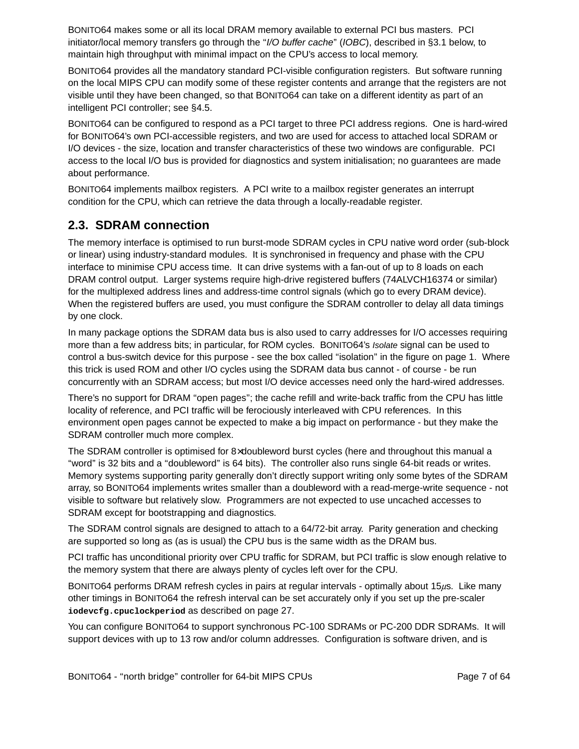BONITO64 makes some or all its local DRAM memory available to external PCI bus masters. PCI initiator/local memory transfers go through the "*I/O buffer cache*" (*IOBC*), described in §3.1 below, to maintain high throughput with minimal impact on the CPU's access to local memory.

BONITO64 provides all the mandatory standard PCI-visible configuration registers. But software running on the local MIPS CPU can modify some of these register contents and arrange that the registers are not visible until they have been changed, so that BONITO64 can take on a different identity as part of an intelligent PCI controller; see §4.5.

BONITO64 can be configured to respond as a PCI target to three PCI address regions. One is hard-wired for BONITO64's own PCI-accessible registers, and two are used for access to attached local SDRAM or I/O devices - the size, location and transfer characteristics of these two windows are configurable. PCI access to the local I/O bus is provided for diagnostics and system initialisation; no guarantees are made about performance.

BONITO64 implements mailbox registers. A PCI write to a mailbox register generates an interrupt condition for the CPU, which can retrieve the data through a locally-readable register.

## 2.3. SDRAM connection

The memory interface is optimised to run burst-mode SDRAM cycles in CPU native word order (sub-block or linear) using industry-standard modules. It is synchronised in frequency and phase with the CPU interface to minimise CPU access time. It can drive systems with a fan-out of up to 8 loads on each DRAM control output. Larger systems require high-drive registered buffers (74ALVCH16374 or similar) for the multiplexed address lines and address-time control signals (which go to every DRAM device). When the registered buffers are used, you must configure the SDRAM controller to delay all data timings by one clock.

In many package options the SDRAM data bus is also used to carry addresses for I/O accesses requiring more than a few address bits; in particular, for ROM cycles. BONITO64's *Isolate* signal can be used to control a bus-switch device for this purpose - see the box called "isolation" in the figure on page 1. Where this trick is used ROM and other I/O cycles using the SDRAM data bus cannot - of course - be run concurrently with an SDRAM access; but most I/O device accesses need only the hard-wired addresses.

There's no support for DRAM "open pages"; the cache refill and write-back traffic from the CPU has little locality of reference, and PCI traffic will be ferociously interleaved with CPU references. In this environment open pages cannot be expected to make a big impact on performance - but they make the SDRAM controller much more complex.

The SDRAM controller is optimised for 8×doubleword burst cycles (here and throughout this manual a "word" is 32 bits and a "doubleword" is 64 bits). The controller also runs single 64-bit reads or writes. Memory systems supporting parity generally don't directly support writing only some bytes of the SDRAM array, so BONITO64 implements writes smaller than a doubleword with a read-merge-write sequence - not visible to software but relatively slow. Programmers are not expected to use uncached accesses to SDRAM except for bootstrapping and diagnostics.

The SDRAM control signals are designed to attach to a 64/72-bit array. Parity generation and checking are supported so long as (as is usual) the CPU bus is the same width as the DRAM bus.

PCI traffic has unconditional priority over CPU traffic for SDRAM, but PCI traffic is slow enough relative to the memory system that there are always plenty of cycles left over for the CPU.

BONITO64 performs DRAM refresh cycles in pairs at regular intervals - optimally about 15μs. Like many other timings in BONITO64 the refresh interval can be set accurately only if you set up the pre-scaler **`iodevcfg.cpuclockperiod`** as described on page 27.

You can configure BONITO64 to support synchronous PC-100 SDRAMs or PC-200 DDR SDRAMs. It will support devices with up to 13 row and/or column addresses. Configuration is software driven, and is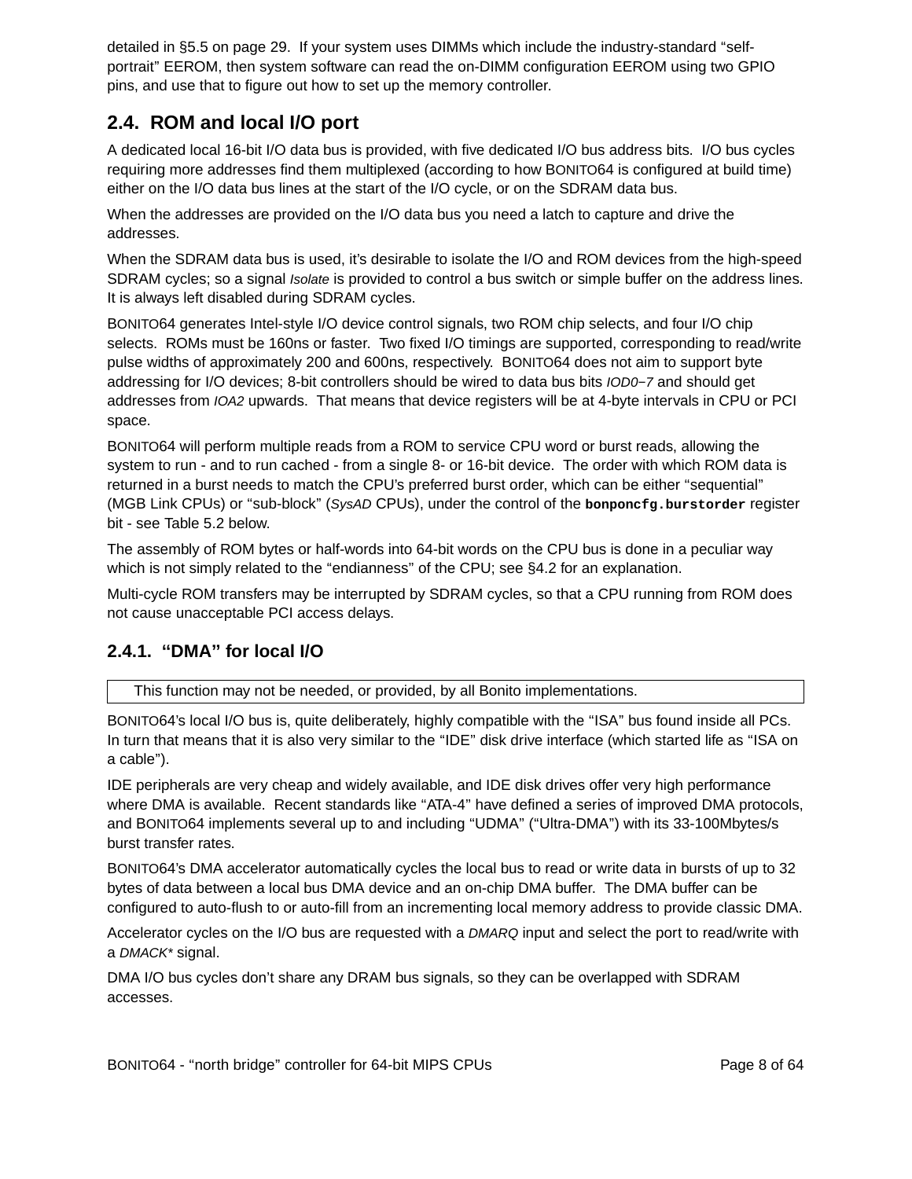detailed in §5.5 on page 29. If your system uses DIMMs which include the industry-standard "self-portrait" EEROM, then system software can read the on-DIMM configuration EEROM using two GPIO pins, and use that to figure out how to set up the memory controller.

## 2.4. ROM and local I/O port

A dedicated local 16-bit I/O data bus is provided, with five dedicated I/O bus address bits. I/O bus cycles requiring more addresses find them multiplexed (according to how BONITO64 is configured at build time) either on the I/O data bus lines at the start of the I/O cycle, or on the SDRAM data bus.

When the addresses are provided on the I/O data bus you need a latch to capture and drive the addresses.

When the SDRAM data bus is used, it's desirable to isolate the I/O and ROM devices from the high-speed SDRAM cycles; so a signal *Isolate* is provided to control a bus switch or simple buffer on the address lines. It is always left disabled during SDRAM cycles.

BONITO64 generates Intel-style I/O device control signals, two ROM chip selects, and four I/O chip selects. ROMs must be 160ns or faster. Two fixed I/O timings are supported, corresponding to read/write pulse widths of approximately 200 and 600ns, respectively. BONITO64 does not aim to support byte addressing for I/O devices; 8-bit controllers should be wired to data bus bits *IOD0−7* and should get addresses from *IOA2* upwards. That means that device registers will be at 4-byte intervals in CPU or PCI space.

BONITO64 will perform multiple reads from a ROM to service CPU word or burst reads, allowing the system to run - and to run cached - from a single 8- or 16-bit device. The order with which ROM data is returned in a burst needs to match the CPU's preferred burst order, which can be either "sequential" (MGB Link CPUs) or "sub-block" (*SysAD* CPUs), under the control of the **`bonponcfg.burstorder`** register bit - see Table 5.2 below.

The assembly of ROM bytes or half-words into 64-bit words on the CPU bus is done in a peculiar way which is not simply related to the "endianness" of the CPU; see §4.2 for an explanation.

Multi-cycle ROM transfers may be interrupted by SDRAM cycles, so that a CPU running from ROM does not cause unacceptable PCI access delays.

### 2.4.1. "DMA" for local I/O

| This function may not be needed, or provided, by all Bonito implementations. |
|---|

BONITO64's local I/O bus is, quite deliberately, highly compatible with the "ISA" bus found inside all PCs. In turn that means that it is also very similar to the "IDE" disk drive interface (which started life as "ISA on a cable").

IDE peripherals are very cheap and widely available, and IDE disk drives offer very high performance where DMA is available. Recent standards like "ATA-4" have defined a series of improved DMA protocols, and BONITO64 implements several up to and including "UDMA" ("Ultra-DMA") with its 33-100Mbytes/s burst transfer rates.

BONITO64's DMA accelerator automatically cycles the local bus to read or write data in bursts of up to 32 bytes of data between a local bus DMA device and an on-chip DMA buffer. The DMA buffer can be configured to auto-flush to or auto-fill from an incrementing local memory address to provide classic DMA.

Accelerator cycles on the I/O bus are requested with a *DMARQ* input and select the port to read/write with a *DMACK** signal.

DMA I/O bus cycles don't share any DRAM bus signals, so they can be overlapped with SDRAM accesses.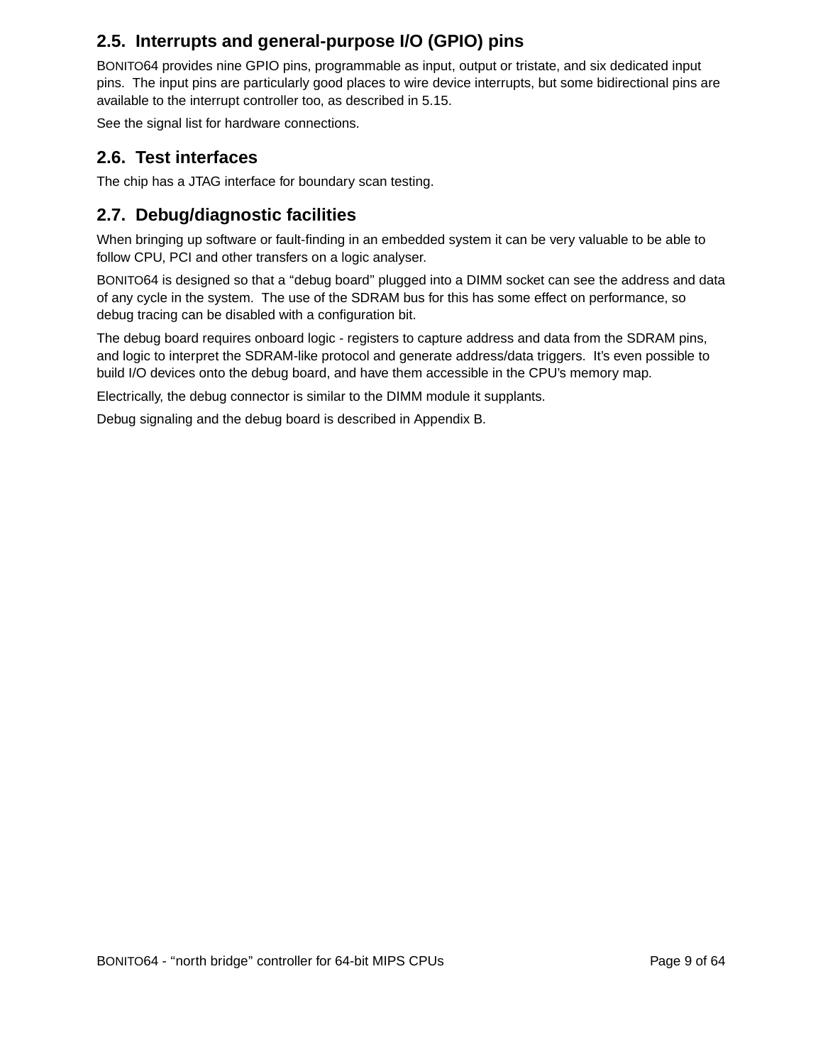## 2.5. Interrupts and general-purpose I/O (GPIO) pins

BONITO64 provides nine GPIO pins, programmable as input, output or tristate, and six dedicated input pins. The input pins are particularly good places to wire device interrupts, but some bidirectional pins are available to the interrupt controller too, as described in 5.15.

See the signal list for hardware connections.

## 2.6. Test interfaces

The chip has a JTAG interface for boundary scan testing.

## 2.7. Debug/diagnostic facilities

When bringing up software or fault-finding in an embedded system it can be very valuable to be able to follow CPU, PCI and other transfers on a logic analyser.

BONITO64 is designed so that a "debug board" plugged into a DIMM socket can see the address and data of any cycle in the system. The use of the SDRAM bus for this has some effect on performance, so debug tracing can be disabled with a configuration bit.

The debug board requires onboard logic - registers to capture address and data from the SDRAM pins, and logic to interpret the SDRAM-like protocol and generate address/data triggers. It's even possible to build I/O devices onto the debug board, and have them accessible in the CPU's memory map.

Electrically, the debug connector is similar to the DIMM module it supplants.

Debug signaling and the debug board is described in Appendix B.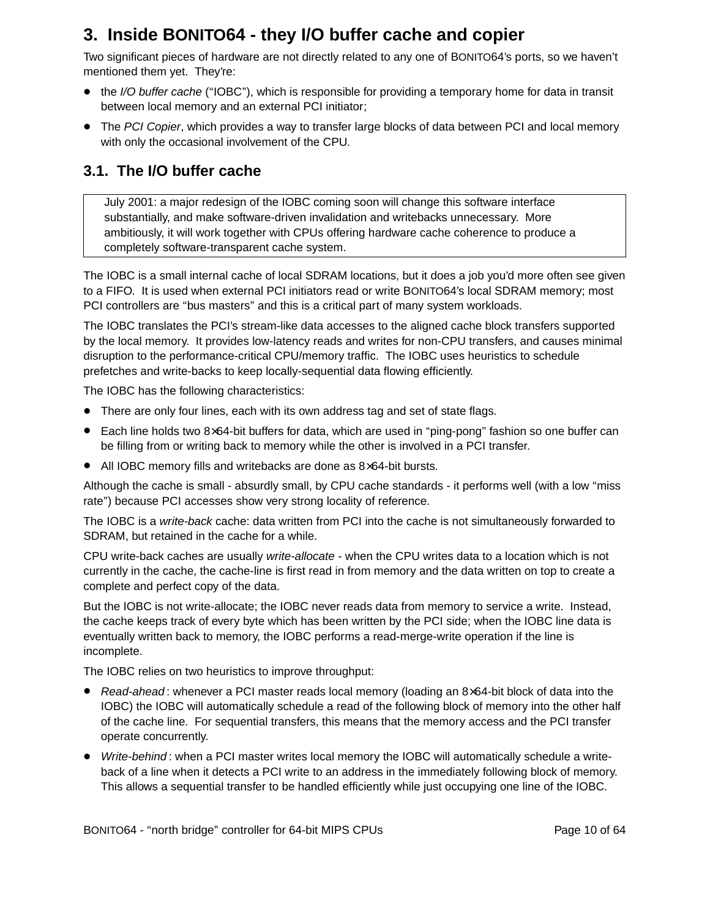# 3. Inside BONITO64 - they I/O buffer cache and copier

Two significant pieces of hardware are not directly related to any one of BONITO64's ports, so we haven't mentioned them yet. They're:

- the *I/O buffer cache* ("IOBC"), which is responsible for providing a temporary home for data in transit between local memory and an external PCI initiator;
- The *PCI Copier*, which provides a way to transfer large blocks of data between PCI and local memory with only the occasional involvement of the CPU.

## 3.1. The I/O buffer cache

> July 2001: a major redesign of the IOBC coming soon will change this software interface substantially, and make software-driven invalidation and writebacks unnecessary. More ambitiously, it will work together with CPUs offering hardware cache coherence to produce a completely software-transparent cache system.

The IOBC is a small internal cache of local SDRAM locations, but it does a job you'd more often see given to a FIFO. It is used when external PCI initiators read or write BONITO64's local SDRAM memory; most PCI controllers are "bus masters" and this is a critical part of many system workloads.

The IOBC translates the PCI's stream-like data accesses to the aligned cache block transfers supported by the local memory. It provides low-latency reads and writes for non-CPU transfers, and causes minimal disruption to the performance-critical CPU/memory traffic. The IOBC uses heuristics to schedule prefetches and write-backs to keep locally-sequential data flowing efficiently.

The IOBC has the following characteristics:

- There are only four lines, each with its own address tag and set of state flags.
- Each line holds two 8×64-bit buffers for data, which are used in "ping-pong" fashion so one buffer can be filling from or writing back to memory while the other is involved in a PCI transfer.
- All IOBC memory fills and writebacks are done as 8×64-bit bursts.

Although the cache is small - absurdly small, by CPU cache standards - it performs well (with a low "miss rate") because PCI accesses show very strong locality of reference.

The IOBC is a *write-back* cache: data written from PCI into the cache is not simultaneously forwarded to SDRAM, but retained in the cache for a while.

CPU write-back caches are usually *write-allocate* - when the CPU writes data to a location which is not currently in the cache, the cache-line is first read in from memory and the data written on top to create a complete and perfect copy of the data.

But the IOBC is not write-allocate; the IOBC never reads data from memory to service a write. Instead, the cache keeps track of every byte which has been written by the PCI side; when the IOBC line data is eventually written back to memory, the IOBC performs a read-merge-write operation if the line is incomplete.

The IOBC relies on two heuristics to improve throughput:

- *Read-ahead*: whenever a PCI master reads local memory (loading an 8×64-bit block of data into the IOBC) the IOBC will automatically schedule a read of the following block of memory into the other half of the cache line. For sequential transfers, this means that the memory access and the PCI transfer operate concurrently.
- *Write-behind*: when a PCI master writes local memory the IOBC will automatically schedule a write-back of a line when it detects a PCI write to an address in the immediately following block of memory. This allows a sequential transfer to be handled efficiently while just occupying one line of the IOBC.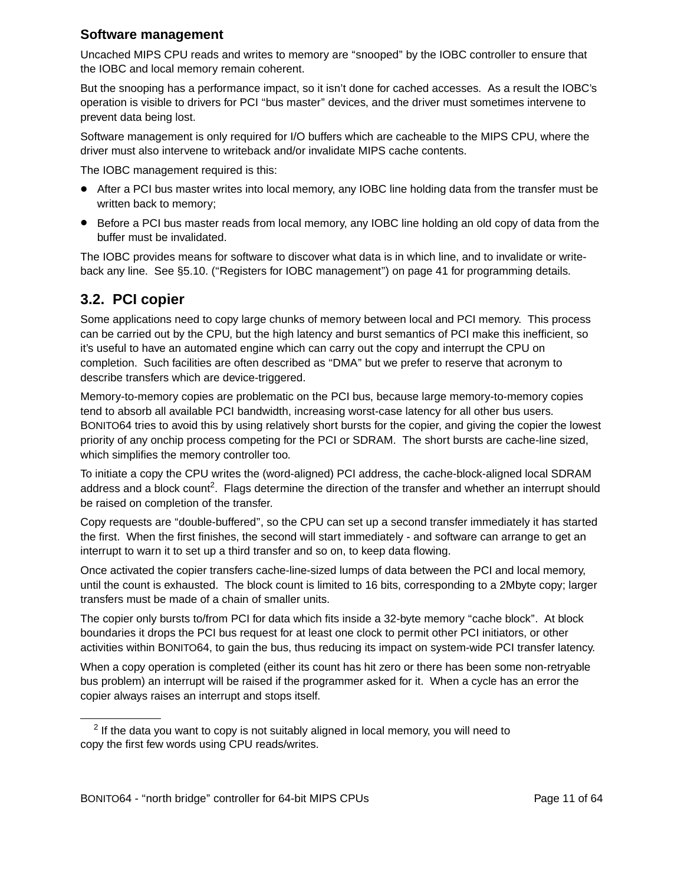### Software management

Uncached MIPS CPU reads and writes to memory are “snooped” by the IOBC controller to ensure that the IOBC and local memory remain coherent.

But the snooping has a performance impact, so it isn’t done for cached accesses. As a result the IOBC’s operation is visible to drivers for PCI “bus master” devices, and the driver must sometimes intervene to prevent data being lost.

Software management is only required for I/O buffers which are cacheable to the MIPS CPU, where the driver must also intervene to writeback and/or invalidate MIPS cache contents.

The IOBC management required is this:

- After a PCI bus master writes into local memory, any IOBC line holding data from the transfer must be written back to memory;
- Before a PCI bus master reads from local memory, any IOBC line holding an old copy of data from the buffer must be invalidated.

The IOBC provides means for software to discover what data is in which line, and to invalidate or write-back any line. See §5.10. (“Registers for IOBC management”) on page 41 for programming details.

## 3.2. PCI copier

Some applications need to copy large chunks of memory between local and PCI memory. This process can be carried out by the CPU, but the high latency and burst semantics of PCI make this inefficient, so it’s useful to have an automated engine which can carry out the copy and interrupt the CPU on completion. Such facilities are often described as “DMA” but we prefer to reserve that acronym to describe transfers which are device-triggered.

Memory-to-memory copies are problematic on the PCI bus, because large memory-to-memory copies tend to absorb all available PCI bandwidth, increasing worst-case latency for all other bus users. BONITO64 tries to avoid this by using relatively short bursts for the copier, and giving the copier the lowest priority of any onchip process competing for the PCI or SDRAM. The short bursts are cache-line sized, which simplifies the memory controller too.

To initiate a copy the CPU writes the (word-aligned) PCI address, the cache-block-aligned local SDRAM address and a block count[2]. Flags determine the direction of the transfer and whether an interrupt should be raised on completion of the transfer.

Copy requests are “double-buffered”, so the CPU can set up a second transfer immediately it has started the first. When the first finishes, the second will start immediately - and software can arrange to get an interrupt to warn it to set up a third transfer and so on, to keep data flowing.

Once activated the copier transfers cache-line-sized lumps of data between the PCI and local memory, until the count is exhausted. The block count is limited to 16 bits, corresponding to a 2Mbyte copy; larger transfers must be made of a chain of smaller units.

The copier only bursts to/from PCI for data which fits inside a 32-byte memory “cache block”. At block boundaries it drops the PCI bus request for at least one clock to permit other PCI initiators, or other activities within BONITO64, to gain the bus, thus reducing its impact on system-wide PCI transfer latency.

When a copy operation is completed (either its count has hit zero or there has been some non-retryable bus problem) an interrupt will be raised if the programmer asked for it. When a cycle has an error the copier always raises an interrupt and stops itself.

---

[2] If the data you want to copy is not suitably aligned in local memory, you will need to copy the first few words using CPU reads/writes.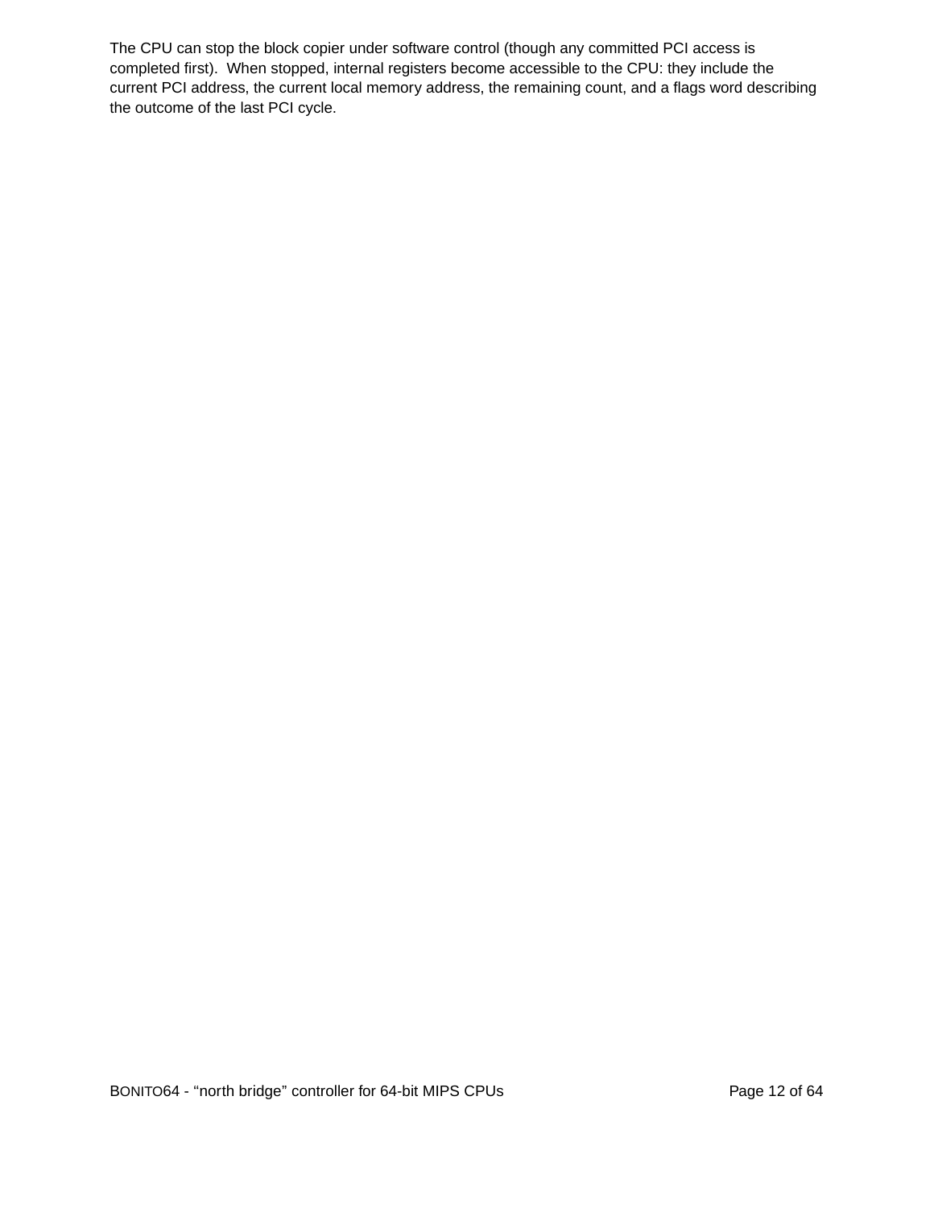The CPU can stop the block copier under software control (though any committed PCI access is completed first). When stopped, internal registers become accessible to the CPU: they include the current PCI address, the current local memory address, the remaining count, and a flags word describing the outcome of the last PCI cycle.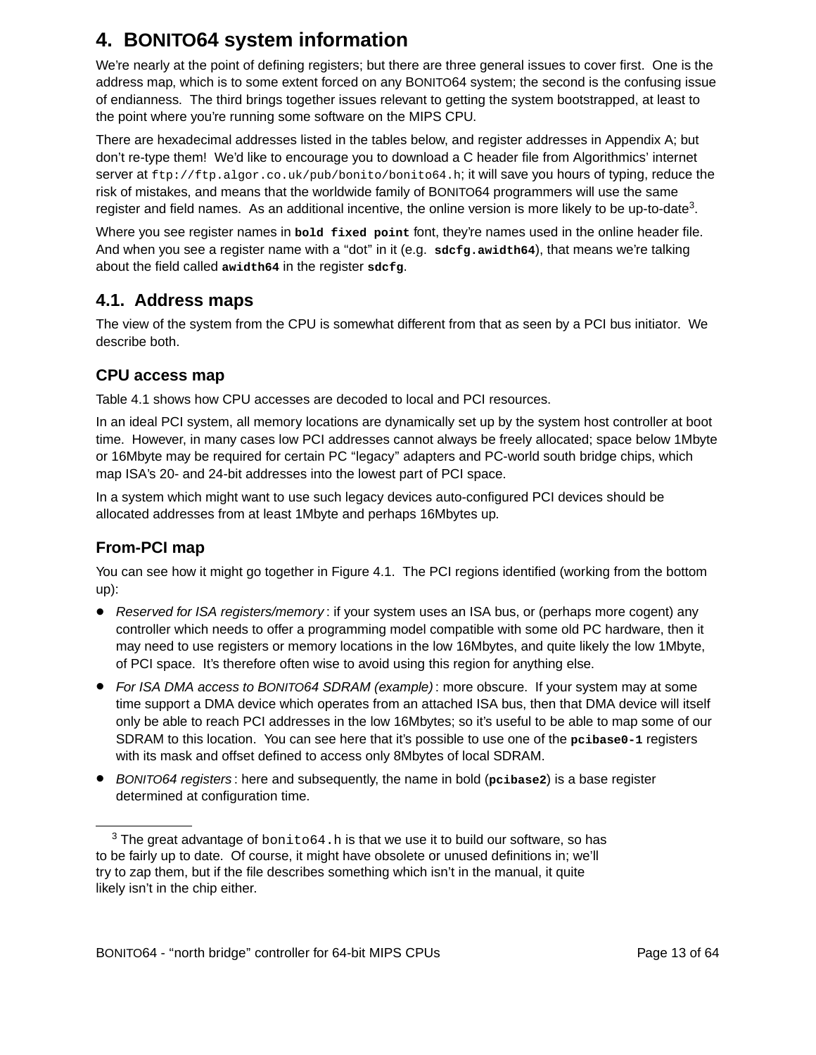# 4. BONITO64 system information

We're nearly at the point of defining registers; but there are three general issues to cover first. One is the address map, which is to some extent forced on any BONITO64 system; the second is the confusing issue of endianness. The third brings together issues relevant to getting the system bootstrapped, at least to the point where you're running some software on the MIPS CPU.

There are hexadecimal addresses listed in the tables below, and register addresses in Appendix A; but don't re-type them! We'd like to encourage you to download a C header file from Algorithmics' internet server at `ftp://ftp.algor.co.uk/pub/bonito/bonito64.h`; it will save you hours of typing, reduce the risk of mistakes, and means that the worldwide family of BONITO64 programmers will use the same register and field names. As an additional incentive, the online version is more likely to be up-to-date[3].

Where you see register names in **`bold fixed point`** font, they're names used in the online header file. And when you see a register name with a "dot" in it (e.g. **`sdcfg.awidth64`**), that means we're talking about the field called **`awidth64`** in the register **`sdcfg`**.

## 4.1. Address maps

The view of the system from the CPU is somewhat different from that as seen by a PCI bus initiator. We describe both.

### CPU access map

Table 4.1 shows how CPU accesses are decoded to local and PCI resources.

In an ideal PCI system, all memory locations are dynamically set up by the system host controller at boot time. However, in many cases low PCI addresses cannot always be freely allocated; space below 1Mbyte or 16Mbyte may be required for certain PC "legacy" adapters and PC-world south bridge chips, which map ISA's 20- and 24-bit addresses into the lowest part of PCI space.

In a system which might want to use such legacy devices auto-configured PCI devices should be allocated addresses from at least 1Mbyte and perhaps 16Mbytes up.

### From-PCI map

You can see how it might go together in Figure 4.1. The PCI regions identified (working from the bottom up):

- *Reserved for ISA registers/memory* : if your system uses an ISA bus, or (perhaps more cogent) any controller which needs to offer a programming model compatible with some old PC hardware, then it may need to use registers or memory locations in the low 16Mbytes, and quite likely the low 1Mbyte, of PCI space. It's therefore often wise to avoid using this region for anything else.
- *For ISA DMA access to BONITO64 SDRAM (example)* : more obscure. If your system may at some time support a DMA device which operates from an attached ISA bus, then that DMA device will itself only be able to reach PCI addresses in the low 16Mbytes; so it's useful to be able to map some of our SDRAM to this location. You can see here that it's possible to use one of the **`pcibase0-1`** registers with its mask and offset defined to access only 8Mbytes of local SDRAM.
- *BONITO64 registers* : here and subsequently, the name in bold (**`pcibase2`**) is a base register determined at configuration time.

---

[3] The great advantage of `bonito64.h` is that we use it to build our software, so has to be fairly up to date. Of course, it might have obsolete or unused definitions in; we'll try to zap them, but if the file describes something which isn't in the manual, it quite likely isn't in the chip either.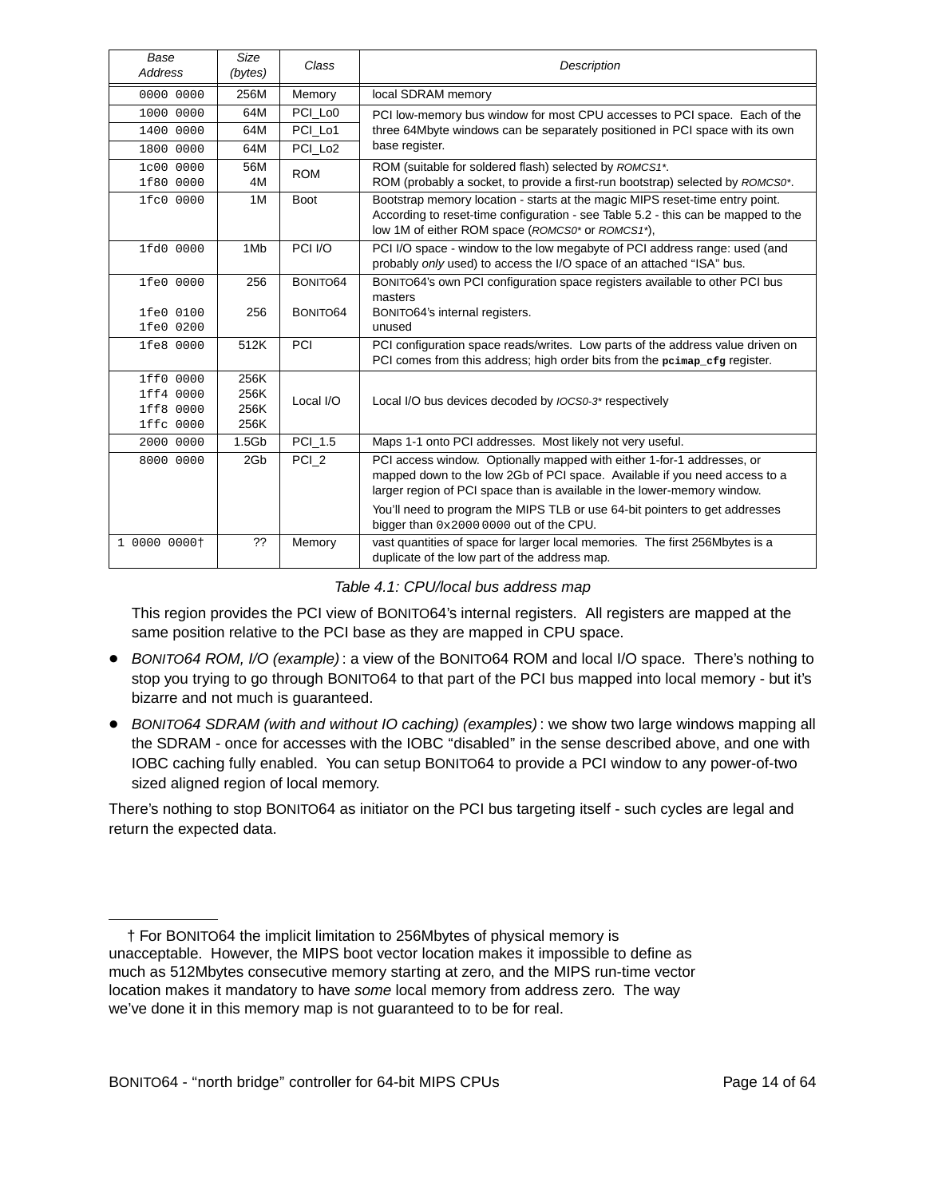| Base Address | Size (bytes) | Class | Description |
|---|---|---|---|
| 0000 0000 | 256M | Memory | local SDRAM memory |
| 1000 0000 | 64M | PCI_Lo0 | PCI low-memory bus window for most CPU accesses to PCI space. Each of the three 64Mbyte windows can be separately positioned in PCI space with its own base register. |
| 1400 0000 | 64M | PCI_Lo1 | |
| 1800 0000 | 64M | PCI_Lo2 | |
| 1c00 0000<br>1f80 0000 | 56M<br>4M | ROM | ROM (suitable for soldered flash) selected by *ROMCS1\**.<br>ROM (probably a socket, to provide a first-run bootstrap) selected by *ROMCS0\**. |
| 1fc0 0000 | 1M | Boot | Bootstrap memory location - starts at the magic MIPS reset-time entry point. According to reset-time configuration - see Table 5.2 - this can be mapped to the low 1M of either ROM space (*ROMCS0\** or *ROMCS1\**), |
| 1fd0 0000 | 1Mb | PCI I/O | PCI I/O space - window to the low megabyte of PCI address range: used (and probably *only* used) to access the I/O space of an attached “ISA” bus. |
| 1fe0 0000<br><br>1fe0 0100<br>1fe0 0200 | 256<br><br>256 | BONITO64<br><br>BONITO64 | BONITO64’s own PCI configuration space registers available to other PCI bus masters<br>BONITO64’s internal registers.<br>unused |
| 1fe8 0000 | 512K | PCI | PCI configuration space reads/writes. Low parts of the address value driven on PCI comes from this address; high order bits from the **pcimap_cfg** register. |
| 1ff0 0000<br>1ff4 0000<br>1ff8 0000<br>1ffc 0000 | 256K<br>256K<br>256K<br>256K | Local I/O | Local I/O bus devices decoded by *IOCS0-3\** respectively |
| 2000 0000 | 1.5Gb | PCI_1.5 | Maps 1-1 onto PCI addresses. Most likely not very useful. |
| 8000 0000 | 2Gb | PCI_2 | PCI access window. Optionally mapped with either 1-for-1 addresses, or mapped down to the low 2Gb of PCI space. Available if you need access to a larger region of PCI space than is available in the lower-memory window.<br>You’ll need to program the MIPS TLB or use 64-bit pointers to get addresses bigger than 0x2000 0000 out of the CPU. |
| 1 0000 0000† | ?? | Memory | vast quantities of space for larger local memories. The first 256Mbytes is a duplicate of the low part of the address map. |

*Table 4.1: CPU/local bus address map*

This region provides the PCI view of BONITO64’s internal registers. All registers are mapped at the same position relative to the PCI base as they are mapped in CPU space.

- *BONITO64 ROM, I/O (example)* : a view of the BONITO64 ROM and local I/O space. There’s nothing to stop you trying to go through BONITO64 to that part of the PCI bus mapped into local memory - but it’s bizarre and not much is guaranteed.
- *BONITO64 SDRAM (with and without IO caching) (examples)* : we show two large windows mapping all the SDRAM - once for accesses with the IOBC “disabled” in the sense described above, and one with IOBC caching fully enabled. You can setup BONITO64 to provide a PCI window to any power-of-two sized aligned region of local memory.

There’s nothing to stop BONITO64 as initiator on the PCI bus targeting itself - such cycles are legal and return the expected data.

† For BONITO64 the implicit limitation to 256Mbytes of physical memory is unacceptable. However, the MIPS boot vector location makes it impossible to define as much as 512Mbytes consecutive memory starting at zero, and the MIPS run-time vector location makes it mandatory to have *some* local memory from address zero. The way we’ve done it in this memory map is not guaranteed to to be for real.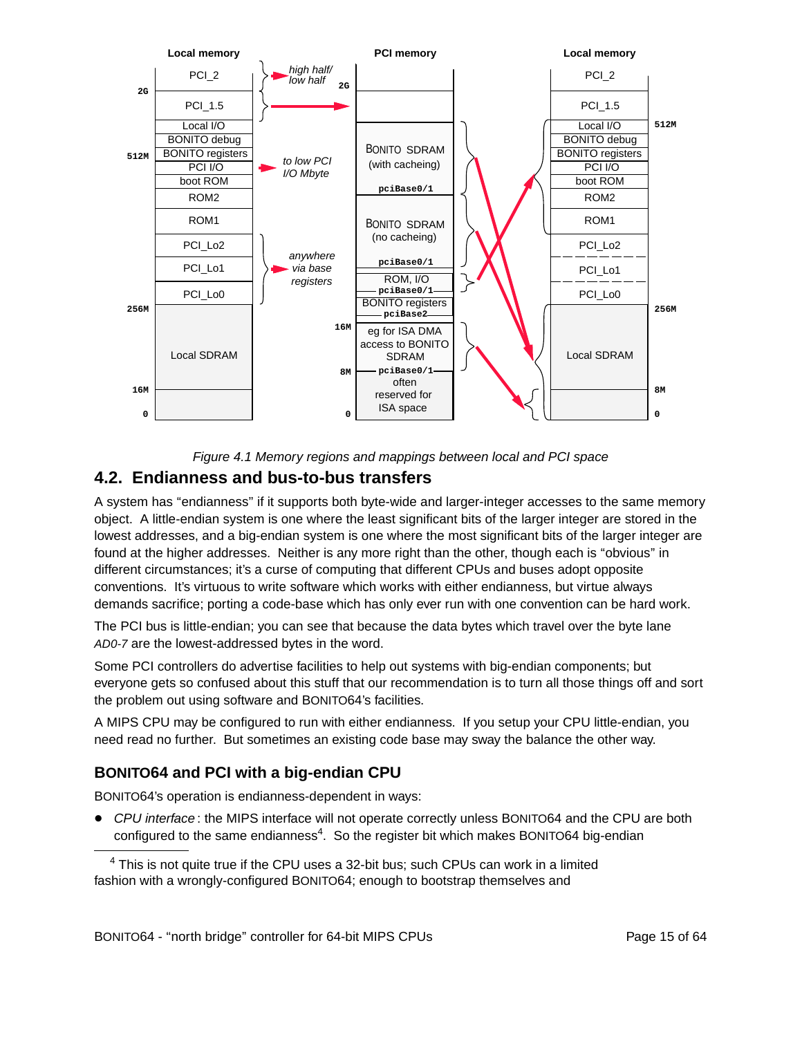Figure 4.1 Memory regions and mappings between local and PCI space

## 4.2. Endianness and bus-to-bus transfers

A system has "endianness" if it supports both byte-wide and larger-integer accesses to the same memory object. A little-endian system is one where the least significant bits of the larger integer are stored in the lowest addresses, and a big-endian system is one where the most significant bits of the larger integer are found at the higher addresses. Neither is any more right than the other, though each is "obvious" in different circumstances; it's a curse of computing that different CPUs and buses adopt opposite conventions. It's virtuous to write software which works with either endianness, but virtue always demands sacrifice; porting a code-base which has only ever run with one convention can be hard work.

The PCI bus is little-endian; you can see that because the data bytes which travel over the byte lane *AD0-7* are the lowest-addressed bytes in the word.

Some PCI controllers do advertise facilities to help out systems with big-endian components; but everyone gets so confused about this stuff that our recommendation is to turn all those things off and sort the problem out using software and BONITO64's facilities.

A MIPS CPU may be configured to run with either endianness. If you setup your CPU little-endian, you need read no further. But sometimes an existing code base may sway the balance the other way.

### BONITO64 and PCI with a big-endian CPU

BONITO64's operation is endianness-dependent in ways:

- *CPU interface*: the MIPS interface will not operate correctly unless BONITO64 and the CPU are both configured to the same endianness[4]. So the register bit which makes BONITO64 big-endian

[4] This is not quite true if the CPU uses a 32-bit bus; such CPUs can work in a limited fashion with a wrongly-configured BONITO64; enough to bootstrap themselves and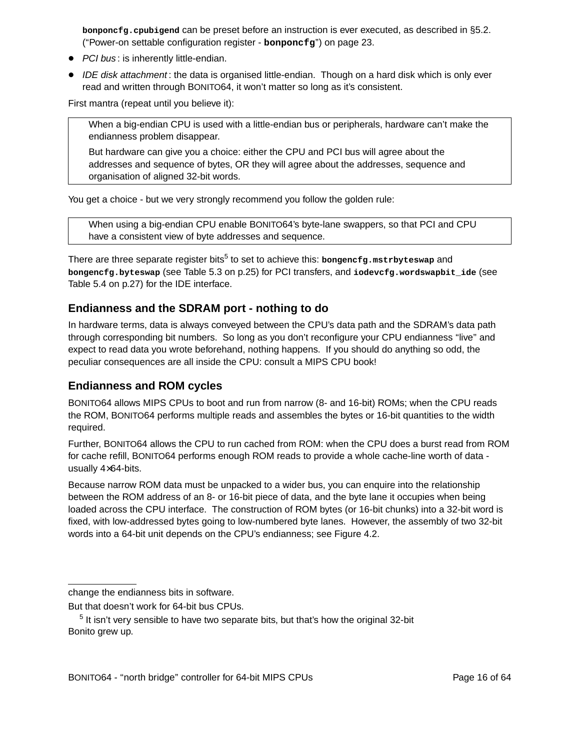**bonponcfg.cpubigend** can be preset before an instruction is ever executed, as described in §5.2. ("Power-on settable configuration register - **bonponcfg**") on page 23.

- *PCI bus* : is inherently little-endian.
- *IDE disk attachment* : the data is organised little-endian. Though on a hard disk which is only ever read and written through BONITO64, it won't matter so long as it's consistent.

First mantra (repeat until you believe it):

> When a big-endian CPU is used with a little-endian bus or peripherals, hardware can't make the endianness problem disappear.
>
> But hardware can give you a choice: either the CPU and PCI bus will agree about the addresses and sequence of bytes, OR they will agree about the addresses, sequence and organisation of aligned 32-bit words.

You get a choice - but we very strongly recommend you follow the golden rule:

> When using a big-endian CPU enable BONITO64's byte-lane swappers, so that PCI and CPU have a consistent view of byte addresses and sequence.

There are three separate register bits[5] to set to achieve this: **bongencfg.mstrbyteswap** and **bongencfg.byteswap** (see Table 5.3 on p.25) for PCI transfers, and **iodevcfg.wordswapbit_ide** (see Table 5.4 on p.27) for the IDE interface.

### Endianness and the SDRAM port - nothing to do

In hardware terms, data is always conveyed between the CPU's data path and the SDRAM's data path through corresponding bit numbers. So long as you don't reconfigure your CPU endianness "live" and expect to read data you wrote beforehand, nothing happens. If you should do anything so odd, the peculiar consequences are all inside the CPU: consult a MIPS CPU book!

### Endianness and ROM cycles

BONITO64 allows MIPS CPUs to boot and run from narrow (8- and 16-bit) ROMs; when the CPU reads the ROM, BONITO64 performs multiple reads and assembles the bytes or 16-bit quantities to the width required.

Further, BONITO64 allows the CPU to run cached from ROM: when the CPU does a burst read from ROM for cache refill, BONITO64 performs enough ROM reads to provide a whole cache-line worth of data - usually 4×64-bits.

Because narrow ROM data must be unpacked to a wider bus, you can enquire into the relationship between the ROM address of an 8- or 16-bit piece of data, and the byte lane it occupies when being loaded across the CPU interface. The construction of ROM bytes (or 16-bit chunks) into a 32-bit word is fixed, with low-addressed bytes going to low-numbered byte lanes. However, the assembly of two 32-bit words into a 64-bit unit depends on the CPU's endianness; see Figure 4.2.

---

change the endianness bits in software.

But that doesn't work for 64-bit bus CPUs.

[5] It isn't very sensible to have two separate bits, but that's how the original 32-bit Bonito grew up.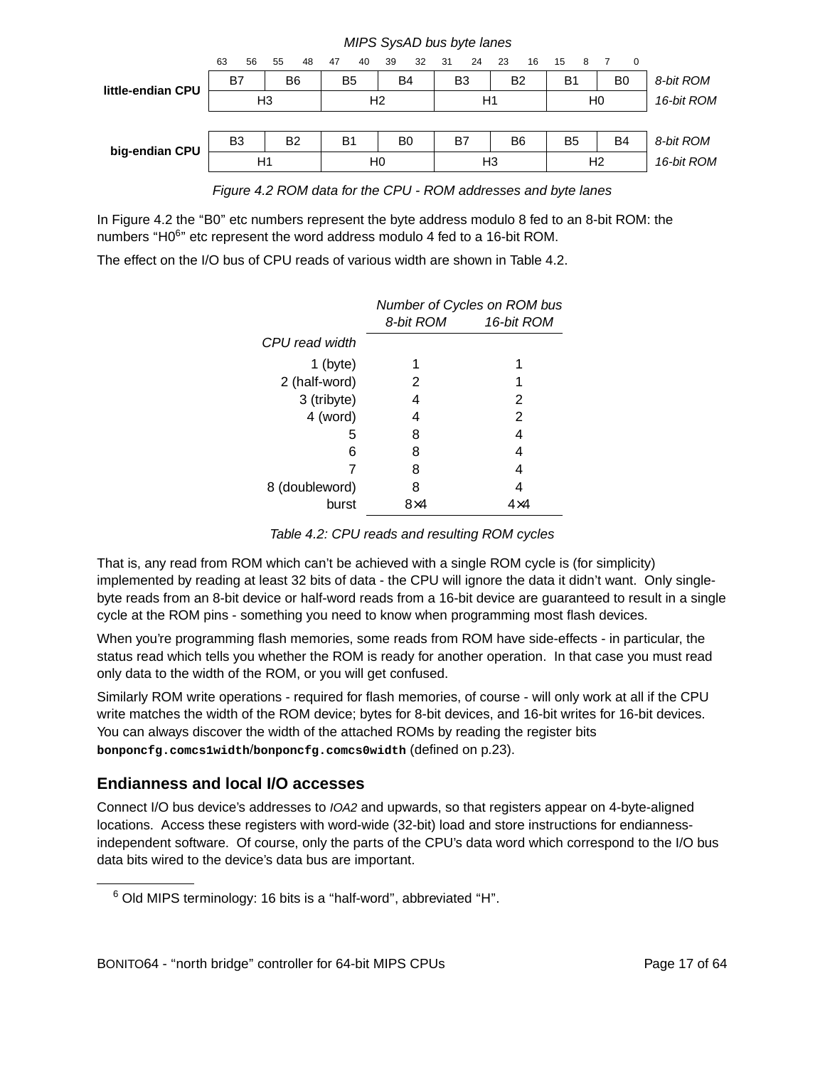*MIPS SysAD bus byte lanes*

| | 63–56 | 55–48 | 47–40 | 39–32 | 31–24 | 23–16 | 15–8 | 7–0 | |
|---|---|---|---|---|---|---|---|---|---|
| **little-endian CPU** | B7 | B6 | B5 | B4 | B3 | B2 | B1 | B0 | *8-bit ROM* |
| | H3 | | H2 | | H1 | | H0 | | *16-bit ROM* |
| **big-endian CPU** | B3 | B2 | B1 | B0 | B7 | B6 | B5 | B4 | *8-bit ROM* |
| | H1 | | H0 | | H3 | | H2 | | *16-bit ROM* |

*Figure 4.2 ROM data for the CPU - ROM addresses and byte lanes*

In Figure 4.2 the "B0" etc numbers represent the byte address modulo 8 fed to an 8-bit ROM: the numbers "H0[6]" etc represent the word address modulo 4 fed to a 16-bit ROM.

The effect on the I/O bus of CPU reads of various width are shown in Table 4.2.

| | *Number of Cycles on ROM bus* | |
|---|---|---|
| *CPU read width* | *8-bit ROM* | *16-bit ROM* |
| 1 (byte) | 1 | 1 |
| 2 (half-word) | 2 | 1 |
| 3 (tribyte) | 4 | 2 |
| 4 (word) | 4 | 2 |
| 5 | 8 | 4 |
| 6 | 8 | 4 |
| 7 | 8 | 4 |
| 8 (doubleword) | 8 | 4 |
| burst | 8×4 | 4×4 |

*Table 4.2: CPU reads and resulting ROM cycles*

That is, any read from ROM which can't be achieved with a single ROM cycle is (for simplicity) implemented by reading at least 32 bits of data - the CPU will ignore the data it didn't want. Only single-byte reads from an 8-bit device or half-word reads from a 16-bit device are guaranteed to result in a single cycle at the ROM pins - something you need to know when programming most flash devices.

When you're programming flash memories, some reads from ROM have side-effects - in particular, the status read which tells you whether the ROM is ready for another operation. In that case you must read only data to the width of the ROM, or you will get confused.

Similarly ROM write operations - required for flash memories, of course - will only work at all if the CPU write matches the width of the ROM device; bytes for 8-bit devices, and 16-bit writes for 16-bit devices. You can always discover the width of the attached ROMs by reading the register bits **`bonponcfg.comcs1width`**/**`bonponcfg.comcs0width`** (defined on p.23).

## Endianness and local I/O accesses

Connect I/O bus device's addresses to *IOA2* and upwards, so that registers appear on 4-byte-aligned locations. Access these registers with word-wide (32-bit) load and store instructions for endianness-independent software. Of course, only the parts of the CPU's data word which correspond to the I/O bus data bits wired to the device's data bus are important.

[6] Old MIPS terminology: 16 bits is a "half-word", abbreviated "H".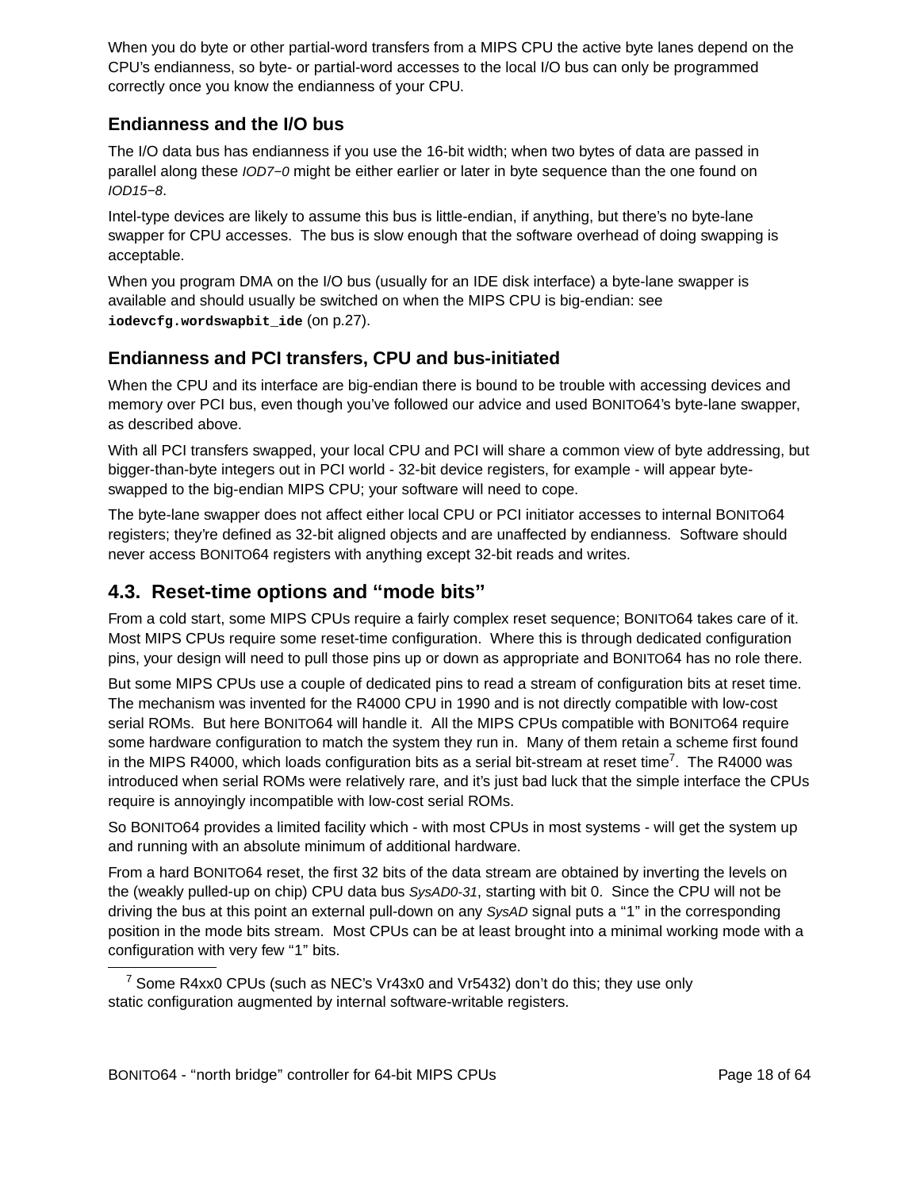When you do byte or other partial-word transfers from a MIPS CPU the active byte lanes depend on the CPU's endianness, so byte- or partial-word accesses to the local I/O bus can only be programmed correctly once you know the endianness of your CPU.

### Endianness and the I/O bus

The I/O data bus has endianness if you use the 16-bit width; when two bytes of data are passed in parallel along these *IOD7−0* might be either earlier or later in byte sequence than the one found on *IOD15−8*.

Intel-type devices are likely to assume this bus is little-endian, if anything, but there's no byte-lane swapper for CPU accesses. The bus is slow enough that the software overhead of doing swapping is acceptable.

When you program DMA on the I/O bus (usually for an IDE disk interface) a byte-lane swapper is available and should usually be switched on when the MIPS CPU is big-endian: see **`iodevcfg.wordswapbit_ide`** (on p.27).

### Endianness and PCI transfers, CPU and bus-initiated

When the CPU and its interface are big-endian there is bound to be trouble with accessing devices and memory over PCI bus, even though you've followed our advice and used BONITO64's byte-lane swapper, as described above.

With all PCI transfers swapped, your local CPU and PCI will share a common view of byte addressing, but bigger-than-byte integers out in PCI world - 32-bit device registers, for example - will appear byte-swapped to the big-endian MIPS CPU; your software will need to cope.

The byte-lane swapper does not affect either local CPU or PCI initiator accesses to internal BONITO64 registers; they're defined as 32-bit aligned objects and are unaffected by endianness. Software should never access BONITO64 registers with anything except 32-bit reads and writes.

## 4.3. Reset-time options and "mode bits"

From a cold start, some MIPS CPUs require a fairly complex reset sequence; BONITO64 takes care of it. Most MIPS CPUs require some reset-time configuration. Where this is through dedicated configuration pins, your design will need to pull those pins up or down as appropriate and BONITO64 has no role there.

But some MIPS CPUs use a couple of dedicated pins to read a stream of configuration bits at reset time. The mechanism was invented for the R4000 CPU in 1990 and is not directly compatible with low-cost serial ROMs. But here BONITO64 will handle it. All the MIPS CPUs compatible with BONITO64 require some hardware configuration to match the system they run in. Many of them retain a scheme first found in the MIPS R4000, which loads configuration bits as a serial bit-stream at reset time[7]. The R4000 was introduced when serial ROMs were relatively rare, and it's just bad luck that the simple interface the CPUs require is annoyingly incompatible with low-cost serial ROMs.

So BONITO64 provides a limited facility which - with most CPUs in most systems - will get the system up and running with an absolute minimum of additional hardware.

From a hard BONITO64 reset, the first 32 bits of the data stream are obtained by inverting the levels on the (weakly pulled-up on chip) CPU data bus *SysAD0-31*, starting with bit 0. Since the CPU will not be driving the bus at this point an external pull-down on any *SysAD* signal puts a "1" in the corresponding position in the mode bits stream. Most CPUs can be at least brought into a minimal working mode with a configuration with very few "1" bits.

---

[7] Some R4xx0 CPUs (such as NEC's Vr43x0 and Vr5432) don't do this; they use only static configuration augmented by internal software-writable registers.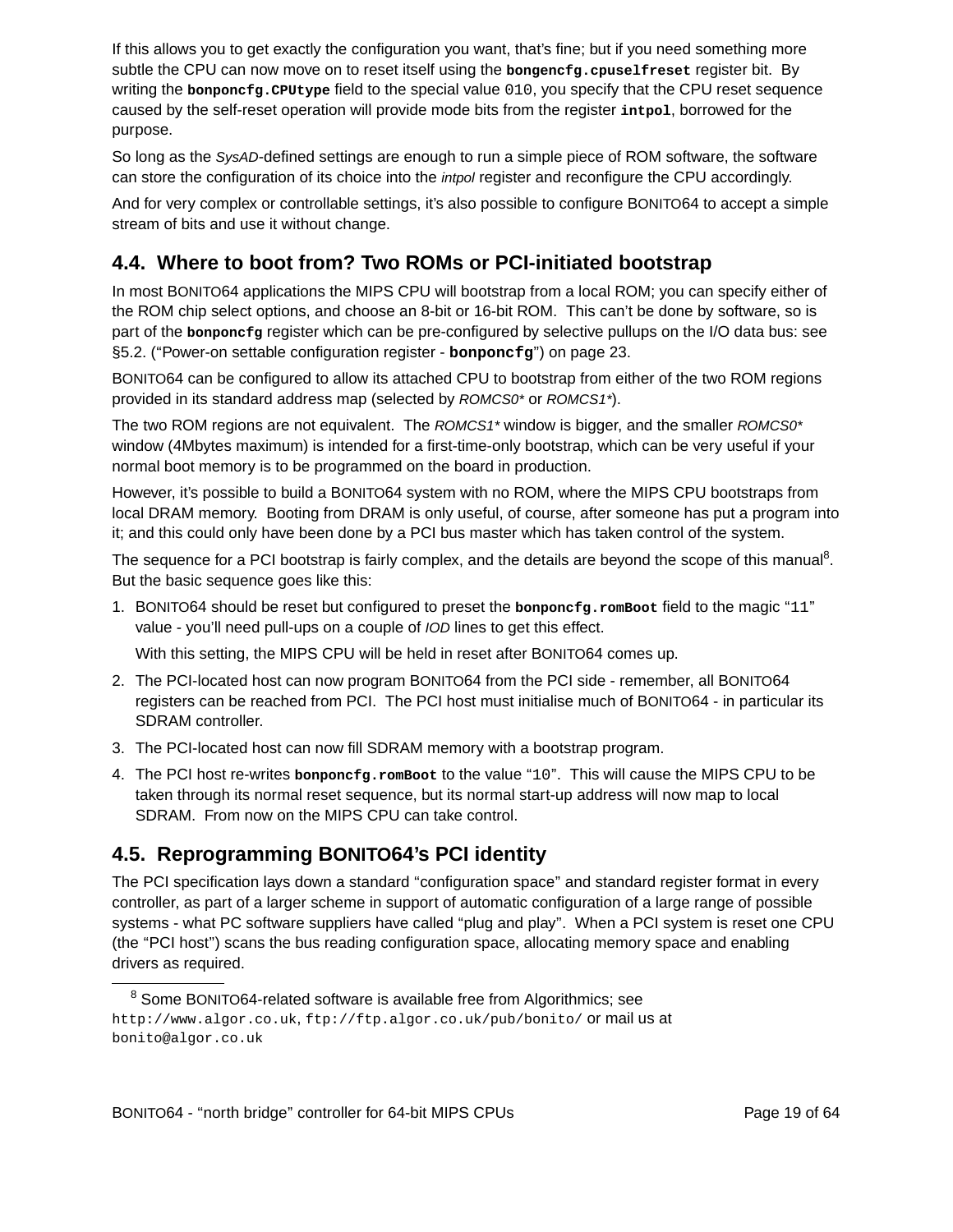If this allows you to get exactly the configuration you want, that's fine; but if you need something more subtle the CPU can now move on to reset itself using the **`bongencfg.cpuselfreset`** register bit. By writing the **`bonponcfg.CPUtype`** field to the special value `010`, you specify that the CPU reset sequence caused by the self-reset operation will provide mode bits from the register **`intpol`**, borrowed for the purpose.

So long as the *SysAD*-defined settings are enough to run a simple piece of ROM software, the software can store the configuration of its choice into the *intpol* register and reconfigure the CPU accordingly.

And for very complex or controllable settings, it's also possible to configure BONITO64 to accept a simple stream of bits and use it without change.

## 4.4. Where to boot from? Two ROMs or PCI-initiated bootstrap

In most BONITO64 applications the MIPS CPU will bootstrap from a local ROM; you can specify either of the ROM chip select options, and choose an 8-bit or 16-bit ROM. This can't be done by software, so is part of the **`bonponcfg`** register which can be pre-configured by selective pullups on the I/O data bus: see §5.2. ("Power-on settable configuration register - **`bonponcfg`**") on page 23.

BONITO64 can be configured to allow its attached CPU to bootstrap from either of the two ROM regions provided in its standard address map (selected by *ROMCS0\** or *ROMCS1\**).

The two ROM regions are not equivalent. The *ROMCS1\** window is bigger, and the smaller *ROMCS0\** window (4Mbytes maximum) is intended for a first-time-only bootstrap, which can be very useful if your normal boot memory is to be programmed on the board in production.

However, it's possible to build a BONITO64 system with no ROM, where the MIPS CPU bootstraps from local DRAM memory. Booting from DRAM is only useful, of course, after someone has put a program into it; and this could only have been done by a PCI bus master which has taken control of the system.

The sequence for a PCI bootstrap is fairly complex, and the details are beyond the scope of this manual[8]. But the basic sequence goes like this:

1. BONITO64 should be reset but configured to preset the **`bonponcfg.romBoot`** field to the magic "`11`" value - you'll need pull-ups on a couple of *IOD* lines to get this effect.

   With this setting, the MIPS CPU will be held in reset after BONITO64 comes up.

2. The PCI-located host can now program BONITO64 from the PCI side - remember, all BONITO64 registers can be reached from PCI. The PCI host must initialise much of BONITO64 - in particular its SDRAM controller.

3. The PCI-located host can now fill SDRAM memory with a bootstrap program.

4. The PCI host re-writes **`bonponcfg.romBoot`** to the value "`10`". This will cause the MIPS CPU to be taken through its normal reset sequence, but its normal start-up address will now map to local SDRAM. From now on the MIPS CPU can take control.

## 4.5. Reprogramming BONITO64's PCI identity

The PCI specification lays down a standard "configuration space" and standard register format in every controller, as part of a larger scheme in support of automatic configuration of a large range of possible systems - what PC software suppliers have called "plug and play". When a PCI system is reset one CPU (the "PCI host") scans the bus reading configuration space, allocating memory space and enabling drivers as required.

---

[8] Some BONITO64-related software is available free from Algorithmics; see `http://www.algor.co.uk`, `ftp://ftp.algor.co.uk/pub/bonito/` or mail us at `bonito@algor.co.uk`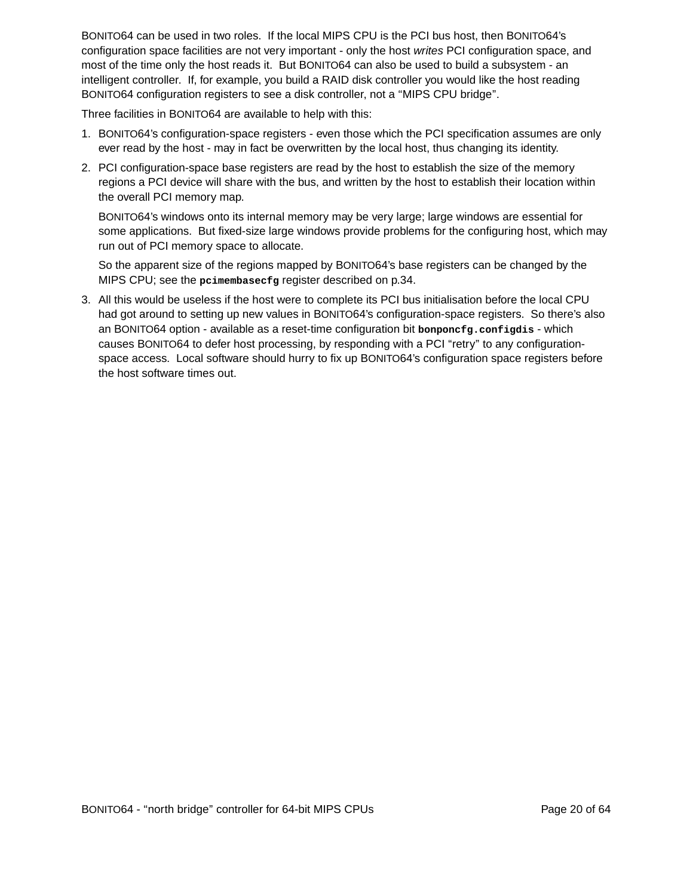BONITO64 can be used in two roles. If the local MIPS CPU is the PCI bus host, then BONITO64's configuration space facilities are not very important - only the host *writes* PCI configuration space, and most of the time only the host reads it. But BONITO64 can also be used to build a subsystem - an intelligent controller. If, for example, you build a RAID disk controller you would like the host reading BONITO64 configuration registers to see a disk controller, not a "MIPS CPU bridge".

Three facilities in BONITO64 are available to help with this:

1. BONITO64's configuration-space registers - even those which the PCI specification assumes are only ever read by the host - may in fact be overwritten by the local host, thus changing its identity.
2. PCI configuration-space base registers are read by the host to establish the size of the memory regions a PCI device will share with the bus, and written by the host to establish their location within the overall PCI memory map.

   BONITO64's windows onto its internal memory may be very large; large windows are essential for some applications. But fixed-size large windows provide problems for the configuring host, which may run out of PCI memory space to allocate.

   So the apparent size of the regions mapped by BONITO64's base registers can be changed by the MIPS CPU; see the **`pcimembasecfg`** register described on p.34.
3. All this would be useless if the host were to complete its PCI bus initialisation before the local CPU had got around to setting up new values in BONITO64's configuration-space registers. So there's also an BONITO64 option - available as a reset-time configuration bit **`bonponcfg.configdis`** - which causes BONITO64 to defer host processing, by responding with a PCI "retry" to any configuration-space access. Local software should hurry to fix up BONITO64's configuration space registers before the host software times out.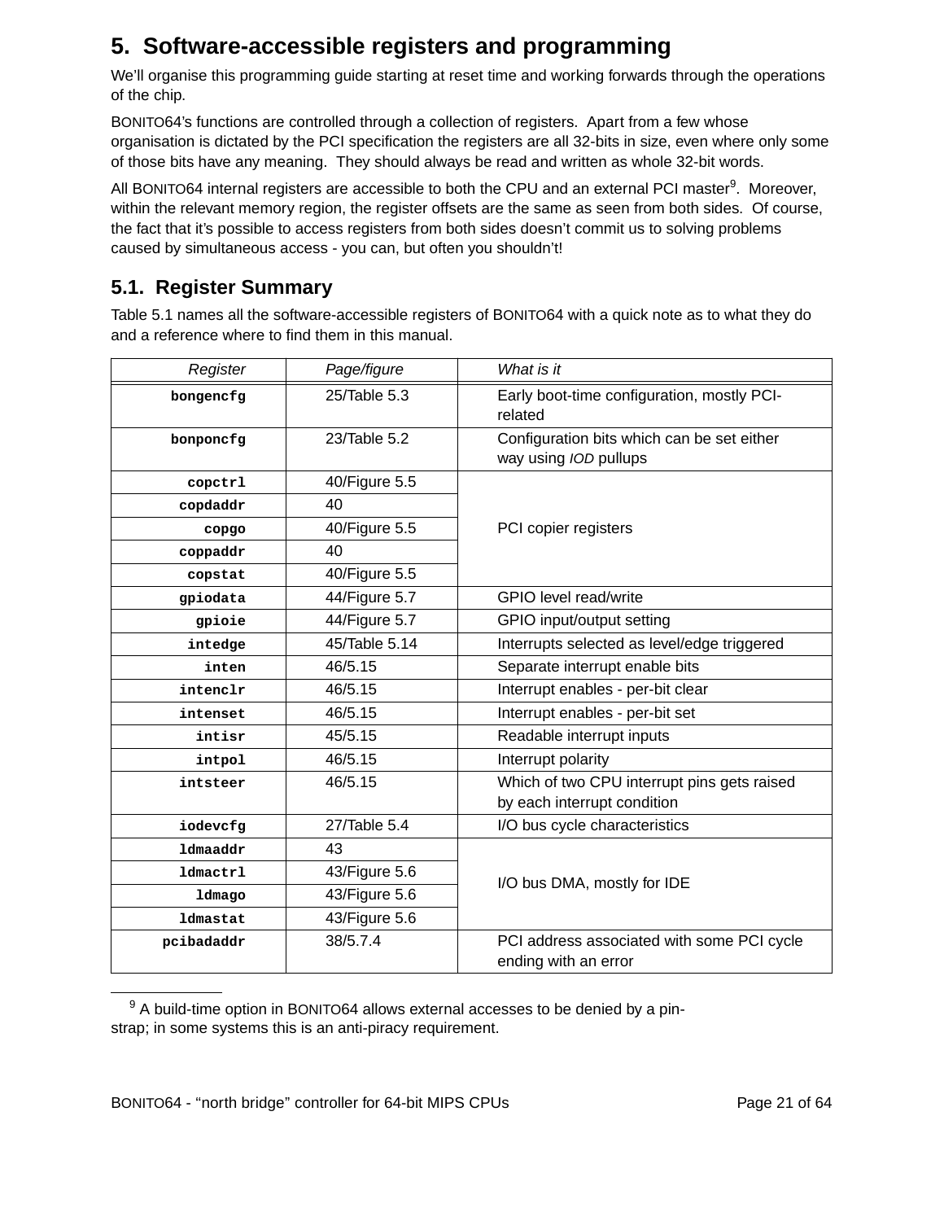## 5. Software-accessible registers and programming

We'll organise this programming guide starting at reset time and working forwards through the operations of the chip.

BONITO64's functions are controlled through a collection of registers. Apart from a few whose organisation is dictated by the PCI specification the registers are all 32-bits in size, even where only some of those bits have any meaning. They should always be read and written as whole 32-bit words.

All BONITO64 internal registers are accessible to both the CPU and an external PCI master[9]. Moreover, within the relevant memory region, the register offsets are the same as seen from both sides. Of course, the fact that it's possible to access registers from both sides doesn't commit us to solving problems caused by simultaneous access - you can, but often you shouldn't!

### 5.1. Register Summary

Table 5.1 names all the software-accessible registers of BONITO64 with a quick note as to what they do and a reference where to find them in this manual.

| *Register* | *Page/figure* | *What is it* |
|---|---|---|
| `bongencfg` | 25/Table 5.3 | Early boot-time configuration, mostly PCI-related |
| `bonponcfg` | 23/Table 5.2 | Configuration bits which can be set either way using *IOD* pullups |
| `copctrl` | 40/Figure 5.5 | PCI copier registers |
| `copdaddr` | 40 | |
| `copgo` | 40/Figure 5.5 | |
| `coppaddr` | 40 | |
| `copstat` | 40/Figure 5.5 | |
| `gpiodata` | 44/Figure 5.7 | GPIO level read/write |
| `gpioie` | 44/Figure 5.7 | GPIO input/output setting |
| `intedge` | 45/Table 5.14 | Interrupts selected as level/edge triggered |
| `inten` | 46/5.15 | Separate interrupt enable bits |
| `intenclr` | 46/5.15 | Interrupt enables - per-bit clear |
| `intenset` | 46/5.15 | Interrupt enables - per-bit set |
| `intisr` | 45/5.15 | Readable interrupt inputs |
| `intpol` | 46/5.15 | Interrupt polarity |
| `intsteer` | 46/5.15 | Which of two CPU interrupt pins gets raised by each interrupt condition |
| `iodevcfg` | 27/Table 5.4 | I/O bus cycle characteristics |
| `ldmaaddr` | 43 | I/O bus DMA, mostly for IDE |
| `ldmactrl` | 43/Figure 5.6 | |
| `ldmago` | 43/Figure 5.6 | |
| `ldmastat` | 43/Figure 5.6 | |
| `pcibadaddr` | 38/5.7.4 | PCI address associated with some PCI cycle ending with an error |

[9] A build-time option in BONITO64 allows external accesses to be denied by a pin-strap; in some systems this is an anti-piracy requirement.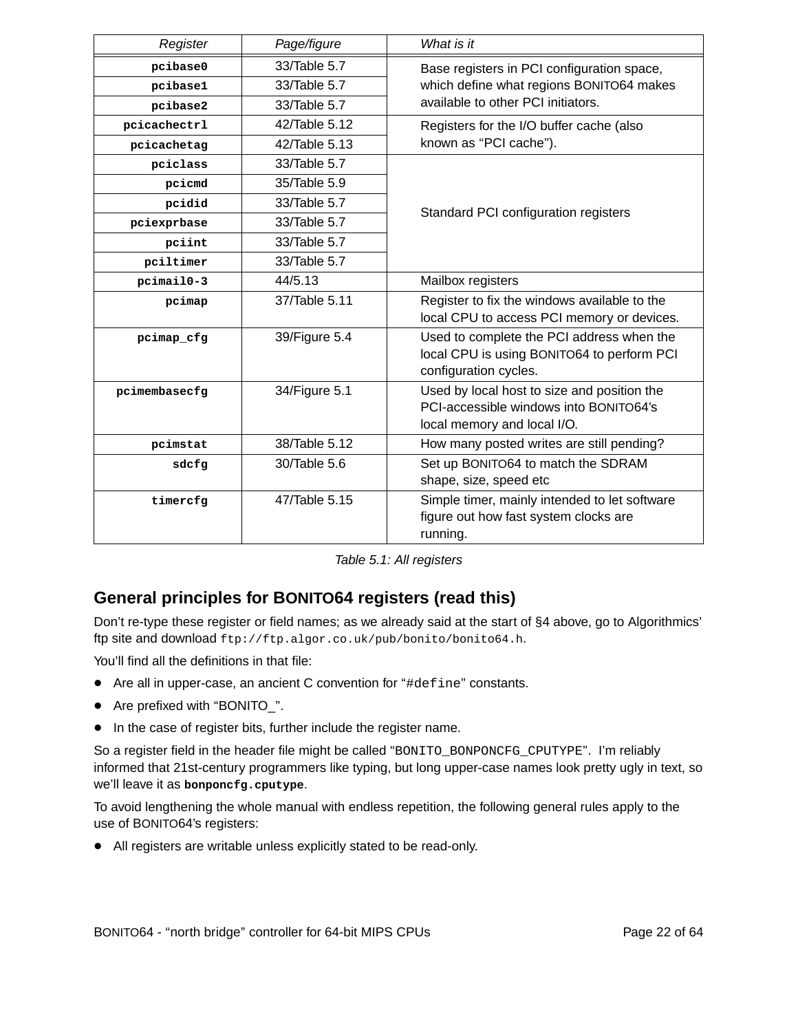| Register | Page/figure | What is it |
| --- | --- | --- |
| **pcibase0** | 33/Table 5.7 | Base registers in PCI configuration space, which define what regions BONITO64 makes available to other PCI initiators. |
| **pcibase1** | 33/Table 5.7 | |
| **pcibase2** | 33/Table 5.7 | |
| **pcicachectrl** | 42/Table 5.12 | Registers for the I/O buffer cache (also known as "PCI cache"). |
| **pcicachetag** | 42/Table 5.13 | |
| **pciclass** | 33/Table 5.7 | Standard PCI configuration registers |
| **pcicmd** | 35/Table 5.9 | |
| **pcidid** | 33/Table 5.7 | |
| **pciexprbase** | 33/Table 5.7 | |
| **pciint** | 33/Table 5.7 | |
| **pciltimer** | 33/Table 5.7 | |
| **pcimail0-3** | 44/5.13 | Mailbox registers |
| **pcimap** | 37/Table 5.11 | Register to fix the windows available to the local CPU to access PCI memory or devices. |
| **pcimap_cfg** | 39/Figure 5.4 | Used to complete the PCI address when the local CPU is using BONITO64 to perform PCI configuration cycles. |
| **pcimembasecfg** | 34/Figure 5.1 | Used by local host to size and position the PCI-accessible windows into BONITO64's local memory and local I/O. |
| **pcimstat** | 38/Table 5.12 | How many posted writes are still pending? |
| **sdcfg** | 30/Table 5.6 | Set up BONITO64 to match the SDRAM shape, size, speed etc |
| **timercfg** | 47/Table 5.15 | Simple timer, mainly intended to let software figure out how fast system clocks are running. |

*Table 5.1: All registers*

## General principles for BONITO64 registers (read this)

Don't re-type these register or field names; as we already said at the start of §4 above, go to Algorithmics' ftp site and download `ftp://ftp.algor.co.uk/pub/bonito/bonito64.h`.

You'll find all the definitions in that file:

- Are all in upper-case, an ancient C convention for "`#define`" constants.
- Are prefixed with "BONITO_".
- In the case of register bits, further include the register name.

So a register field in the header file might be called "`BONITO_BONPONCFG_CPUTYPE`". I'm reliably informed that 21st-century programmers like typing, but long upper-case names look pretty ugly in text, so we'll leave it as **`bonponcfg.cputype`**.

To avoid lengthening the whole manual with endless repetition, the following general rules apply to the use of BONITO64's registers:

- All registers are writable unless explicitly stated to be read-only.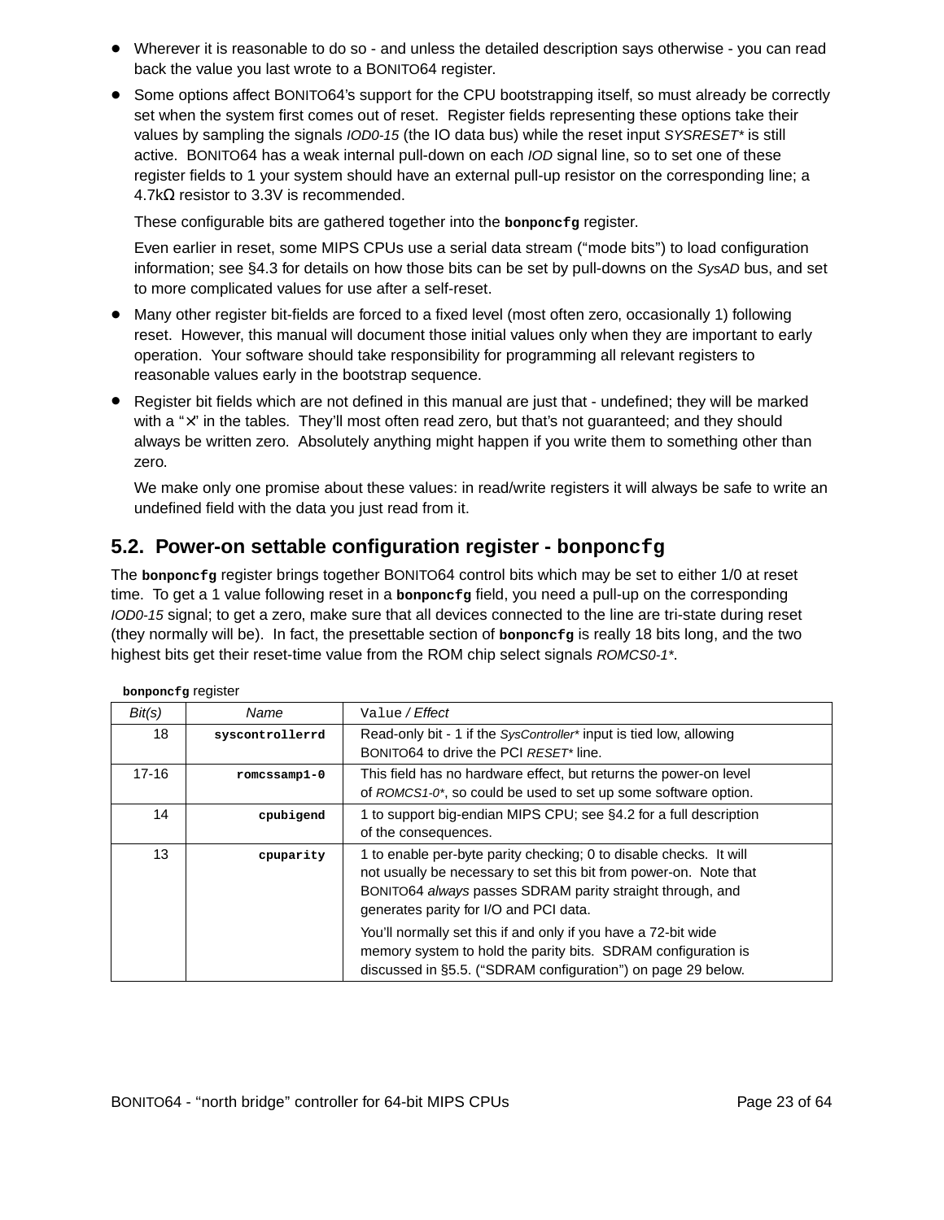- Wherever it is reasonable to do so - and unless the detailed description says otherwise - you can read back the value you last wrote to a BONITO64 register.
- Some options affect BONITO64's support for the CPU bootstrapping itself, so must already be correctly set when the system first comes out of reset. Register fields representing these options take their values by sampling the signals *IOD0-15* (the IO data bus) while the reset input *SYSRESET** is still active. BONITO64 has a weak internal pull-down on each *IOD* signal line, so to set one of these register fields to 1 your system should have an external pull-up resistor on the corresponding line; a 4.7kΩ resistor to 3.3V is recommended.

  These configurable bits are gathered together into the **`bonponcfg`** register.

  Even earlier in reset, some MIPS CPUs use a serial data stream ("mode bits") to load configuration information; see §4.3 for details on how those bits can be set by pull-downs on the *SysAD* bus, and set to more complicated values for use after a self-reset.
- Many other register bit-fields are forced to a fixed level (most often zero, occasionally 1) following reset. However, this manual will document those initial values only when they are important to early operation. Your software should take responsibility for programming all relevant registers to reasonable values early in the bootstrap sequence.
- Register bit fields which are not defined in this manual are just that - undefined; they will be marked with a "✕" in the tables. They'll most often read zero, but that's not guaranteed; and they should always be written zero. Absolutely anything might happen if you write them to something other than zero.

  We make only one promise about these values: in read/write registers it will always be safe to write an undefined field with the data you just read from it.

## 5.2. Power-on settable configuration register - `bonponcfg`

The **`bonponcfg`** register brings together BONITO64 control bits which may be set to either 1/0 at reset time. To get a 1 value following reset in a **`bonponcfg`** field, you need a pull-up on the corresponding *IOD0-15* signal; to get a zero, make sure that all devices connected to the line are tri-state during reset (they normally will be). In fact, the presettable section of **`bonponcfg`** is really 18 bits long, and the two highest bits get their reset-time value from the ROM chip select signals *ROMCS0-1**.

**`bonponcfg`** register

| *Bit(s)* | *Name* | `Value` / *Effect* |
|---|---|---|
| 18 | **`syscontrollerrd`** | Read-only bit - 1 if the *SysController** input is tied low, allowing BONITO64 to drive the PCI *RESET** line. |
| 17-16 | **`romcssamp1-0`** | This field has no hardware effect, but returns the power-on level of *ROMCS1-0**, so could be used to set up some software option. |
| 14 | **`cpubigend`** | 1 to support big-endian MIPS CPU; see §4.2 for a full description of the consequences. |
| 13 | **`cpuparity`** | 1 to enable per-byte parity checking; 0 to disable checks. It will not usually be necessary to set this bit from power-on. Note that BONITO64 *always* passes SDRAM parity straight through, and generates parity for I/O and PCI data.<br><br>You'll normally set this if and only if you have a 72-bit wide memory system to hold the parity bits. SDRAM configuration is discussed in §5.5. ("SDRAM configuration") on page 29 below. |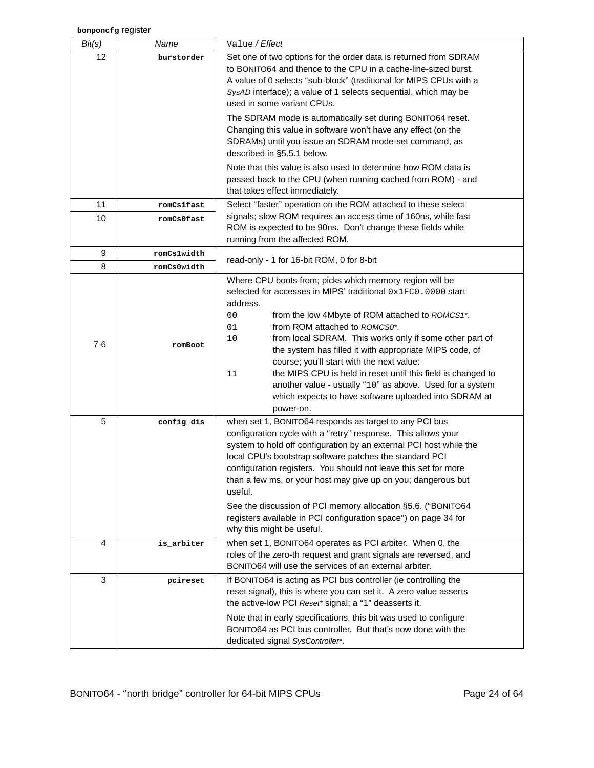**bonponcfg** register

| *Bit(s)* | *Name* | `Value` / *Effect* |
|---|---|---|
| 12 | **burstorder** | Set one of two options for the order data is returned from SDRAM to BONITO64 and thence to the CPU in a cache-line-sized burst. A value of 0 selects "sub-block" (traditional for MIPS CPUs with a *SysAD* interface); a value of 1 selects sequential, which may be used in some variant CPUs.<br><br>The SDRAM mode is automatically set during BONITO64 reset. Changing this value in software won't have any effect (on the SDRAMs) until you issue an SDRAM mode-set command, as described in §5.5.1 below.<br><br>Note that this value is also used to determine how ROM data is passed back to the CPU (when running cached from ROM) - and that takes effect immediately. |
| 11 | **romCs1fast** | Select "faster" operation on the ROM attached to these select signals; slow ROM requires an access time of 160ns, while fast ROM is expected to be 90ns. Don't change these fields while running from the affected ROM. |
| 10 | **romCs0fast** | |
| 9 | **romCs1width** | read-only - 1 for 16-bit ROM, 0 for 8-bit |
| 8 | **romCs0width** | |
| 7-6 | **romBoot** | Where CPU boots from; picks which memory region will be selected for accesses in MIPS' traditional `0x1FC0.0000` start address.<br>`00` from the low 4Mbyte of ROM attached to *ROMCS1**.<br>`01` from ROM attached to *ROMCS0**.<br>`10` from local SDRAM. This works only if some other part of the system has filled it with appropriate MIPS code, of course; you'll start with the next value:<br>`11` the MIPS CPU is held in reset until this field is changed to another value - usually "`10`" as above. Used for a system which expects to have software uploaded into SDRAM at power-on. |
| 5 | **config_dis** | when set 1, BONITO64 responds as target to any PCI bus configuration cycle with a "retry" response. This allows your system to hold off configuration by an external PCI host while the local CPU's bootstrap software patches the standard PCI configuration registers. You should not leave this set for more than a few ms, or your host may give up on you; dangerous but useful.<br><br>See the discussion of PCI memory allocation §5.6. ("BONITO64 registers available in PCI configuration space") on page 34 for why this might be useful. |
| 4 | **is_arbiter** | when set 1, BONITO64 operates as PCI arbiter. When 0, the roles of the zero-th request and grant signals are reversed, and BONITO64 will use the services of an external arbiter. |
| 3 | **pcireset** | If BONITO64 is acting as PCI bus controller (ie controlling the reset signal), this is where you can set it. A zero value asserts the active-low PCI *Reset** signal; a "1" deasserts it.<br><br>Note that in early specifications, this bit was used to configure BONITO64 as PCI bus controller. But that's now done with the dedicated signal *SysController**. |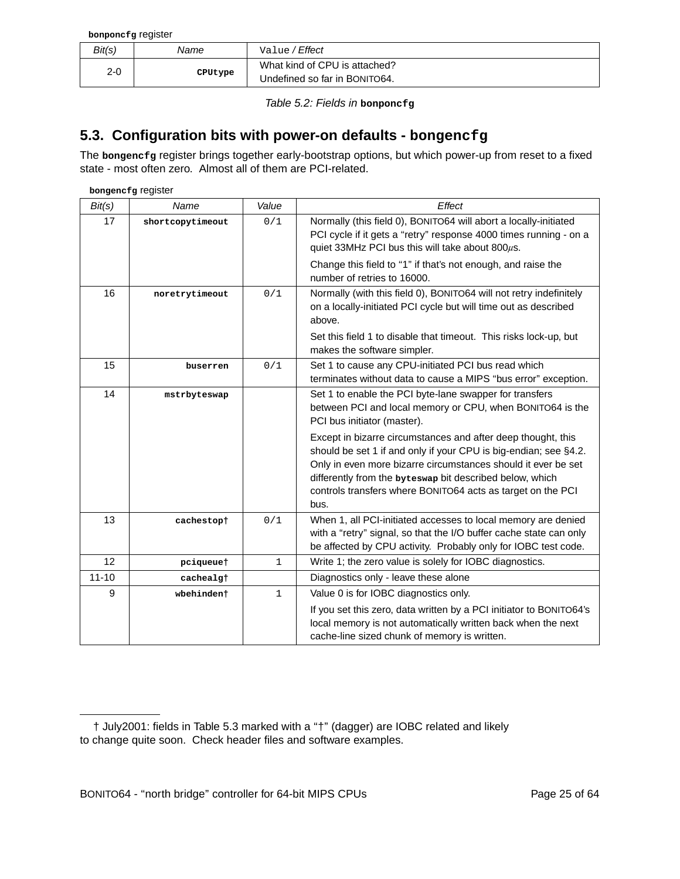**bonponcfg** register

| Bit(s) | Name | Value / Effect |
|---|---|---|
| 2-0 | **CPUtype** | What kind of CPU is attached? Undefined so far in BONITO64. |

*Table 5.2: Fields in* **bonponcfg**

## 5.3. Configuration bits with power-on defaults - bongencfg

The **bongencfg** register brings together early-bootstrap options, but which power-up from reset to a fixed state - most often zero. Almost all of them are PCI-related.

**bongencfg** register

| Bit(s) | Name | Value | Effect |
|---|---|---|---|
| 17 | **shortcopytimeout** | 0/1 | Normally (this field 0), BONITO64 will abort a locally-initiated PCI cycle if it gets a "retry" response 4000 times running - on a quiet 33MHz PCI bus this will take about 800μs. Change this field to "1" if that's not enough, and raise the number of retries to 16000. |
| 16 | **noretrytimeout** | 0/1 | Normally (with this field 0), BONITO64 will not retry indefinitely on a locally-initiated PCI cycle but will time out as described above. Set this field 1 to disable that timeout. This risks lock-up, but makes the software simpler. |
| 15 | **buserren** | 0/1 | Set 1 to cause any CPU-initiated PCI bus read which terminates without data to cause a MIPS "bus error" exception. |
| 14 | **mstrbyteswap** | | Set 1 to enable the PCI byte-lane swapper for transfers between PCI and local memory or CPU, when BONITO64 is the PCI bus initiator (master). Except in bizarre circumstances and after deep thought, this should be set 1 if and only if your CPU is big-endian; see §4.2. Only in even more bizarre circumstances should it ever be set differently from the **byteswap** bit described below, which controls transfers where BONITO64 acts as target on the PCI bus. |
| 13 | **cachestop†** | 0/1 | When 1, all PCI-initiated accesses to local memory are denied with a "retry" signal, so that the I/O buffer cache state can only be affected by CPU activity. Probably only for IOBC test code. |
| 12 | **pciqueue†** | 1 | Write 1; the zero value is solely for IOBC diagnostics. |
| 11-10 | **cachealg†** | | Diagnostics only - leave these alone |
| 9 | **wbehinden†** | 1 | Value 0 is for IOBC diagnostics only. If you set this zero, data written by a PCI initiator to BONITO64's local memory is not automatically written back when the next cache-line sized chunk of memory is written. |

† July2001: fields in Table 5.3 marked with a "†" (dagger) are IOBC related and likely to change quite soon. Check header files and software examples.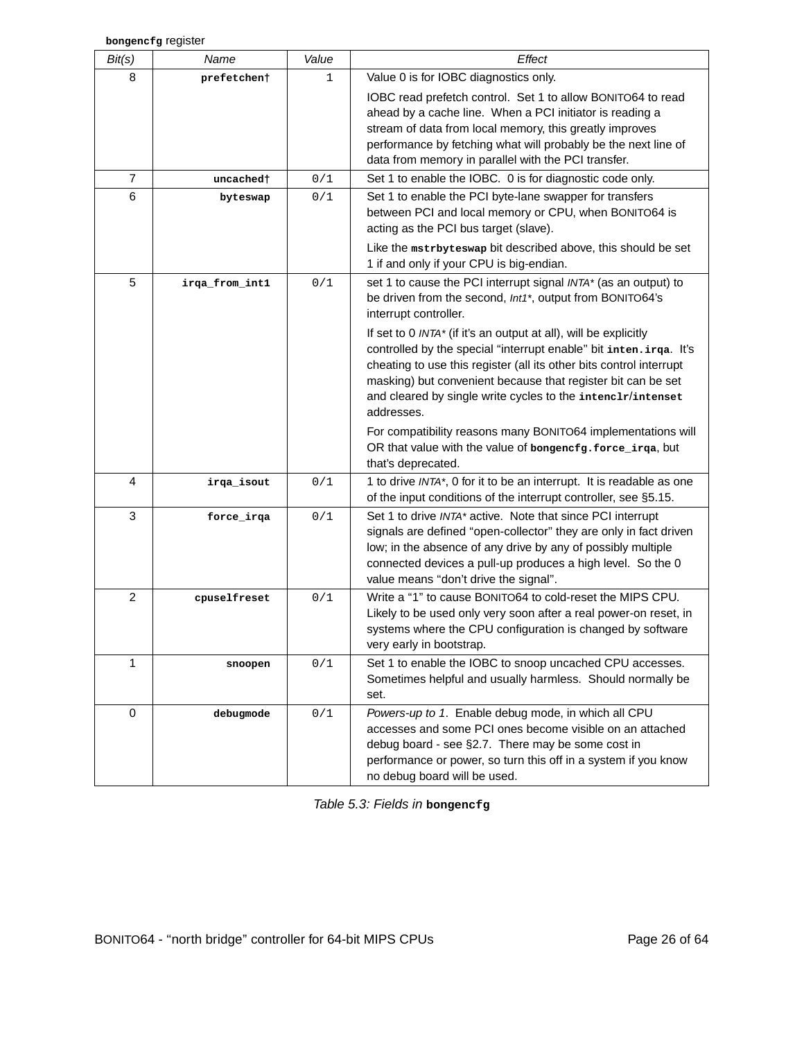**bongencfg** register

| Bit(s) | Name | Value | Effect |
|---|---|---|---|
| 8 | **prefetchen†** | 1 | Value 0 is for IOBC diagnostics only.<br><br>IOBC read prefetch control. Set 1 to allow BONITO64 to read ahead by a cache line. When a PCI initiator is reading a stream of data from local memory, this greatly improves performance by fetching what will probably be the next line of data from memory in parallel with the PCI transfer. |
| 7 | **uncached†** | 0/1 | Set 1 to enable the IOBC. 0 is for diagnostic code only. |
| 6 | **byteswap** | 0/1 | Set 1 to enable the PCI byte-lane swapper for transfers between PCI and local memory or CPU, when BONITO64 is acting as the PCI bus target (slave).<br><br>Like the **mstrbyteswap** bit described above, this should be set 1 if and only if your CPU is big-endian. |
| 5 | **irqa_from_int1** | 0/1 | set 1 to cause the PCI interrupt signal *INTA\** (as an output) to be driven from the second, *Int1\**, output from BONITO64's interrupt controller.<br><br>If set to 0 *INTA\** (if it's an output at all), will be explicitly controlled by the special "interrupt enable" bit **inten.irqa**. It's cheating to use this register (all its other bits control interrupt masking) but convenient because that register bit can be set and cleared by single write cycles to the **intenclr**/**intenset** addresses.<br><br>For compatibility reasons many BONITO64 implementations will OR that value with the value of **bongencfg.force_irqa**, but that's deprecated. |
| 4 | **irqa_isout** | 0/1 | 1 to drive *INTA\**, 0 for it to be an interrupt. It is readable as one of the input conditions of the interrupt controller, see §5.15. |
| 3 | **force_irqa** | 0/1 | Set 1 to drive *INTA\** active. Note that since PCI interrupt signals are defined "open-collector" they are only in fact driven low; in the absence of any drive by any of possibly multiple connected devices a pull-up produces a high level. So the 0 value means "don't drive the signal". |
| 2 | **cpuselfreset** | 0/1 | Write a "1" to cause BONITO64 to cold-reset the MIPS CPU. Likely to be used only very soon after a real power-on reset, in systems where the CPU configuration is changed by software very early in bootstrap. |
| 1 | **snoopen** | 0/1 | Set 1 to enable the IOBC to snoop uncached CPU accesses. Sometimes helpful and usually harmless. Should normally be set. |
| 0 | **debugmode** | 0/1 | *Powers-up to 1*. Enable debug mode, in which all CPU accesses and some PCI ones become visible on an attached debug board - see §2.7. There may be some cost in performance or power, so turn this off in a system if you know no debug board will be used. |

*Table 5.3: Fields in* **bongencfg**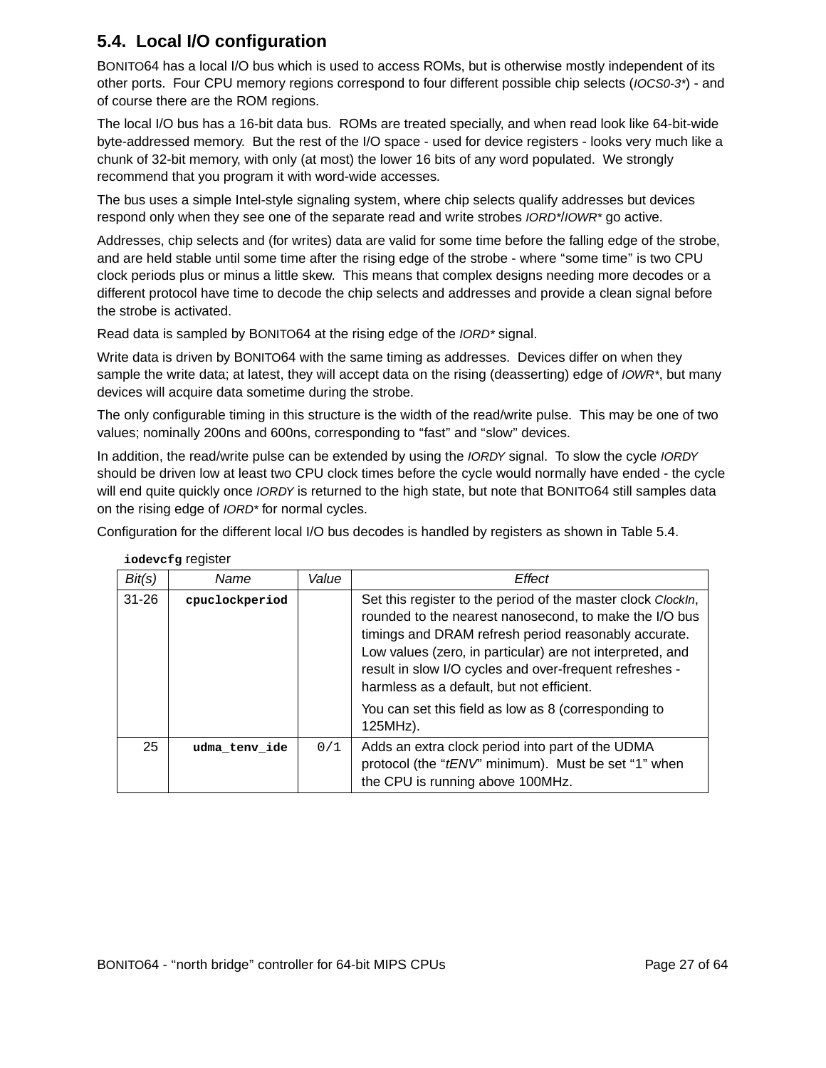## 5.4. Local I/O configuration

BONITO64 has a local I/O bus which is used to access ROMs, but is otherwise mostly independent of its other ports. Four CPU memory regions correspond to four different possible chip selects (*IOCS0-3**) - and of course there are the ROM regions.

The local I/O bus has a 16-bit data bus. ROMs are treated specially, and when read look like 64-bit-wide byte-addressed memory. But the rest of the I/O space - used for device registers - looks very much like a chunk of 32-bit memory, with only (at most) the lower 16 bits of any word populated. We strongly recommend that you program it with word-wide accesses.

The bus uses a simple Intel-style signaling system, where chip selects qualify addresses but devices respond only when they see one of the separate read and write strobes *IORD**/*IOWR** go active.

Addresses, chip selects and (for writes) data are valid for some time before the falling edge of the strobe, and are held stable until some time after the rising edge of the strobe - where "some time" is two CPU clock periods plus or minus a little skew. This means that complex designs needing more decodes or a different protocol have time to decode the chip selects and addresses and provide a clean signal before the strobe is activated.

Read data is sampled by BONITO64 at the rising edge of the *IORD** signal.

Write data is driven by BONITO64 with the same timing as addresses. Devices differ on when they sample the write data; at latest, they will accept data on the rising (deasserting) edge of *IOWR**, but many devices will acquire data sometime during the strobe.

The only configurable timing in this structure is the width of the read/write pulse. This may be one of two values; nominally 200ns and 600ns, corresponding to "fast" and "slow" devices.

In addition, the read/write pulse can be extended by using the *IORDY* signal. To slow the cycle *IORDY* should be driven low at least two CPU clock times before the cycle would normally have ended - the cycle will end quite quickly once *IORDY* is returned to the high state, but note that BONITO64 still samples data on the rising edge of *IORD** for normal cycles.

Configuration for the different local I/O bus decodes is handled by registers as shown in Table 5.4.

**iodevcfg** register

| *Bit(s)* | *Name* | *Value* | *Effect* |
|---|---|---|---|
| 31-26 | **cpuclockperiod** | | Set this register to the period of the master clock *ClockIn*, rounded to the nearest nanosecond, to make the I/O bus timings and DRAM refresh period reasonably accurate. Low values (zero, in particular) are not interpreted, and result in slow I/O cycles and over-frequent refreshes - harmless as a default, but not efficient. <br><br> You can set this field as low as 8 (corresponding to 125MHz). |
| 25 | **udma_tenv_ide** | 0/1 | Adds an extra clock period into part of the UDMA protocol (the "*tENV*" minimum). Must be set "1" when the CPU is running above 100MHz. |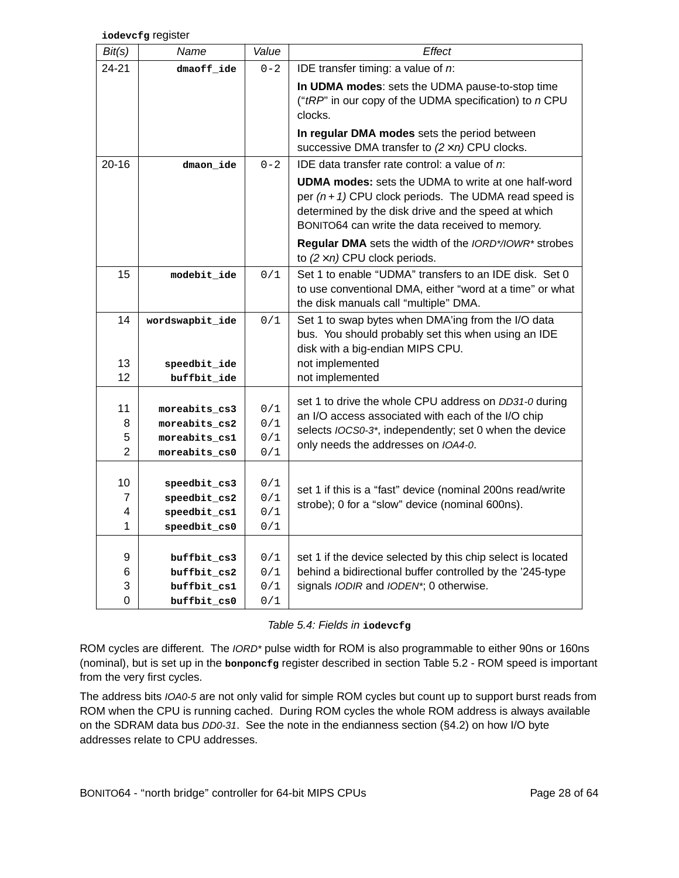**iodevcfg** register

| Bit(s) | Name | Value | Effect |
|---|---|---|---|
| 24-21 | **dmaoff_ide** | 0-2 | IDE transfer timing: a value of *n*:<br>**In UDMA modes**: sets the UDMA pause-to-stop time (“*tRP*” in our copy of the UDMA specification) to *n* CPU clocks.<br>**In regular DMA modes** sets the period between successive DMA transfer to $(2 \times n)$ CPU clocks. |
| 20-16 | **dmaon_ide** | 0-2 | IDE data transfer rate control: a value of *n*:<br>**UDMA modes:** sets the UDMA to write at one half-word per $(n + 1)$ CPU clock periods. The UDMA read speed is determined by the disk drive and the speed at which BONITO64 can write the data received to memory.<br>**Regular DMA** sets the width of the *IORD\*/IOWR\** strobes to $(2 \times n)$ CPU clock periods. |
| 15 | **modebit_ide** | 0/1 | Set 1 to enable “UDMA” transfers to an IDE disk. Set 0 to use conventional DMA, either “word at a time” or what the disk manuals call “multiple” DMA. |
| 14<br>13<br>12 | **wordswapbit_ide**<br>**speedbit_ide**<br>**buffbit_ide** | 0/1 | Set 1 to swap bytes when DMA’ing from the I/O data bus. You should probably set this when using an IDE disk with a big-endian MIPS CPU.<br>not implemented<br>not implemented |
| 11<br>8<br>5<br>2 | **moreabits_cs3**<br>**moreabits_cs2**<br>**moreabits_cs1**<br>**moreabits_cs0** | 0/1<br>0/1<br>0/1<br>0/1 | set 1 to drive the whole CPU address on *DD31-0* during an I/O access associated with each of the I/O chip selects *IOCS0-3\**, independently; set 0 when the device only needs the addresses on *IOA4-0*. |
| 10<br>7<br>4<br>1 | **speedbit_cs3**<br>**speedbit_cs2**<br>**speedbit_cs1**<br>**speedbit_cs0** | 0/1<br>0/1<br>0/1<br>0/1 | set 1 if this is a “fast” device (nominal 200ns read/write strobe); 0 for a “slow” device (nominal 600ns). |
| 9<br>6<br>3<br>0 | **buffbit_cs3**<br>**buffbit_cs2**<br>**buffbit_cs1**<br>**buffbit_cs0** | 0/1<br>0/1<br>0/1<br>0/1 | set 1 if the device selected by this chip select is located behind a bidirectional buffer controlled by the ’245-type signals *IODIR* and *IODEN\**; 0 otherwise. |

*Table 5.4: Fields in* **iodevcfg**

ROM cycles are different. The *IORD\** pulse width for ROM is also programmable to either 90ns or 160ns (nominal), but is set up in the **bonponcfg** register described in section Table 5.2 - ROM speed is important from the very first cycles.

The address bits *IOA0-5* are not only valid for simple ROM cycles but count up to support burst reads from ROM when the CPU is running cached. During ROM cycles the whole ROM address is always available on the SDRAM data bus *DD0-31*. See the note in the endianness section (§4.2) on how I/O byte addresses relate to CPU addresses.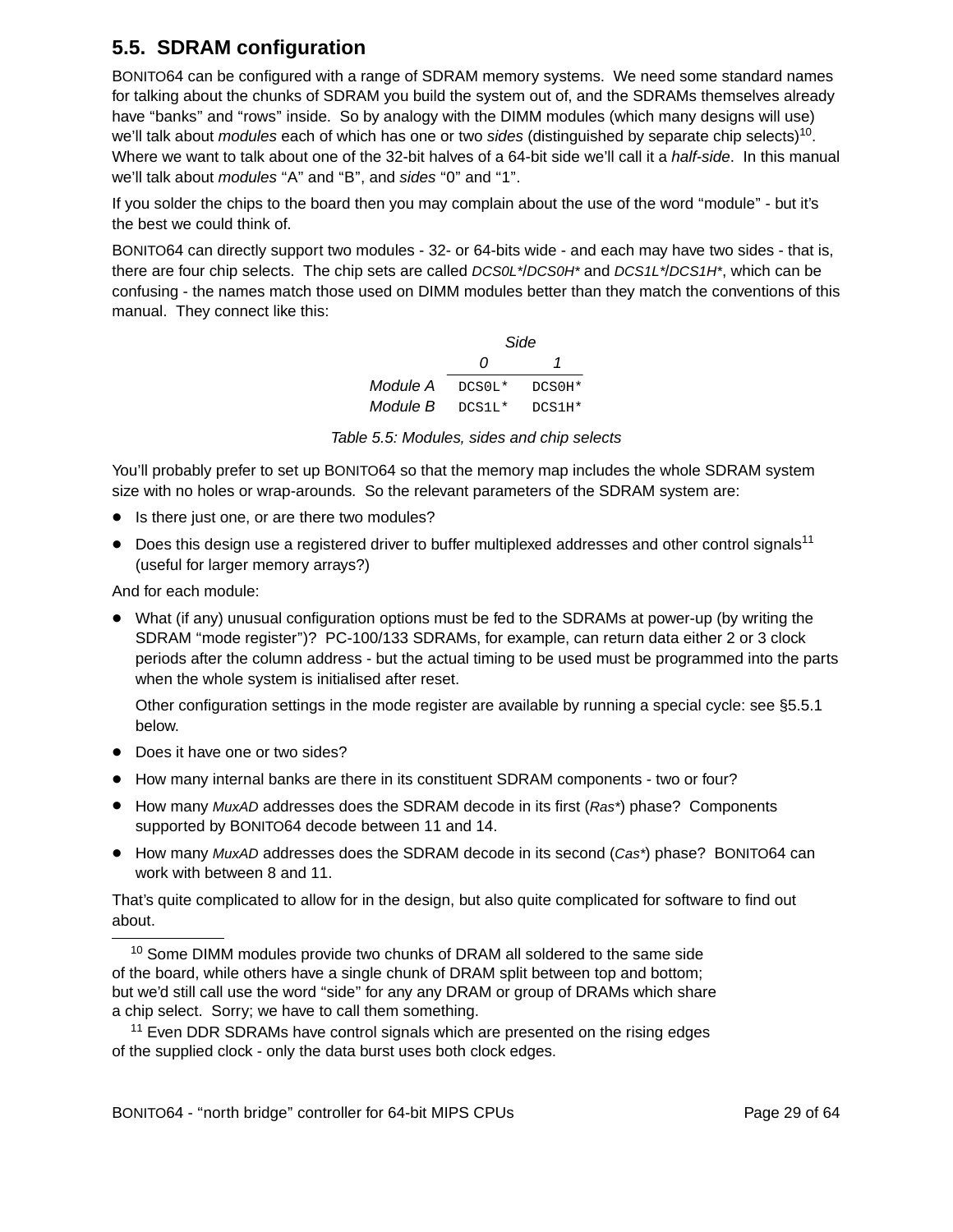## 5.5. SDRAM configuration

BONITO64 can be configured with a range of SDRAM memory systems. We need some standard names for talking about the chunks of SDRAM you build the system out of, and the SDRAMs themselves already have “banks” and “rows” inside. So by analogy with the DIMM modules (which many designs will use) we’ll talk about *modules* each of which has one or two *sides* (distinguished by separate chip selects)[10]. Where we want to talk about one of the 32-bit halves of a 64-bit side we’ll call it a *half-side*. In this manual we’ll talk about *modules* “A” and “B”, and *sides* “0” and “1”.

If you solder the chips to the board then you may complain about the use of the word “module” - but it’s the best we could think of.

BONITO64 can directly support two modules - 32- or 64-bits wide - and each may have two sides - that is, there are four chip selects. The chip sets are called *DCS0L\*/DCS0H\** and *DCS1L\*/DCS1H\**, which can be confusing - the names match those used on DIMM modules better than they match the conventions of this manual. They connect like this:

| | *Side* | |
|---|---|---|
| | *0* | *1* |
| *Module A* | `DCS0L*` | `DCS0H*` |
| *Module B* | `DCS1L*` | `DCS1H*` |

*Table 5.5: Modules, sides and chip selects*

You’ll probably prefer to set up BONITO64 so that the memory map includes the whole SDRAM system size with no holes or wrap-arounds. So the relevant parameters of the SDRAM system are:

- Is there just one, or are there two modules?
- Does this design use a registered driver to buffer multiplexed addresses and other control signals[11] (useful for larger memory arrays?)

And for each module:

- What (if any) unusual configuration options must be fed to the SDRAMs at power-up (by writing the SDRAM “mode register”)? PC-100/133 SDRAMs, for example, can return data either 2 or 3 clock periods after the column address - but the actual timing to be used must be programmed into the parts when the whole system is initialised after reset.

  Other configuration settings in the mode register are available by running a special cycle: see §5.5.1 below.

- Does it have one or two sides?
- How many internal banks are there in its constituent SDRAM components - two or four?
- How many *MuxAD* addresses does the SDRAM decode in its first (*Ras\**) phase? Components supported by BONITO64 decode between 11 and 14.
- How many *MuxAD* addresses does the SDRAM decode in its second (*Cas\**) phase? BONITO64 can work with between 8 and 11.

That’s quite complicated to allow for in the design, but also quite complicated for software to find out about.

---

[10] Some DIMM modules provide two chunks of DRAM all soldered to the same side of the board, while others have a single chunk of DRAM split between top and bottom; but we’d still call use the word “side” for any any DRAM or group of DRAMs which share a chip select. Sorry; we have to call them something.

[11] Even DDR SDRAMs have control signals which are presented on the rising edges of the supplied clock - only the data burst uses both clock edges.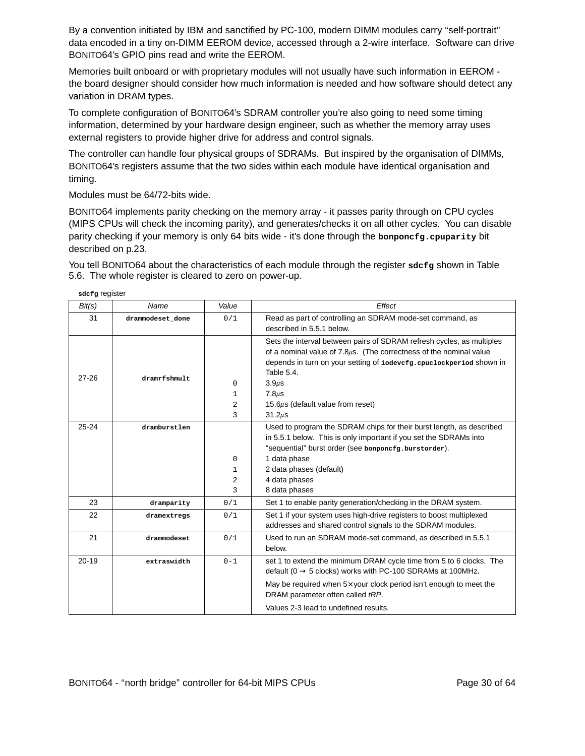By a convention initiated by IBM and sanctified by PC-100, modern DIMM modules carry "self-portrait" data encoded in a tiny on-DIMM EEROM device, accessed through a 2-wire interface. Software can drive BONITO64's GPIO pins read and write the EEROM.

Memories built onboard or with proprietary modules will not usually have such information in EEROM - the board designer should consider how much information is needed and how software should detect any variation in DRAM types.

To complete configuration of BONITO64's SDRAM controller you're also going to need some timing information, determined by your hardware design engineer, such as whether the memory array uses external registers to provide higher drive for address and control signals.

The controller can handle four physical groups of SDRAMs. But inspired by the organisation of DIMMs, BONITO64's registers assume that the two sides within each module have identical organisation and timing.

Modules must be 64/72-bits wide.

BONITO64 implements parity checking on the memory array - it passes parity through on CPU cycles (MIPS CPUs will check the incoming parity), and generates/checks it on all other cycles. You can disable parity checking if your memory is only 64 bits wide - it's done through the **bonponcfg.cpuparity** bit described on p.23.

You tell BONITO64 about the characteristics of each module through the register **sdcfg** shown in Table 5.6. The whole register is cleared to zero on power-up.

**sdcfg** register

| Bit(s) | Name | Value | Effect |
|---|---|---|---|
| 31 | **drammodeset_done** | 0/1 | Read as part of controlling an SDRAM mode-set command, as described in 5.5.1 below. |
| 27-26 | **dramrfshmult** | | Sets the interval between pairs of SDRAM refresh cycles, as multiples of a nominal value of 7.8µs. (The correctness of the nominal value depends in turn on your setting of **iodevcfg.cpuclockperiod** shown in Table 5.4. |
| | | 0 | 3.9µs |
| | | 1 | 7.8µs |
| | | 2 | 15.6µs (default value from reset) |
| | | 3 | 31.2µs |
| 25-24 | **dramburstlen** | | Used to program the SDRAM chips for their burst length, as described in 5.5.1 below. This is only important if you set the SDRAMs into "sequential" burst order (see **bonponcfg.burstorder**). |
| | | 0 | 1 data phase |
| | | 1 | 2 data phases (default) |
| | | 2 | 4 data phases |
| | | 3 | 8 data phases |
| 23 | **dramparity** | 0/1 | Set 1 to enable parity generation/checking in the DRAM system. |
| 22 | **dramextregs** | 0/1 | Set 1 if your system uses high-drive registers to boost multiplexed addresses and shared control signals to the SDRAM modules. |
| 21 | **drammodeset** | 0/1 | Used to run an SDRAM mode-set command, as described in 5.5.1 below. |
| 20-19 | **extraswidth** | 0-1 | set 1 to extend the minimum DRAM cycle time from 5 to 6 clocks. The default (0 → 5 clocks) works with PC-100 SDRAMs at 100MHz. May be required when 5× your clock period isn't enough to meet the DRAM parameter often called *tRP*. Values 2-3 lead to undefined results. |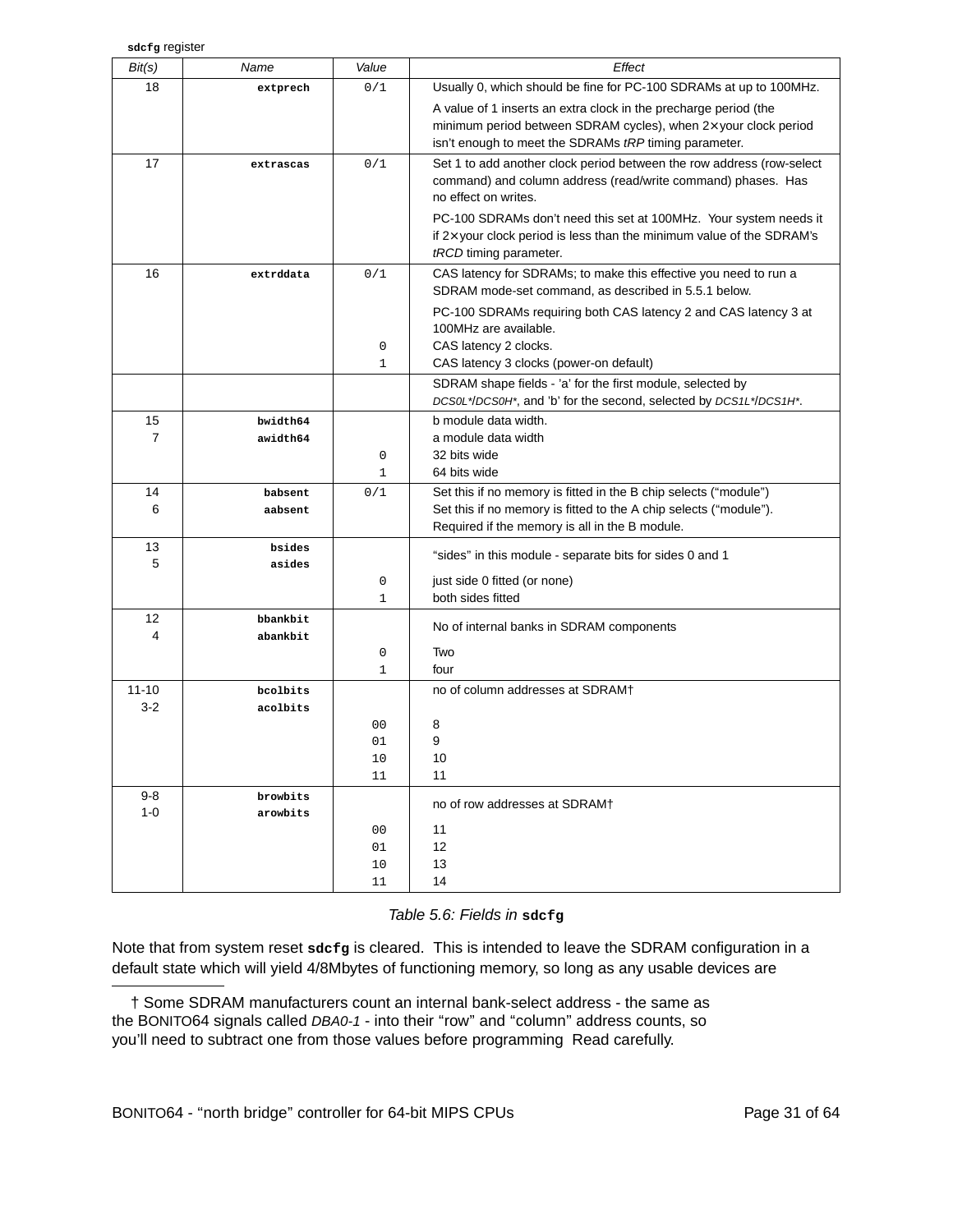**sdcfg** register

| Bit(s) | Name | Value | Effect |
|---|---|---|---|
| 18 | **extprech** | 0/1 | Usually 0, which should be fine for PC-100 SDRAMs at up to 100MHz. A value of 1 inserts an extra clock in the precharge period (the minimum period between SDRAM cycles), when 2× your clock period isn't enough to meet the SDRAMs *tRP* timing parameter. |
| 17 | **extrascas** | 0/1 | Set 1 to add another clock period between the row address (row-select command) and column address (read/write command) phases. Has no effect on writes. PC-100 SDRAMs don't need this set at 100MHz. Your system needs it if 2× your clock period is less than the minimum value of the SDRAM's *tRCD* timing parameter. |
| 16 | **extrddata** | 0/1 | CAS latency for SDRAMs; to make this effective you need to run a SDRAM mode-set command, as described in 5.5.1 below. PC-100 SDRAMs requiring both CAS latency 2 and CAS latency 3 at 100MHz are available. |
| | | 0 | CAS latency 2 clocks. |
| | | 1 | CAS latency 3 clocks (power-on default) |
| | | | SDRAM shape fields - 'a' for the first module, selected by *DCS0L\*/DCS0H\**, and 'b' for the second, selected by *DCS1L\*/DCS1H\**. |
| 15 | **bwidth64** | | b module data width. |
| 7 | **awidth64** | | a module data width |
| | | 0 | 32 bits wide |
| | | 1 | 64 bits wide |
| 14 | **babsent** | 0/1 | Set this if no memory is fitted in the B chip selects ("module") |
| 6 | **aabsent** | | Set this if no memory is fitted to the A chip selects ("module"). Required if the memory is all in the B module. |
| 13 | **bsides** | | "sides" in this module - separate bits for sides 0 and 1 |
| 5 | **asides** | | |
| | | 0 | just side 0 fitted (or none) |
| | | 1 | both sides fitted |
| 12 | **bbankbit** | | No of internal banks in SDRAM components |
| 4 | **abankbit** | | |
| | | 0 | Two |
| | | 1 | four |
| 11-10 | **bcolbits** | | no of column addresses at SDRAM† |
| 3-2 | **acolbits** | | |
| | | 00 | 8 |
| | | 01 | 9 |
| | | 10 | 10 |
| | | 11 | 11 |
| 9-8 | **browbits** | | no of row addresses at SDRAM† |
| 1-0 | **arowbits** | | |
| | | 00 | 11 |
| | | 01 | 12 |
| | | 10 | 13 |
| | | 11 | 14 |

*Table 5.6: Fields in* **sdcfg**

Note that from system reset **sdcfg** is cleared. This is intended to leave the SDRAM configuration in a default state which will yield 4/8Mbytes of functioning memory, so long as any usable devices are

† Some SDRAM manufacturers count an internal bank-select address - the same as the BONITO64 signals called *DBA0-1* - into their "row" and "column" address counts, so you'll need to subtract one from those values before programming Read carefully.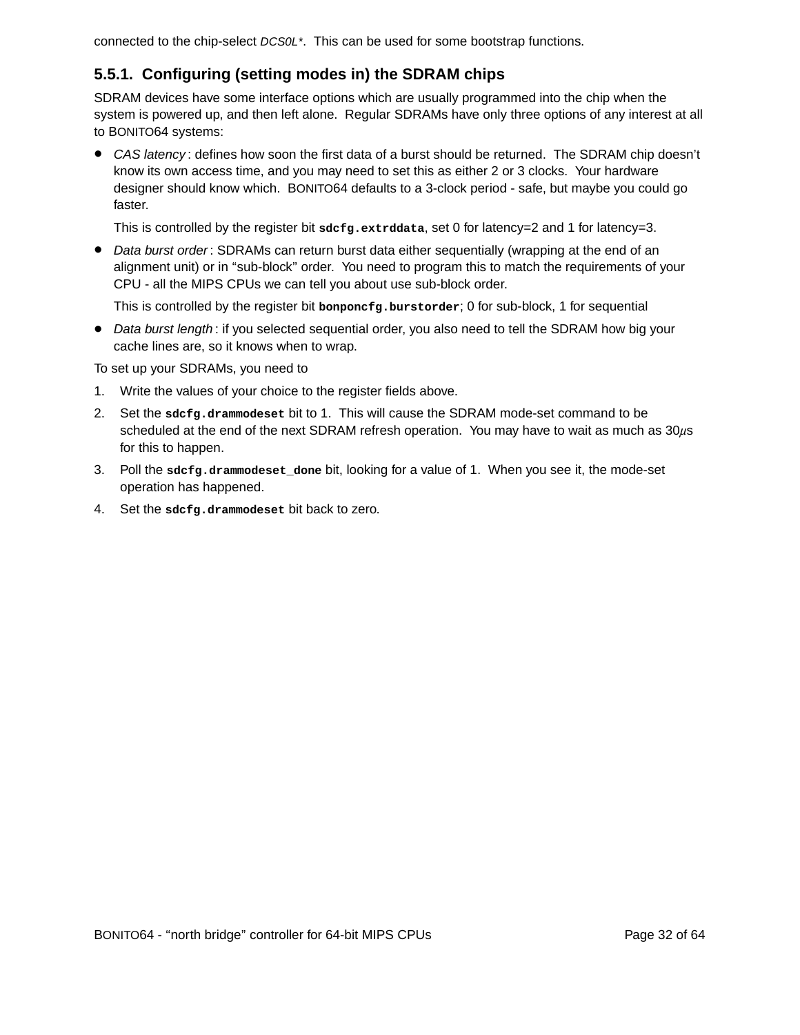connected to the chip-select *DCS0L\**. This can be used for some bootstrap functions.

### 5.5.1. Configuring (setting modes in) the SDRAM chips

SDRAM devices have some interface options which are usually programmed into the chip when the system is powered up, and then left alone. Regular SDRAMs have only three options of any interest at all to BONITO64 systems:

- *CAS latency* : defines how soon the first data of a burst should be returned. The SDRAM chip doesn't know its own access time, and you may need to set this as either 2 or 3 clocks. Your hardware designer should know which. BONITO64 defaults to a 3-clock period - safe, but maybe you could go faster.

  This is controlled by the register bit **`sdcfg.extrddata`**, set 0 for latency=2 and 1 for latency=3.

- *Data burst order* : SDRAMs can return burst data either sequentially (wrapping at the end of an alignment unit) or in "sub-block" order. You need to program this to match the requirements of your CPU - all the MIPS CPUs we can tell you about use sub-block order.

  This is controlled by the register bit **`bonponcfg.burstorder`**; 0 for sub-block, 1 for sequential

- *Data burst length* : if you selected sequential order, you also need to tell the SDRAM how big your cache lines are, so it knows when to wrap.

To set up your SDRAMs, you need to

1. Write the values of your choice to the register fields above.
2. Set the **`sdcfg.drammodeset`** bit to 1. This will cause the SDRAM mode-set command to be scheduled at the end of the next SDRAM refresh operation. You may have to wait as much as 30$\mu$s for this to happen.
3. Poll the **`sdcfg.drammodeset_done`** bit, looking for a value of 1. When you see it, the mode-set operation has happened.
4. Set the **`sdcfg.drammodeset`** bit back to zero.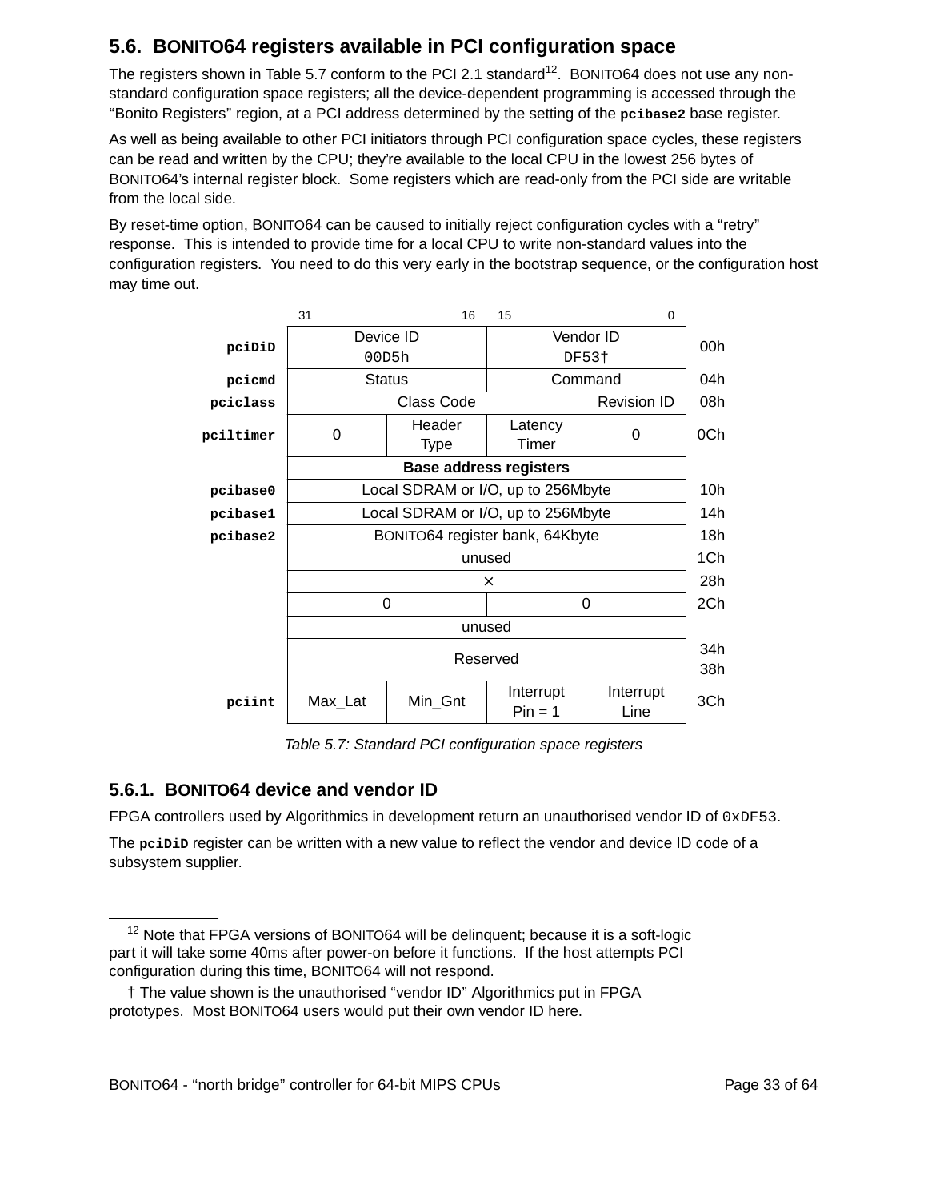## 5.6. BONITO64 registers available in PCI configuration space

The registers shown in Table 5.7 conform to the PCI 2.1 standard[12]. BONITO64 does not use any non-standard configuration space registers; all the device-dependent programming is accessed through the "Bonito Registers" region, at a PCI address determined by the setting of the **pcibase2** base register.

As well as being available to other PCI initiators through PCI configuration space cycles, these registers can be read and written by the CPU; they're available to the local CPU in the lowest 256 bytes of BONITO64's internal register block. Some registers which are read-only from the PCI side are writable from the local side.

By reset-time option, BONITO64 can be caused to initially reject configuration cycles with a "retry" response. This is intended to provide time for a local CPU to write non-standard values into the configuration registers. You need to do this very early in the bootstrap sequence, or the configuration host may time out.

| Register | 31–24 | 23–16 | 15–8 | 7–0 | Offset |
|---|---|---|---|---|---|
| **pciDiD** | Device ID `00D5h` | | Vendor ID `DF53`† | | 00h |
| **pcicmd** | Status | | Command | | 04h |
| **pciclass** | Class Code | | | Revision ID | 08h |
| **pciltimer** | 0 | Header Type | Latency Timer | 0 | 0Ch |
| | **Base address registers** | | | | |
| **pcibase0** | Local SDRAM or I/O, up to 256Mbyte | | | | 10h |
| **pcibase1** | Local SDRAM or I/O, up to 256Mbyte | | | | 14h |
| **pcibase2** | BONITO64 register bank, 64Kbyte | | | | 18h |
| | unused | | | | 1Ch |
| | × | | | | 28h |
| | 0 | | 0 | | 2Ch |
| | unused | | | | |
| | Reserved | | | | 34h 38h |
| **pciint** | Max_Lat | Min_Gnt | Interrupt Pin = 1 | Interrupt Line | 3Ch |

*Table 5.7: Standard PCI configuration space registers*

### 5.6.1. BONITO64 device and vendor ID

FPGA controllers used by Algorithmics in development return an unauthorised vendor ID of `0xDF53`.

The **pciDiD** register can be written with a new value to reflect the vendor and device ID code of a subsystem supplier.

---

[12] Note that FPGA versions of BONITO64 will be delinquent; because it is a soft-logic part it will take some 40ms after power-on before it functions. If the host attempts PCI configuration during this time, BONITO64 will not respond.

† The value shown is the unauthorised "vendor ID" Algorithmics put in FPGA prototypes. Most BONITO64 users would put their own vendor ID here.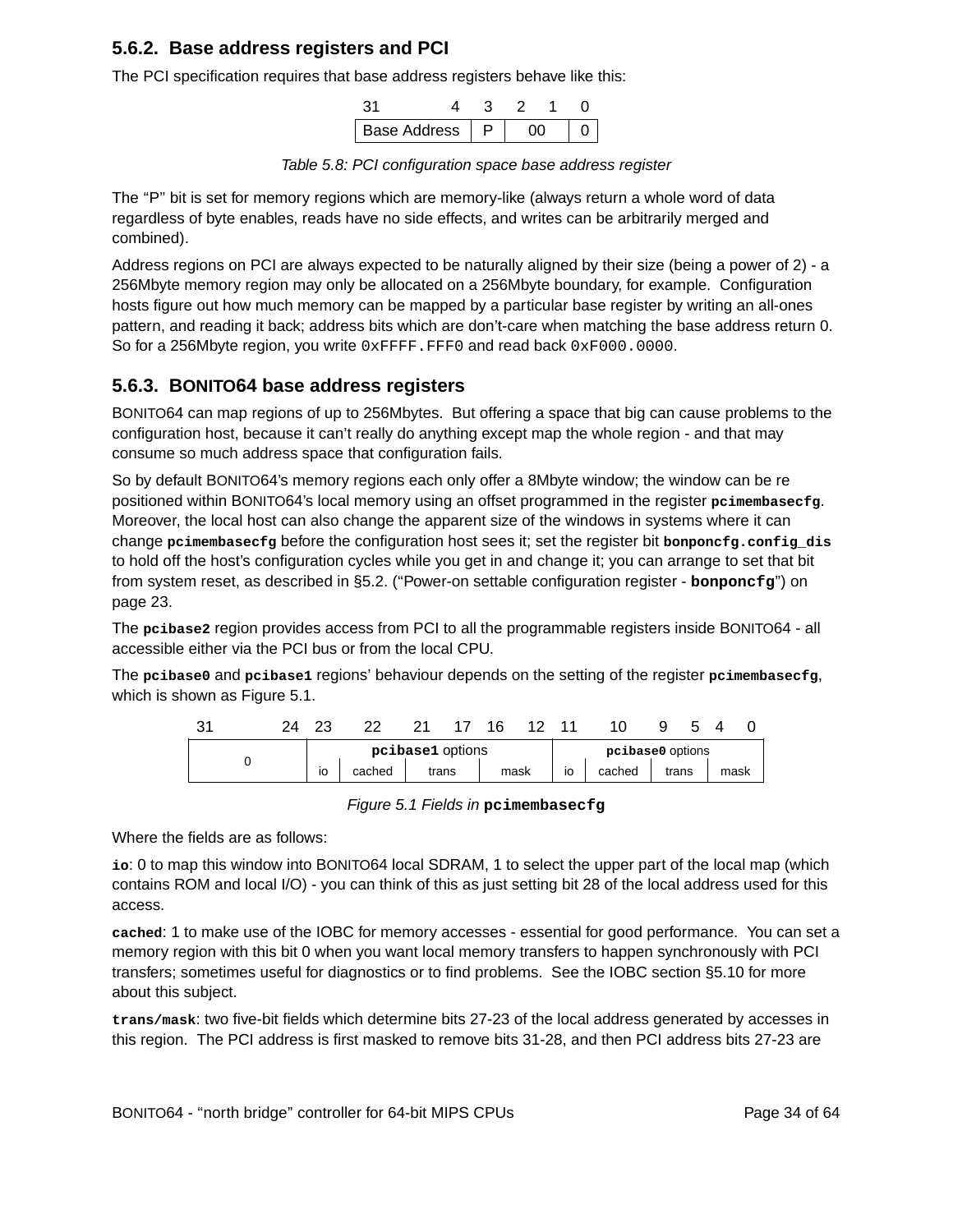### 5.6.2. Base address registers and PCI

The PCI specification requires that base address registers behave like this:

| 31 4 | 3 | 2 1 | 0 |
|---|---|---|---|
| Base Address | P | 00 | 0 |

*Table 5.8: PCI configuration space base address register*

The “P” bit is set for memory regions which are memory-like (always return a whole word of data regardless of byte enables, reads have no side effects, and writes can be arbitrarily merged and combined).

Address regions on PCI are always expected to be naturally aligned by their size (being a power of 2) - a 256Mbyte memory region may only be allocated on a 256Mbyte boundary, for example. Configuration hosts figure out how much memory can be mapped by a particular base register by writing an all-ones pattern, and reading it back; address bits which are don’t-care when matching the base address return 0. So for a 256Mbyte region, you write `0xFFFF.FFF0` and read back `0xF000.0000`.

### 5.6.3. BONITO64 base address registers

BONITO64 can map regions of up to 256Mbytes. But offering a space that big can cause problems to the configuration host, because it can’t really do anything except map the whole region - and that may consume so much address space that configuration fails.

So by default BONITO64’s memory regions each only offer a 8Mbyte window; the window can be re positioned within BONITO64’s local memory using an offset programmed in the register **`pcimembasecfg`**. Moreover, the local host can also change the apparent size of the windows in systems where it can change **`pcimembasecfg`** before the configuration host sees it; set the register bit **`bonponcfg.config_dis`** to hold off the host’s configuration cycles while you get in and change it; you can arrange to set that bit from system reset, as described in §5.2. (“Power-on settable configuration register - **`bonponcfg`**”) on page 23.

The **`pcibase2`** region provides access from PCI to all the programmable registers inside BONITO64 - all accessible either via the PCI bus or from the local CPU.

The **`pcibase0`** and **`pcibase1`** regions’ behaviour depends on the setting of the register **`pcimembasecfg`**, which is shown as Figure 5.1.

| 31 24 | 23 | 22 | 21 17 | 16 12 | 11 | 10 | 9 5 | 4 0 |
|---|---|---|---|---|---|---|---|---|
| 0 | **`pcibase1`** options | | | | **`pcibase0`** options | | | |
| | io | cached | trans | mask | io | cached | trans | mask |

*Figure 5.1 Fields in* **`pcimembasecfg`**

Where the fields are as follows:

**`io`**: 0 to map this window into BONITO64 local SDRAM, 1 to select the upper part of the local map (which contains ROM and local I/O) - you can think of this as just setting bit 28 of the local address used for this access.

**`cached`**: 1 to make use of the IOBC for memory accesses - essential for good performance. You can set a memory region with this bit 0 when you want local memory transfers to happen synchronously with PCI transfers; sometimes useful for diagnostics or to find problems. See the IOBC section §5.10 for more about this subject.

**`trans/mask`**: two five-bit fields which determine bits 27-23 of the local address generated by accesses in this region. The PCI address is first masked to remove bits 31-28, and then PCI address bits 27-23 are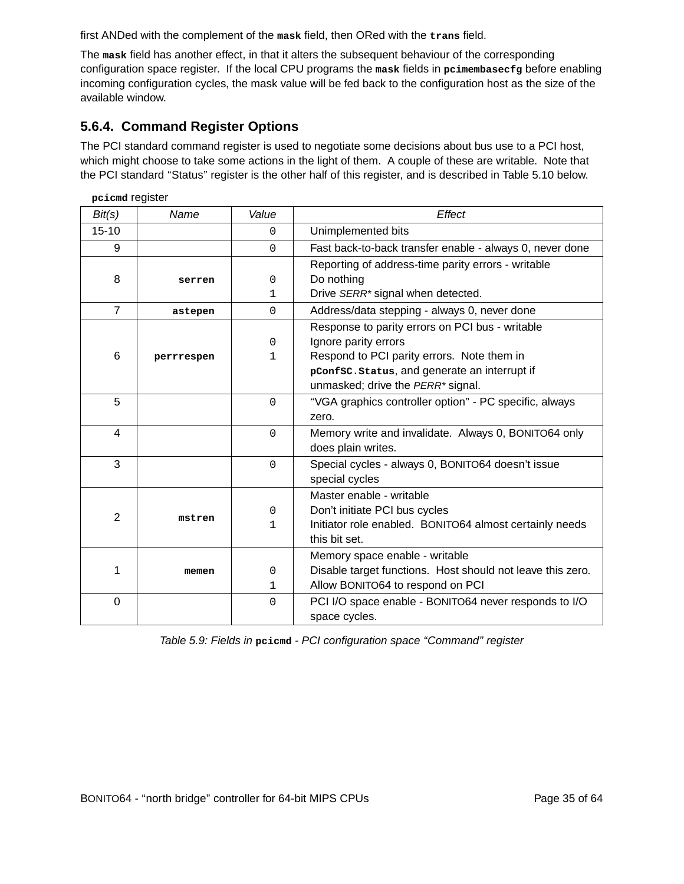first ANDed with the complement of the **mask** field, then ORed with the **trans** field.

The **mask** field has another effect, in that it alters the subsequent behaviour of the corresponding configuration space register. If the local CPU programs the **mask** fields in **pcimembasecfg** before enabling incoming configuration cycles, the mask value will be fed back to the configuration host as the size of the available window.

### 5.6.4. Command Register Options

The PCI standard command register is used to negotiate some decisions about bus use to a PCI host, which might choose to take some actions in the light of them. A couple of these are writable. Note that the PCI standard "Status" register is the other half of this register, and is described in Table 5.10 below.

**pcicmd** register

| *Bit(s)* | *Name* | *Value* | *Effect* |
|---|---|---|---|
| 15-10 | | 0 | Unimplemented bits |
| 9 | | 0 | Fast back-to-back transfer enable - always 0, never done |
| 8 | **serren** | <br>0<br>1 | Reporting of address-time parity errors - writable<br>Do nothing<br>Drive *SERR\** signal when detected. |
| 7 | **astepen** | 0 | Address/data stepping - always 0, never done |
| 6 | **perrrespen** | <br>0<br>1 | Response to parity errors on PCI bus - writable<br>Ignore parity errors<br>Respond to PCI parity errors. Note them in **pConfSC.Status**, and generate an interrupt if unmasked; drive the *PERR\** signal. |
| 5 | | 0 | "VGA graphics controller option" - PC specific, always zero. |
| 4 | | 0 | Memory write and invalidate. Always 0, BONITO64 only does plain writes. |
| 3 | | 0 | Special cycles - always 0, BONITO64 doesn't issue special cycles |
| 2 | **mstren** | <br>0<br>1 | Master enable - writable<br>Don't initiate PCI bus cycles<br>Initiator role enabled. BONITO64 almost certainly needs this bit set. |
| 1 | **memen** | <br>0<br>1 | Memory space enable - writable<br>Disable target functions. Host should not leave this zero.<br>Allow BONITO64 to respond on PCI |
| 0 | | 0 | PCI I/O space enable - BONITO64 never responds to I/O space cycles. |

*Table 5.9: Fields in* **pcicmd** *- PCI configuration space "Command" register*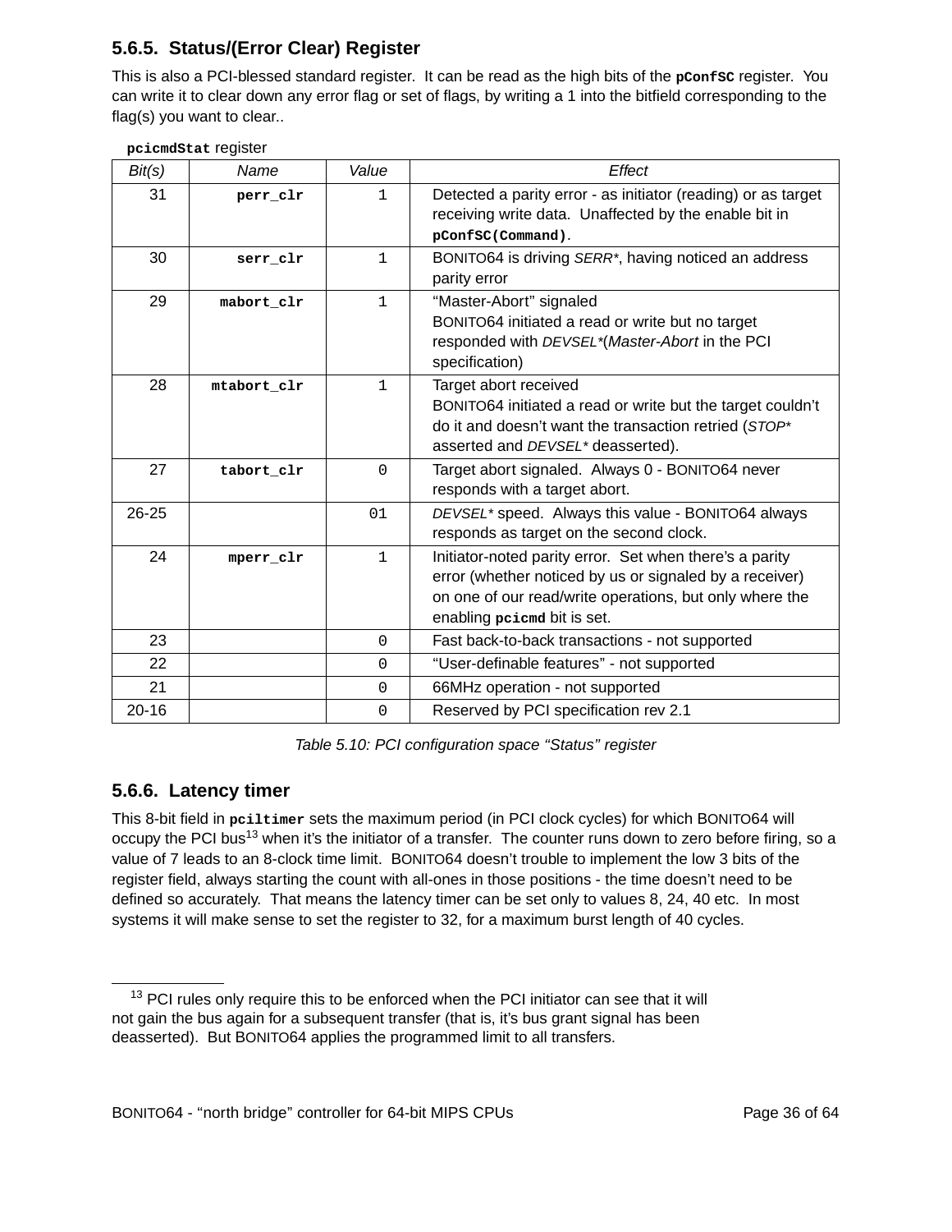### 5.6.5. Status/(Error Clear) Register

This is also a PCI-blessed standard register. It can be read as the high bits of the **pConfSC** register. You can write it to clear down any error flag or set of flags, by writing a 1 into the bitfield corresponding to the flag(s) you want to clear..

**pcicmdStat** register

| *Bit(s)* | *Name* | *Value* | *Effect* |
|---|---|---|---|
| 31 | **perr_clr** | 1 | Detected a parity error - as initiator (reading) or as target receiving write data. Unaffected by the enable bit in **pConfSC(Command)**. |
| 30 | **serr_clr** | 1 | BONITO64 is driving *SERR**, having noticed an address parity error |
| 29 | **mabort_clr** | 1 | “Master-Abort” signaled<br>BONITO64 initiated a read or write but no target responded with *DEVSEL**(*Master-Abort* in the PCI specification) |
| 28 | **mtabort_clr** | 1 | Target abort received<br>BONITO64 initiated a read or write but the target couldn’t do it and doesn’t want the transaction retried (*STOP** asserted and *DEVSEL** deasserted). |
| 27 | **tabort_clr** | 0 | Target abort signaled. Always 0 - BONITO64 never responds with a target abort. |
| 26-25 | | 01 | *DEVSEL** speed. Always this value - BONITO64 always responds as target on the second clock. |
| 24 | **mperr_clr** | 1 | Initiator-noted parity error. Set when there’s a parity error (whether noticed by us or signaled by a receiver) on one of our read/write operations, but only where the enabling **pcicmd** bit is set. |
| 23 | | 0 | Fast back-to-back transactions - not supported |
| 22 | | 0 | “User-definable features” - not supported |
| 21 | | 0 | 66MHz operation - not supported |
| 20-16 | | 0 | Reserved by PCI specification rev 2.1 |

*Table 5.10: PCI configuration space “Status” register*

### 5.6.6. Latency timer

This 8-bit field in **pciltimer** sets the maximum period (in PCI clock cycles) for which BONITO64 will occupy the PCI bus[13] when it’s the initiator of a transfer. The counter runs down to zero before firing, so a value of 7 leads to an 8-clock time limit. BONITO64 doesn’t trouble to implement the low 3 bits of the register field, always starting the count with all-ones in those positions - the time doesn’t need to be defined so accurately. That means the latency timer can be set only to values 8, 24, 40 etc. In most systems it will make sense to set the register to 32, for a maximum burst length of 40 cycles.

---

[13] PCI rules only require this to be enforced when the PCI initiator can see that it will not gain the bus again for a subsequent transfer (that is, it’s bus grant signal has been deasserted). But BONITO64 applies the programmed limit to all transfers.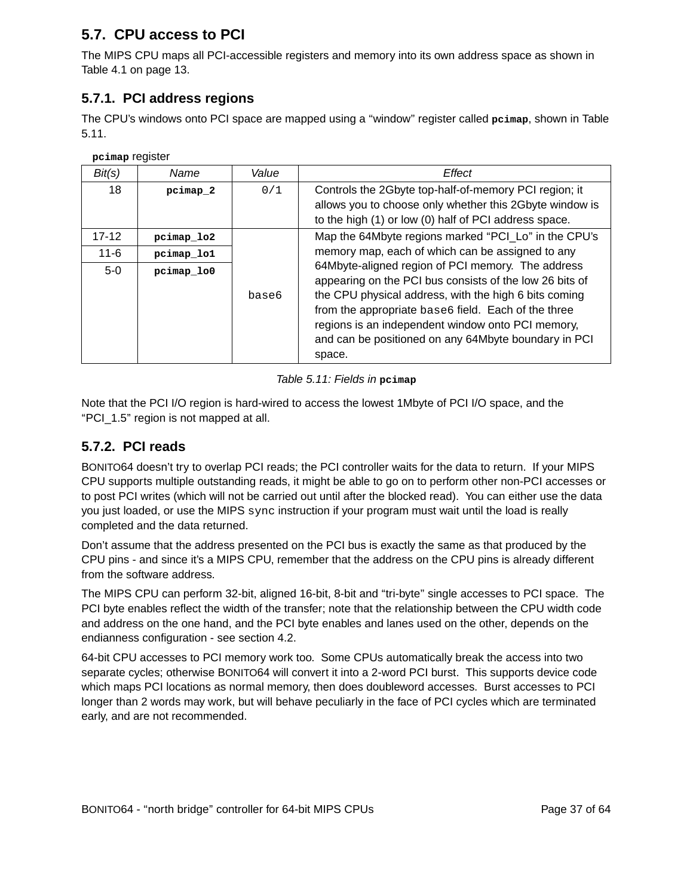## 5.7. CPU access to PCI

The MIPS CPU maps all PCI-accessible registers and memory into its own address space as shown in Table 4.1 on page 13.

### 5.7.1. PCI address regions

The CPU's windows onto PCI space are mapped using a "window" register called **pcimap**, shown in Table 5.11.

**pcimap** register

| *Bit(s)* | *Name* | *Value* | *Effect* |
|---|---|---|---|
| 18 | **pcimap_2** | 0/1 | Controls the 2Gbyte top-half-of-memory PCI region; it allows you to choose only whether this 2Gbyte window is to the high (1) or low (0) half of PCI address space. |
| 17-12 | **pcimap_lo2** | base6 | Map the 64Mbyte regions marked "PCI_Lo" in the CPU's memory map, each of which can be assigned to any 64Mbyte-aligned region of PCI memory. The address appearing on the PCI bus consists of the low 26 bits of the CPU physical address, with the high 6 bits coming from the appropriate base6 field. Each of the three regions is an independent window onto PCI memory, and can be positioned on any 64Mbyte boundary in PCI space. |
| 11-6 | **pcimap_lo1** | | |
| 5-0 | **pcimap_lo0** | | |

*Table 5.11: Fields in* **pcimap**

Note that the PCI I/O region is hard-wired to access the lowest 1Mbyte of PCI I/O space, and the "PCI_1.5" region is not mapped at all.

### 5.7.2. PCI reads

BONITO64 doesn't try to overlap PCI reads; the PCI controller waits for the data to return. If your MIPS CPU supports multiple outstanding reads, it might be able to go on to perform other non-PCI accesses or to post PCI writes (which will not be carried out until after the blocked read). You can either use the data you just loaded, or use the MIPS `sync` instruction if your program must wait until the load is really completed and the data returned.

Don't assume that the address presented on the PCI bus is exactly the same as that produced by the CPU pins - and since it's a MIPS CPU, remember that the address on the CPU pins is already different from the software address.

The MIPS CPU can perform 32-bit, aligned 16-bit, 8-bit and "tri-byte" single accesses to PCI space. The PCI byte enables reflect the width of the transfer; note that the relationship between the CPU width code and address on the one hand, and the PCI byte enables and lanes used on the other, depends on the endianness configuration - see section 4.2.

64-bit CPU accesses to PCI memory work too. Some CPUs automatically break the access into two separate cycles; otherwise BONITO64 will convert it into a 2-word PCI burst. This supports device code which maps PCI locations as normal memory, then does doubleword accesses. Burst accesses to PCI longer than 2 words may work, but will behave peculiarly in the face of PCI cycles which are terminated early, and are not recommended.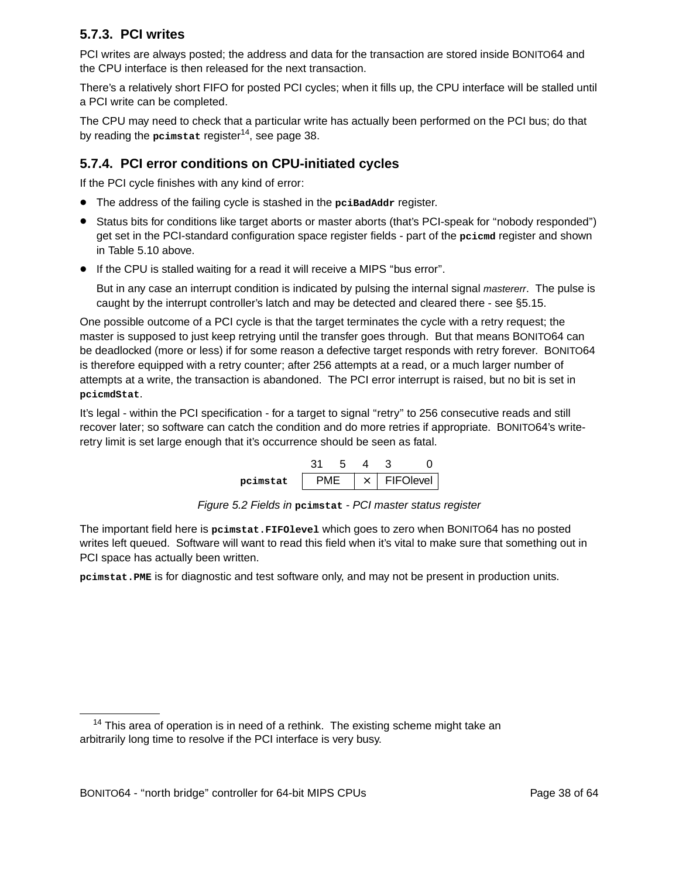### 5.7.3. PCI writes

PCI writes are always posted; the address and data for the transaction are stored inside BONITO64 and the CPU interface is then released for the next transaction.

There's a relatively short FIFO for posted PCI cycles; when it fills up, the CPU interface will be stalled until a PCI write can be completed.

The CPU may need to check that a particular write has actually been performed on the PCI bus; do that by reading the **`pcimstat`** register[14], see page 38.

### 5.7.4. PCI error conditions on CPU-initiated cycles

If the PCI cycle finishes with any kind of error:

- The address of the failing cycle is stashed in the **`pciBadAddr`** register.
- Status bits for conditions like target aborts or master aborts (that's PCI-speak for "nobody responded") get set in the PCI-standard configuration space register fields - part of the **`pcicmd`** register and shown in Table 5.10 above.
- If the CPU is stalled waiting for a read it will receive a MIPS "bus error".

  But in any case an interrupt condition is indicated by pulsing the internal signal *mastererr*. The pulse is caught by the interrupt controller's latch and may be detected and cleared there - see §5.15.

One possible outcome of a PCI cycle is that the target terminates the cycle with a retry request; the master is supposed to just keep retrying until the transfer goes through. But that means BONITO64 can be deadlocked (more or less) if for some reason a defective target responds with retry forever. BONITO64 is therefore equipped with a retry counter; after 256 attempts at a read, or a much larger number of attempts at a write, the transaction is abandoned. The PCI error interrupt is raised, but no bit is set in **`pcicmdStat`**.

It's legal - within the PCI specification - for a target to signal "retry" to 256 consecutive reads and still recover later; so software can catch the condition and do more retries if appropriate. BONITO64's write-retry limit is set large enough that it's occurrence should be seen as fatal.

| | 31 5 | 4 | 3 0 |
|---|---|---|---|
| **`pcimstat`** | PME | × | FIFOlevel |

*Figure 5.2 Fields in* **`pcimstat`** *- PCI master status register*

The important field here is **`pcimstat.FIFOlevel`** which goes to zero when BONITO64 has no posted writes left queued. Software will want to read this field when it's vital to make sure that something out in PCI space has actually been written.

**`pcimstat.PME`** is for diagnostic and test software only, and may not be present in production units.

---

[14] This area of operation is in need of a rethink. The existing scheme might take an arbitrarily long time to resolve if the PCI interface is very busy.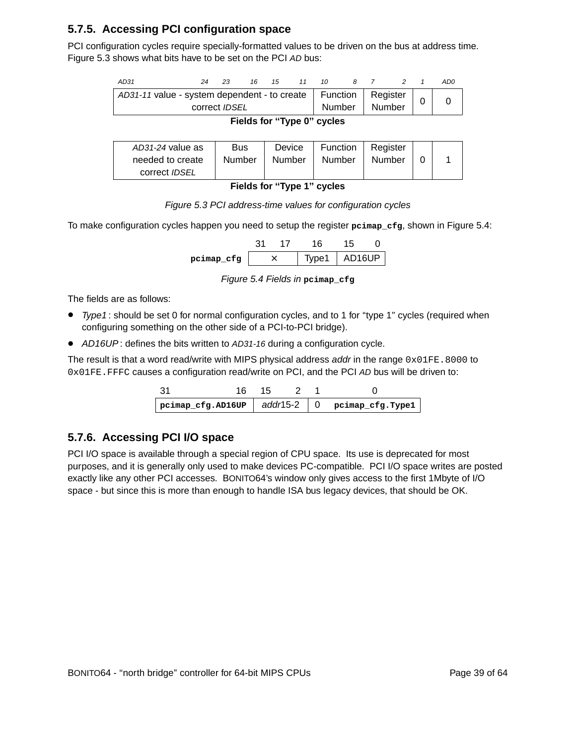### 5.7.5. Accessing PCI configuration space

PCI configuration cycles require specially-formatted values to be driven on the bus at address time. Figure 5.3 shows what bits have to be set on the PCI *AD* bus:

| *AD31* ... 11 | 10 ... 8 | 7 ... 2 | 1 | *AD0* |
|---|---|---|---|---|
| *AD31-11* value - system dependent - to create correct *IDSEL* | Function Number | Register Number | 0 | 0 |

**Fields for "Type 0" cycles**

| *AD31* ... 24 | 23 ... 16 | 15 ... 11 | 10 ... 8 | 7 ... 2 | 1 | *AD0* |
|---|---|---|---|---|---|---|
| *AD31-24* value as needed to create correct *IDSEL* | Bus Number | Device Number | Function Number | Register Number | 0 | 1 |

**Fields for "Type 1" cycles**

*Figure 5.3 PCI address-time values for configuration cycles*

To make configuration cycles happen you need to setup the register **`pcimap_cfg`**, shown in Figure 5.4:

| | 31 ... 17 | 16 | 15 ... 0 |
|---|---|---|---|
| **`pcimap_cfg`** | × | Type1 | AD16UP |

*Figure 5.4 Fields in* **`pcimap_cfg`**

The fields are as follows:

- *Type1* : should be set 0 for normal configuration cycles, and to 1 for "type 1" cycles (required when configuring something on the other side of a PCI-to-PCI bridge).
- *AD16UP* : defines the bits written to *AD31-16* during a configuration cycle.

The result is that a word read/write with MIPS physical address *addr* in the range `0x01FE.8000` to `0x01FE.FFFC` causes a configuration read/write on PCI, and the PCI *AD* bus will be driven to:

| 31 ... 16 | 15 ... 2 | 1 | 0 |
|---|---|---|---|
| **`pcimap_cfg.AD16UP`** | *addr*15-2 | 0 | **`pcimap_cfg.Type1`** |

### 5.7.6. Accessing PCI I/O space

PCI I/O space is available through a special region of CPU space. Its use is deprecated for most purposes, and it is generally only used to make devices PC-compatible. PCI I/O space writes are posted exactly like any other PCI accesses. BONITO64's window only gives access to the first 1Mbyte of I/O space - but since this is more than enough to handle ISA bus legacy devices, that should be OK.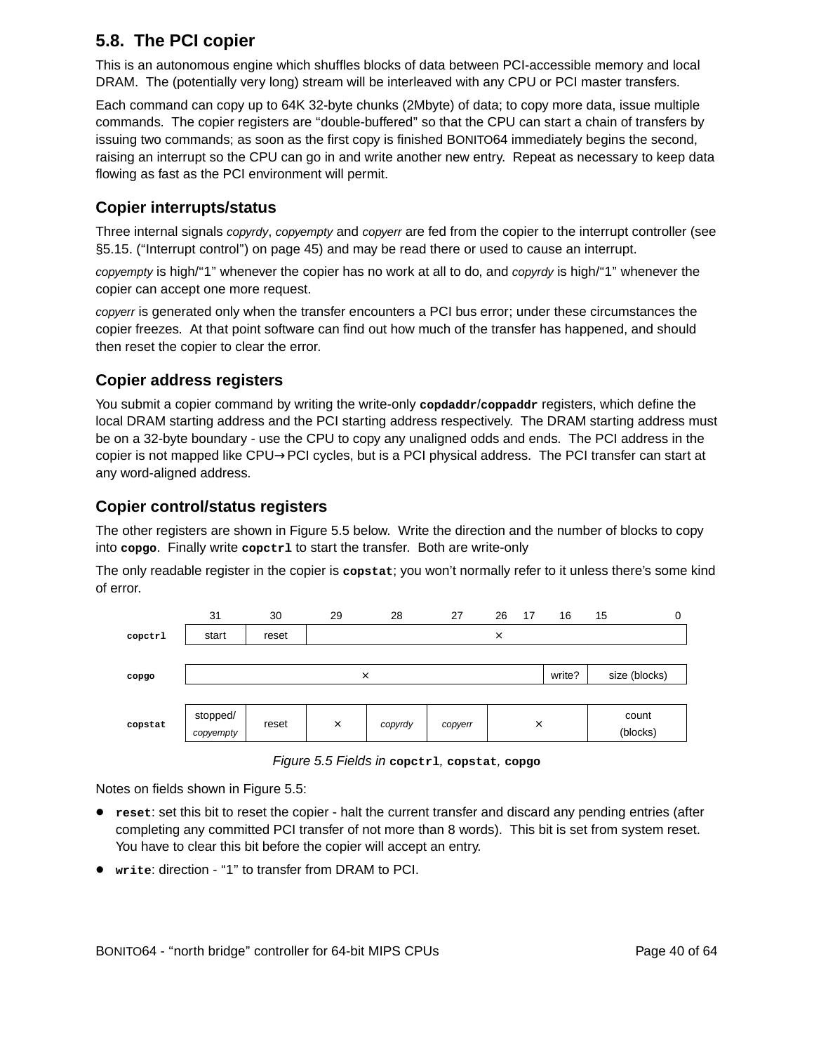## 5.8. The PCI copier

This is an autonomous engine which shuffles blocks of data between PCI-accessible memory and local DRAM. The (potentially very long) stream will be interleaved with any CPU or PCI master transfers.

Each command can copy up to 64K 32-byte chunks (2Mbyte) of data; to copy more data, issue multiple commands. The copier registers are "double-buffered" so that the CPU can start a chain of transfers by issuing two commands; as soon as the first copy is finished BONITO64 immediately begins the second, raising an interrupt so the CPU can go in and write another new entry. Repeat as necessary to keep data flowing as fast as the PCI environment will permit.

### Copier interrupts/status

Three internal signals *copyrdy*, *copyempty* and *copyerr* are fed from the copier to the interrupt controller (see §5.15. ("Interrupt control") on page 45) and may be read there or used to cause an interrupt.

*copyempty* is high/"1" whenever the copier has no work at all to do, and *copyrdy* is high/"1" whenever the copier can accept one more request.

*copyerr* is generated only when the transfer encounters a PCI bus error; under these circumstances the copier freezes. At that point software can find out how much of the transfer has happened, and should then reset the copier to clear the error.

### Copier address registers

You submit a copier command by writing the write-only **`copdaddr`**/**`coppaddr`** registers, which define the local DRAM starting address and the PCI starting address respectively. The DRAM starting address must be on a 32-byte boundary - use the CPU to copy any unaligned odds and ends. The PCI address in the copier is not mapped like CPU→PCI cycles, but is a PCI physical address. The PCI transfer can start at any word-aligned address.

### Copier control/status registers

The other registers are shown in Figure 5.5 below. Write the direction and the number of blocks to copy into **`copgo`**. Finally write **`copctrl`** to start the transfer. Both are write-only

The only readable register in the copier is **`copstat`**; you won't normally refer to it unless there's some kind of error.

| Register | 31 | 30 | 29 | 28 | 27 | 26–17 | 16 | 15–0 |
|---|---|---|---|---|---|---|---|---|
| **copctrl** | start | reset | × | | | | | |
| **copgo** | × | | | | | | write? | size (blocks) |
| **copstat** | stopped/ *copyempty* | reset | × | *copyrdy* | *copyerr* | × | | count (blocks) |

*Figure 5.5 Fields in* **`copctrl`**, **`copstat`**, **`copgo`**

Notes on fields shown in Figure 5.5:

- **`reset`**: set this bit to reset the copier - halt the current transfer and discard any pending entries (after completing any committed PCI transfer of not more than 8 words). This bit is set from system reset. You have to clear this bit before the copier will accept an entry.
- **`write`**: direction - "1" to transfer from DRAM to PCI.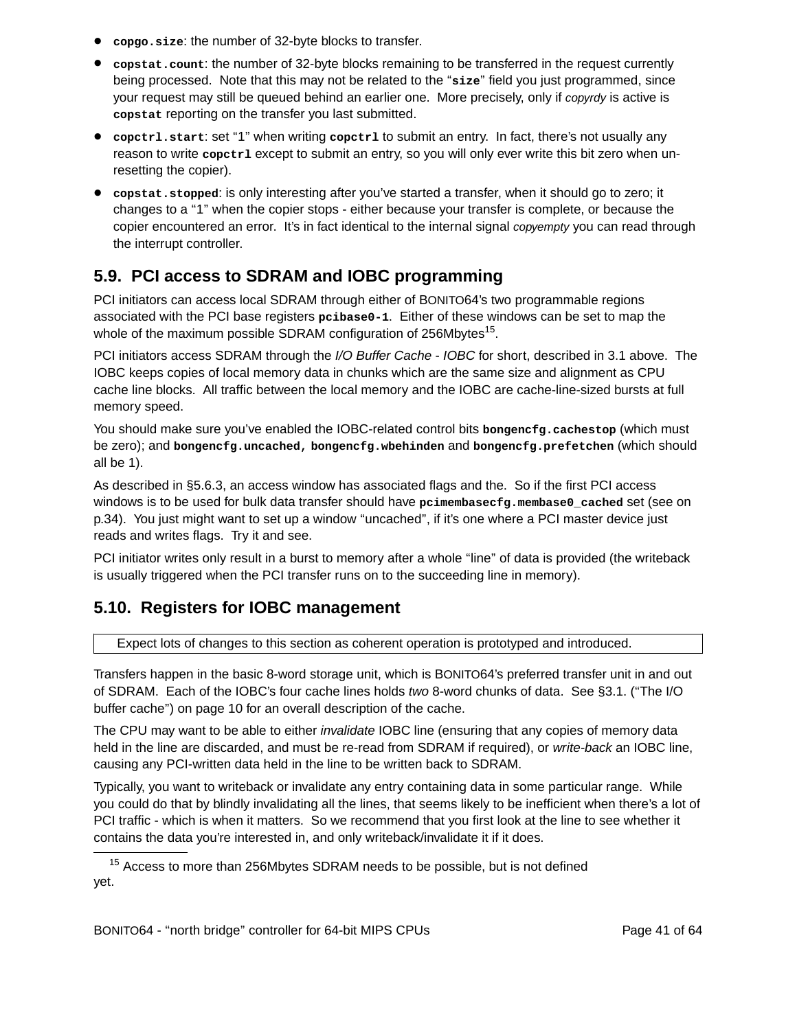- **copgo.size**: the number of 32-byte blocks to transfer.
- **copstat.count**: the number of 32-byte blocks remaining to be transferred in the request currently being processed. Note that this may not be related to the "**size**" field you just programmed, since your request may still be queued behind an earlier one. More precisely, only if *copyrdy* is active is **copstat** reporting on the transfer you last submitted.
- **copctrl.start**: set "1" when writing **copctrl** to submit an entry. In fact, there's not usually any reason to write **copctrl** except to submit an entry, so you will only ever write this bit zero when un-resetting the copier).
- **copstat.stopped**: is only interesting after you've started a transfer, when it should go to zero; it changes to a "1" when the copier stops - either because your transfer is complete, or because the copier encountered an error. It's in fact identical to the internal signal *copyempty* you can read through the interrupt controller.

## 5.9. PCI access to SDRAM and IOBC programming

PCI initiators can access local SDRAM through either of BONITO64's two programmable regions associated with the PCI base registers **pcibase0-1**. Either of these windows can be set to map the whole of the maximum possible SDRAM configuration of 256Mbytes[15].

PCI initiators access SDRAM through the *I/O Buffer Cache - IOBC* for short, described in 3.1 above. The IOBC keeps copies of local memory data in chunks which are the same size and alignment as CPU cache line blocks. All traffic between the local memory and the IOBC are cache-line-sized bursts at full memory speed.

You should make sure you've enabled the IOBC-related control bits **bongencfg.cachestop** (which must be zero); and **bongencfg.uncached, bongencfg.wbehinden** and **bongencfg.prefetchen** (which should all be 1).

As described in §5.6.3, an access window has associated flags and the. So if the first PCI access windows is to be used for bulk data transfer should have **pcimembasecfg.membase0_cached** set (see on p.34). You just might want to set up a window "uncached", if it's one where a PCI master device just reads and writes flags. Try it and see.

PCI initiator writes only result in a burst to memory after a whole "line" of data is provided (the writeback is usually triggered when the PCI transfer runs on to the succeeding line in memory).

## 5.10. Registers for IOBC management

| Expect lots of changes to this section as coherent operation is prototyped and introduced. |
|---|

Transfers happen in the basic 8-word storage unit, which is BONITO64's preferred transfer unit in and out of SDRAM. Each of the IOBC's four cache lines holds *two* 8-word chunks of data. See §3.1. ("The I/O buffer cache") on page 10 for an overall description of the cache.

The CPU may want to be able to either *invalidate* IOBC line (ensuring that any copies of memory data held in the line are discarded, and must be re-read from SDRAM if required), or *write-back* an IOBC line, causing any PCI-written data held in the line to be written back to SDRAM.

Typically, you want to writeback or invalidate any entry containing data in some particular range. While you could do that by blindly invalidating all the lines, that seems likely to be inefficient when there's a lot of PCI traffic - which is when it matters. So we recommend that you first look at the line to see whether it contains the data you're interested in, and only writeback/invalidate it if it does.

---

[15] Access to more than 256Mbytes SDRAM needs to be possible, but is not defined yet.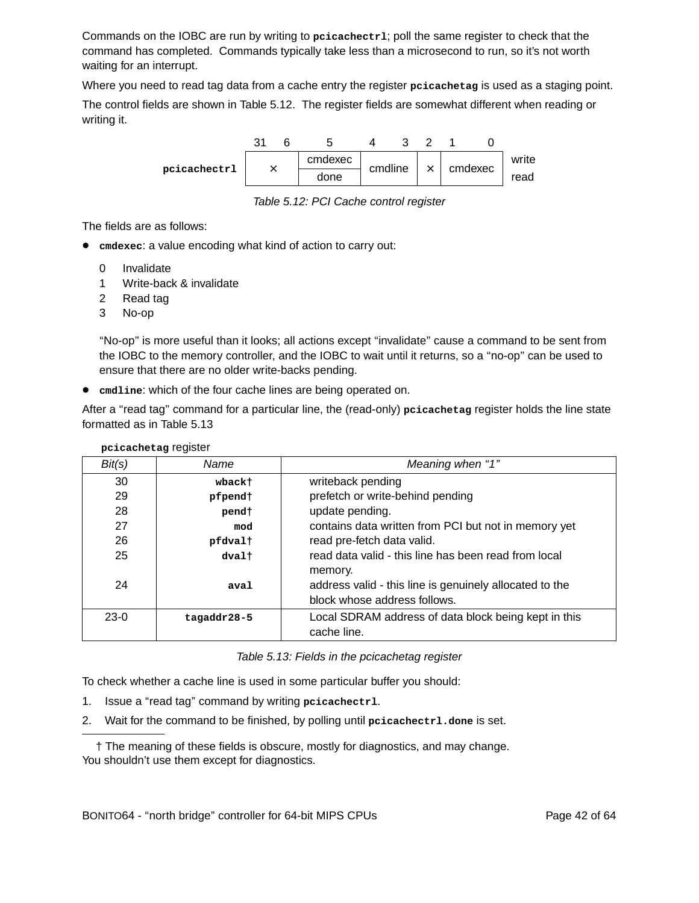Commands on the IOBC are run by writing to **`pcicachectrl`**; poll the same register to check that the command has completed. Commands typically take less than a microsecond to run, so it's not worth waiting for an interrupt.

Where you need to read tag data from a cache entry the register **`pcicachetag`** is used as a staging point.

The control fields are shown in Table 5.12. The register fields are somewhat different when reading or writing it.

| | 31 6 | 5 | 4 3 | 2 | 1 0 | |
|---|---|---|---|---|---|---|
| **`pcicachectrl`** | × | cmdexec | cmdline | × | cmdexec | write |
| | | done | | | | read |

*Table 5.12: PCI Cache control register*

The fields are as follows:

- **`cmdexec`**: a value encoding what kind of action to carry out:

  0 Invalidate
  1 Write-back & invalidate
  2 Read tag
  3 No-op

  "No-op" is more useful than it looks; all actions except "invalidate" cause a command to be sent from the IOBC to the memory controller, and the IOBC to wait until it returns, so a "no-op" can be used to ensure that there are no older write-backs pending.

- **`cmdline`**: which of the four cache lines are being operated on.

After a "read tag" command for a particular line, the (read-only) **`pcicachetag`** register holds the line state formatted as in Table 5.13

**`pcicachetag`** register

| *Bit(s)* | *Name* | *Meaning when "1"* |
|---|---|---|
| 30 | **`wback†`** | writeback pending |
| 29 | **`pfpend†`** | prefetch or write-behind pending |
| 28 | **`pend†`** | update pending. |
| 27 | **`mod`** | contains data written from PCI but not in memory yet |
| 26 | **`pfdval†`** | read pre-fetch data valid. |
| 25 | **`dval†`** | read data valid - this line has been read from local memory. |
| 24 | **`aval`** | address valid - this line is genuinely allocated to the block whose address follows. |
| 23-0 | **`tagaddr28-5`** | Local SDRAM address of data block being kept in this cache line. |

*Table 5.13: Fields in the pcicachetag register*

To check whether a cache line is used in some particular buffer you should:

1. Issue a "read tag" command by writing **`pcicachectrl`**.
2. Wait for the command to be finished, by polling until **`pcicachectrl.done`** is set.

† The meaning of these fields is obscure, mostly for diagnostics, and may change. You shouldn't use them except for diagnostics.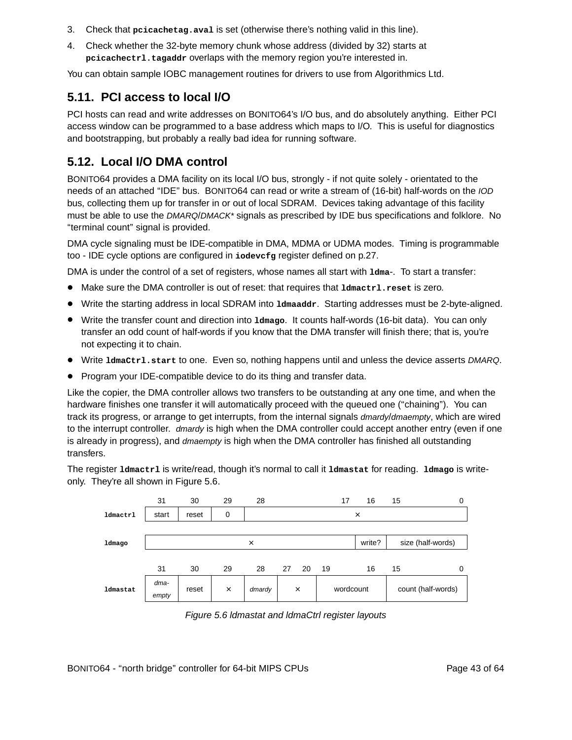3. Check that **pcicachetag.aval** is set (otherwise there's nothing valid in this line).
4. Check whether the 32-byte memory chunk whose address (divided by 32) starts at **pcicachectrl.tagaddr** overlaps with the memory region you're interested in.

You can obtain sample IOBC management routines for drivers to use from Algorithmics Ltd.

## 5.11. PCI access to local I/O

PCI hosts can read and write addresses on BONITO64's I/O bus, and do absolutely anything. Either PCI access window can be programmed to a base address which maps to I/O. This is useful for diagnostics and bootstrapping, but probably a really bad idea for running software.

## 5.12. Local I/O DMA control

BONITO64 provides a DMA facility on its local I/O bus, strongly - if not quite solely - orientated to the needs of an attached "IDE" bus. BONITO64 can read or write a stream of (16-bit) half-words on the *IOD* bus, collecting them up for transfer in or out of local SDRAM. Devices taking advantage of this facility must be able to use the *DMARQ*/*DMACK** signals as prescribed by IDE bus specifications and folklore. No "terminal count" signal is provided.

DMA cycle signaling must be IDE-compatible in DMA, MDMA or UDMA modes. Timing is programmable too - IDE cycle options are configured in **iodevcfg** register defined on p.27.

DMA is under the control of a set of registers, whose names all start with **ldma-**. To start a transfer:

- Make sure the DMA controller is out of reset: that requires that **ldmactrl.reset** is zero.
- Write the starting address in local SDRAM into **ldmaaddr**. Starting addresses must be 2-byte-aligned.
- Write the transfer count and direction into **ldmago**. It counts half-words (16-bit data). You can only transfer an odd count of half-words if you know that the DMA transfer will finish there; that is, you're not expecting it to chain.
- Write **ldmaCtrl.start** to one. Even so, nothing happens until and unless the device asserts *DMARQ*.
- Program your IDE-compatible device to do its thing and transfer data.

Like the copier, the DMA controller allows two transfers to be outstanding at any one time, and when the hardware finishes one transfer it will automatically proceed with the queued one ("chaining"). You can track its progress, or arrange to get interrupts, from the internal signals *dmardy*/*dmaempty*, which are wired to the interrupt controller. *dmardy* is high when the DMA controller could accept another entry (even if one is already in progress), and *dmaempty* is high when the DMA controller has finished all outstanding transfers.

The register **ldmactrl** is write/read, though it's normal to call it **ldmastat** for reading. **ldmago** is write-only. They're all shown in Figure 5.6.

| Register | 31 | 30 | 29 | 28–17 | 16 | 15–0 |
|---|---|---|---|---|---|---|
| **ldmactrl** | start | reset | 0 | × | × | × |
| **ldmago** | × | × | × | × | write? | size (half-words) |

| Register | 31 | 30 | 29 | 28 | 27–20 | 19–16 | 15–0 |
|---|---|---|---|---|---|---|---|
| **ldmastat** | *dma-empty* | reset | × | *dmardy* | × | wordcount | count (half-words) |

*Figure 5.6 ldmastat and ldmaCtrl register layouts*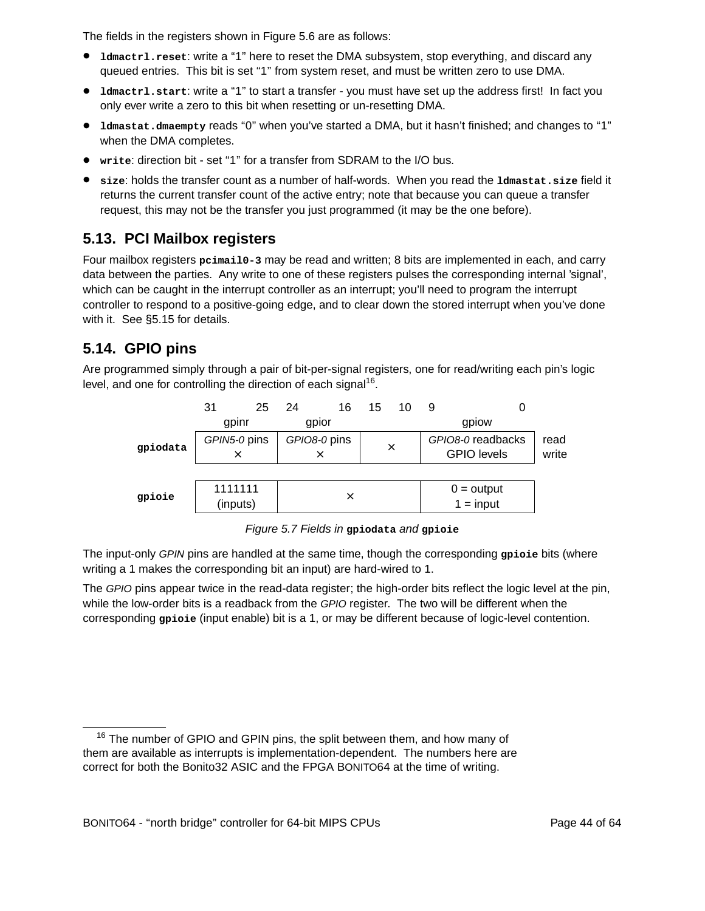The fields in the registers shown in Figure 5.6 are as follows:

- **ldmactrl.reset**: write a "1" here to reset the DMA subsystem, stop everything, and discard any queued entries. This bit is set "1" from system reset, and must be written zero to use DMA.
- **ldmactrl.start**: write a "1" to start a transfer - you must have set up the address first! In fact you only ever write a zero to this bit when resetting or un-resetting DMA.
- **ldmastat.dmaempty** reads "0" when you've started a DMA, but it hasn't finished; and changes to "1" when the DMA completes.
- **write**: direction bit - set "1" for a transfer from SDRAM to the I/O bus.
- **size**: holds the transfer count as a number of half-words. When you read the **ldmastat.size** field it returns the current transfer count of the active entry; note that because you can queue a transfer request, this may not be the transfer you just programmed (it may be the one before).

## 5.13. PCI Mailbox registers

Four mailbox registers **pcimail0-3** may be read and written; 8 bits are implemented in each, and carry data between the parties. Any write to one of these registers pulses the corresponding internal 'signal', which can be caught in the interrupt controller as an interrupt; you'll need to program the interrupt controller to respond to a positive-going edge, and to clear down the stored interrupt when you've done with it. See §5.15 for details.

## 5.14. GPIO pins

Are programmed simply through a pair of bit-per-signal registers, one for read/writing each pin's logic level, and one for controlling the direction of each signal[16].

| | 31–25 | 24–16 | 15–10 | 9–0 | |
|---|---|---|---|---|---|
| | gpinr | gpior | | gpiow | |
| **gpiodata** | *GPIN5-0* pins / × | *GPIO8-0* pins / × | × | *GPIO8-0* readbacks / GPIO levels | read / write |
| **gpioie** | 1111111 (inputs) | × | | 0 = output / 1 = input | |

*Figure 5.7 Fields in* **gpiodata** *and* **gpioie**

The input-only *GPIN* pins are handled at the same time, though the corresponding **gpioie** bits (where writing a 1 makes the corresponding bit an input) are hard-wired to 1.

The *GPIO* pins appear twice in the read-data register; the high-order bits reflect the logic level at the pin, while the low-order bits is a readback from the *GPIO* register. The two will be different when the corresponding **gpioie** (input enable) bit is a 1, or may be different because of logic-level contention.

[16] The number of GPIO and GPIN pins, the split between them, and how many of them are available as interrupts is implementation-dependent. The numbers here are correct for both the Bonito32 ASIC and the FPGA BONITO64 at the time of writing.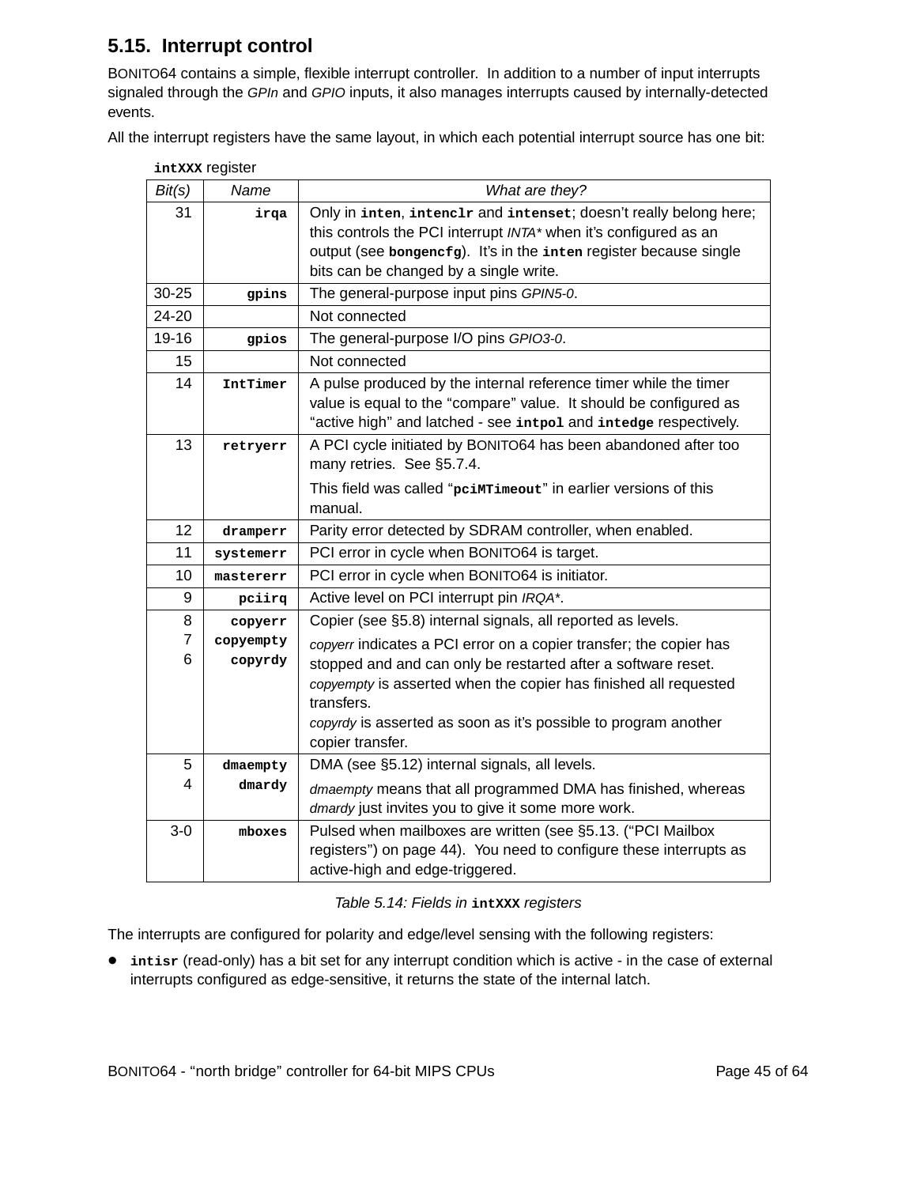## 5.15. Interrupt control

BONITO64 contains a simple, flexible interrupt controller. In addition to a number of input interrupts signaled through the *GPIn* and *GPIO* inputs, it also manages interrupts caused by internally-detected events.

All the interrupt registers have the same layout, in which each potential interrupt source has one bit:

**intXXX** register

| *Bit(s)* | *Name* | *What are they?* |
|---|---|---|
| 31 | **irqa** | Only in **inten**, **intenclr** and **intenset**; doesn't really belong here; this controls the PCI interrupt *INTA** when it's configured as an output (see **bongencfg**). It's in the **inten** register because single bits can be changed by a single write. |
| 30-25 | **gpins** | The general-purpose input pins *GPIN5-0*. |
| 24-20 | | Not connected |
| 19-16 | **gpios** | The general-purpose I/O pins *GPIO3-0*. |
| 15 | | Not connected |
| 14 | **IntTimer** | A pulse produced by the internal reference timer while the timer value is equal to the "compare" value. It should be configured as "active high" and latched - see **intpol** and **intedge** respectively. |
| 13 | **retryerr** | A PCI cycle initiated by BONITO64 has been abandoned after too many retries. See §5.7.4. This field was called "**pciMTimeout**" in earlier versions of this manual. |
| 12 | **dramperr** | Parity error detected by SDRAM controller, when enabled. |
| 11 | **systemerr** | PCI error in cycle when BONITO64 is target. |
| 10 | **mastererr** | PCI error in cycle when BONITO64 is initiator. |
| 9 | **pciirq** | Active level on PCI interrupt pin *IRQA**. |
| 8<br>7<br>6 | **copyerr**<br>**copyempty**<br>**copyrdy** | Copier (see §5.8) internal signals, all reported as levels.<br>*copyerr* indicates a PCI error on a copier transfer; the copier has stopped and and can only be restarted after a software reset.<br>*copyempty* is asserted when the copier has finished all requested transfers.<br>*copyrdy* is asserted as soon as it's possible to program another copier transfer. |
| 5<br>4 | **dmaempty**<br>**dmardy** | DMA (see §5.12) internal signals, all levels.<br>*dmaempty* means that all programmed DMA has finished, whereas *dmardy* just invites you to give it some more work. |
| 3-0 | **mboxes** | Pulsed when mailboxes are written (see §5.13. ("PCI Mailbox registers") on page 44). You need to configure these interrupts as active-high and edge-triggered. |

*Table 5.14: Fields in* **intXXX** *registers*

The interrupts are configured for polarity and edge/level sensing with the following registers:

- **intisr** (read-only) has a bit set for any interrupt condition which is active - in the case of external interrupts configured as edge-sensitive, it returns the state of the internal latch.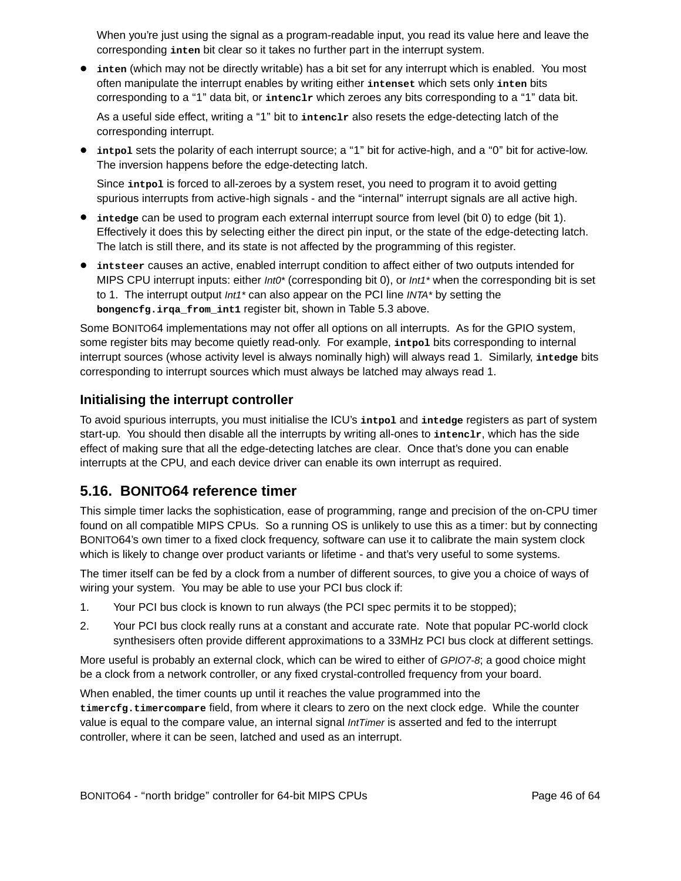When you're just using the signal as a program-readable input, you read its value here and leave the corresponding **inten** bit clear so it takes no further part in the interrupt system.

- **inten** (which may not be directly writable) has a bit set for any interrupt which is enabled. You most often manipulate the interrupt enables by writing either **intenset** which sets only **inten** bits corresponding to a "1" data bit, or **intenclr** which zeroes any bits corresponding to a "1" data bit.

  As a useful side effect, writing a "1" bit to **intenclr** also resets the edge-detecting latch of the corresponding interrupt.

- **intpol** sets the polarity of each interrupt source; a "1" bit for active-high, and a "0" bit for active-low. The inversion happens before the edge-detecting latch.

  Since **intpol** is forced to all-zeroes by a system reset, you need to program it to avoid getting spurious interrupts from active-high signals - and the "internal" interrupt signals are all active high.

- **intedge** can be used to program each external interrupt source from level (bit 0) to edge (bit 1). Effectively it does this by selecting either the direct pin input, or the state of the edge-detecting latch. The latch is still there, and its state is not affected by the programming of this register.

- **intsteer** causes an active, enabled interrupt condition to affect either of two outputs intended for MIPS CPU interrupt inputs: either *Int0\** (corresponding bit 0), or *Int1\** when the corresponding bit is set to 1. The interrupt output *Int1\** can also appear on the PCI line *INTA\** by setting the **bongencfg.irqa_from_int1** register bit, shown in Table 5.3 above.

Some BONITO64 implementations may not offer all options on all interrupts. As for the GPIO system, some register bits may become quietly read-only. For example, **intpol** bits corresponding to internal interrupt sources (whose activity level is always nominally high) will always read 1. Similarly, **intedge** bits corresponding to interrupt sources which must always be latched may always read 1.

### Initialising the interrupt controller

To avoid spurious interrupts, you must initialise the ICU's **intpol** and **intedge** registers as part of system start-up. You should then disable all the interrupts by writing all-ones to **intenclr**, which has the side effect of making sure that all the edge-detecting latches are clear. Once that's done you can enable interrupts at the CPU, and each device driver can enable its own interrupt as required.

## 5.16. BONITO64 reference timer

This simple timer lacks the sophistication, ease of programming, range and precision of the on-CPU timer found on all compatible MIPS CPUs. So a running OS is unlikely to use this as a timer: but by connecting BONITO64's own timer to a fixed clock frequency, software can use it to calibrate the main system clock which is likely to change over product variants or lifetime - and that's very useful to some systems.

The timer itself can be fed by a clock from a number of different sources, to give you a choice of ways of wiring your system. You may be able to use your PCI bus clock if:

1. Your PCI bus clock is known to run always (the PCI spec permits it to be stopped);
2. Your PCI bus clock really runs at a constant and accurate rate. Note that popular PC-world clock synthesisers often provide different approximations to a 33MHz PCI bus clock at different settings.

More useful is probably an external clock, which can be wired to either of *GPIO7-8*; a good choice might be a clock from a network controller, or any fixed crystal-controlled frequency from your board.

When enabled, the timer counts up until it reaches the value programmed into the **timercfg.timercompare** field, from where it clears to zero on the next clock edge. While the counter value is equal to the compare value, an internal signal *IntTimer* is asserted and fed to the interrupt controller, where it can be seen, latched and used as an interrupt.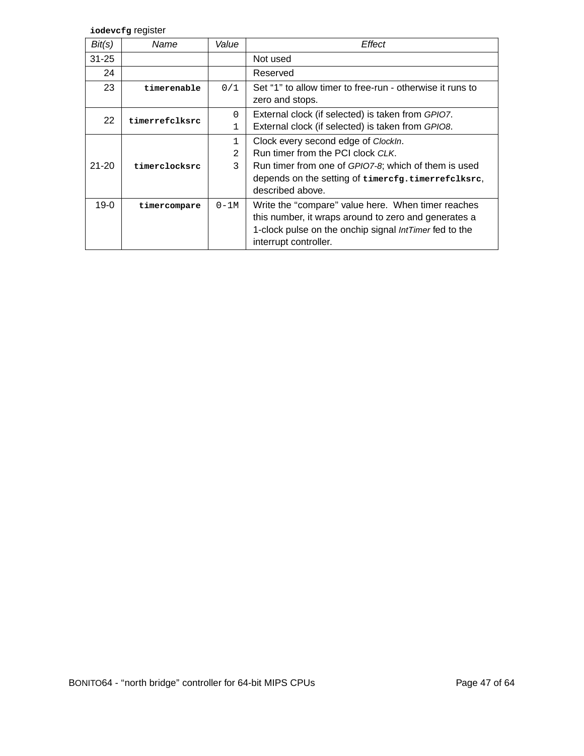**iodevcfg** register

| Bit(s) | Name | Value | Effect |
|---|---|---|---|
| 31-25 | | | Not used |
| 24 | | | Reserved |
| 23 | **timerenable** | 0/1 | Set "1" to allow timer to free-run - otherwise it runs to zero and stops. |
| 22 | **timerrefclksrc** | 0<br>1 | External clock (if selected) is taken from *GPIO7*.<br>External clock (if selected) is taken from *GPIO8*. |
| 21-20 | **timerclocksrc** | 1<br>2<br>3 | Clock every second edge of *ClockIn*.<br>Run timer from the PCI clock *CLK*.<br>Run timer from one of *GPIO7-8*; which of them is used depends on the setting of **timercfg.timerrefclksrc**, described above. |
| 19-0 | **timercompare** | 0-1M | Write the "compare" value here. When timer reaches this number, it wraps around to zero and generates a 1-clock pulse on the onchip signal *IntTimer* fed to the interrupt controller. |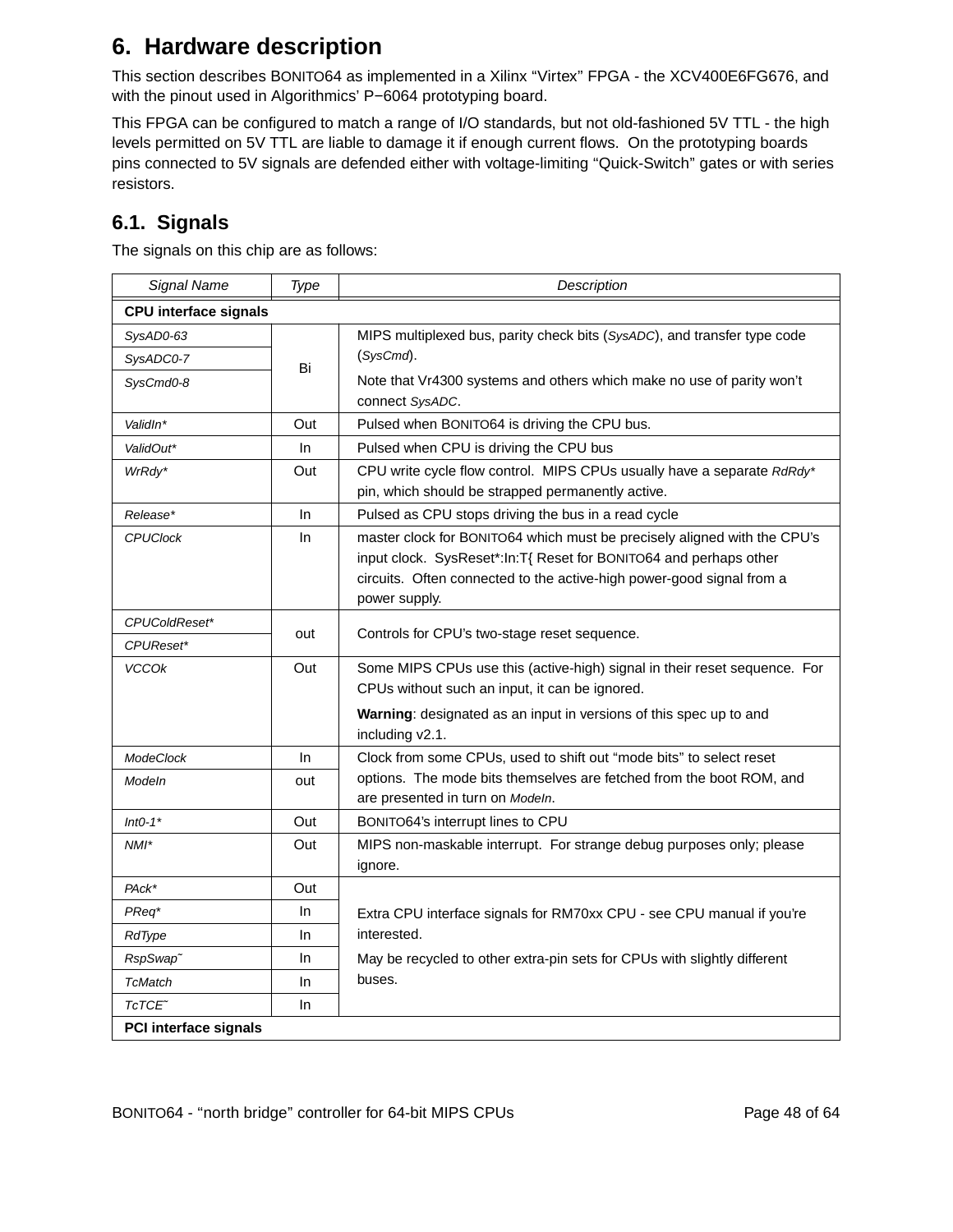# 6. Hardware description

This section describes BONITO64 as implemented in a Xilinx "Virtex" FPGA - the XCV400E6FG676, and with the pinout used in Algorithmics' P−6064 prototyping board.

This FPGA can be configured to match a range of I/O standards, but not old-fashioned 5V TTL - the high levels permitted on 5V TTL are liable to damage it if enough current flows. On the prototyping boards pins connected to 5V signals are defended either with voltage-limiting "Quick-Switch" gates or with series resistors.

## 6.1. Signals

The signals on this chip are as follows:

| Signal Name | Type | Description |
|---|---|---|
| **CPU interface signals** | | |
| *SysAD0-63* | Bi | MIPS multiplexed bus, parity check bits (*SysADC*), and transfer type code (*SysCmd*). Note that Vr4300 systems and others which make no use of parity won't connect *SysADC*. |
| *SysADC0-7* | | |
| *SysCmd0-8* | | |
| *ValidIn** | Out | Pulsed when BONITO64 is driving the CPU bus. |
| *ValidOut** | In | Pulsed when CPU is driving the CPU bus |
| *WrRdy** | Out | CPU write cycle flow control. MIPS CPUs usually have a separate *RdRdy** pin, which should be strapped permanently active. |
| *Release** | In | Pulsed as CPU stops driving the bus in a read cycle |
| *CPUClock* | In | master clock for BONITO64 which must be precisely aligned with the CPU's input clock. SysReset*:In:T{ Reset for BONITO64 and perhaps other circuits. Often connected to the active-high power-good signal from a power supply. |
| *CPUColdReset** | out | Controls for CPU's two-stage reset sequence. |
| *CPUReset** | | |
| *VCCOk* | Out | Some MIPS CPUs use this (active-high) signal in their reset sequence. For CPUs without such an input, it can be ignored. **Warning**: designated as an input in versions of this spec up to and including v2.1. |
| *ModeClock* | In | Clock from some CPUs, used to shift out "mode bits" to select reset options. The mode bits themselves are fetched from the boot ROM, and are presented in turn on *ModeIn*. |
| *ModeIn* | out | |
| *Int0-1** | Out | BONITO64's interrupt lines to CPU |
| *NMI** | Out | MIPS non-maskable interrupt. For strange debug purposes only; please ignore. |
| *PAck** | Out | Extra CPU interface signals for RM70xx CPU - see CPU manual if you're interested. May be recycled to other extra-pin sets for CPUs with slightly different buses. |
| *PReq** | In | |
| *RdType* | In | |
| *RspSwap˜* | In | |
| *TcMatch* | In | |
| *TcTCE˜* | In | |
| **PCI interface signals** | | |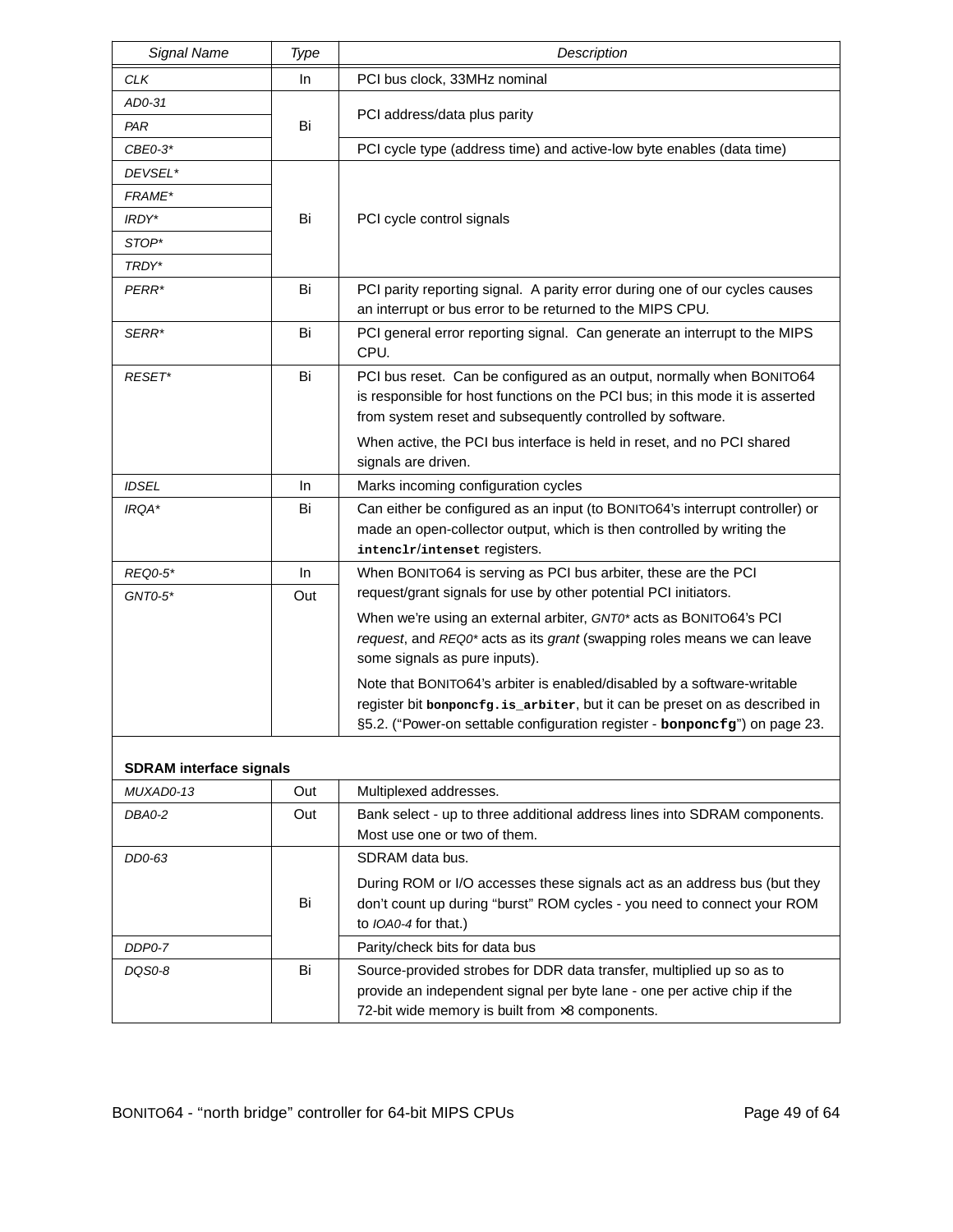| Signal Name | Type | Description |
|---|---|---|
| *CLK* | In | PCI bus clock, 33MHz nominal |
| *AD0-31* | Bi | PCI address/data plus parity |
| *PAR* | Bi | PCI address/data plus parity |
| *CBE0-3** | Bi | PCI cycle type (address time) and active-low byte enables (data time) |
| *DEVSEL** | Bi | PCI cycle control signals |
| *FRAME** | Bi | PCI cycle control signals |
| *IRDY** | Bi | PCI cycle control signals |
| *STOP** | Bi | PCI cycle control signals |
| *TRDY** | Bi | PCI cycle control signals |
| *PERR** | Bi | PCI parity reporting signal. A parity error during one of our cycles causes an interrupt or bus error to be returned to the MIPS CPU. |
| *SERR** | Bi | PCI general error reporting signal. Can generate an interrupt to the MIPS CPU. |
| *RESET** | Bi | PCI bus reset. Can be configured as an output, normally when BONITO64 is responsible for host functions on the PCI bus; in this mode it is asserted from system reset and subsequently controlled by software. When active, the PCI bus interface is held in reset, and no PCI shared signals are driven. |
| *IDSEL* | In | Marks incoming configuration cycles |
| *IRQA** | Bi | Can either be configured as an input (to BONITO64's interrupt controller) or made an open-collector output, which is then controlled by writing the **intenclr**/**intenset** registers. |
| *REQ0-5** | In | When BONITO64 is serving as PCI bus arbiter, these are the PCI request/grant signals for use by other potential PCI initiators. When we're using an external arbiter, *GNT0** acts as BONITO64's PCI *request*, and *REQ0** acts as its *grant* (swapping roles means we can leave some signals as pure inputs). Note that BONITO64's arbiter is enabled/disabled by a software-writable register bit **bonponcfg.is_arbiter**, but it can be preset on as described in §5.2. ("Power-on settable configuration register - **bonponcfg**") on page 23. |
| *GNT0-5** | Out | |
| **SDRAM interface signals** | | |
| *MUXAD0-13* | Out | Multiplexed addresses. |
| *DBA0-2* | Out | Bank select - up to three additional address lines into SDRAM components. Most use one or two of them. |
| *DD0-63* | Bi | SDRAM data bus. During ROM or I/O accesses these signals act as an address bus (but they don't count up during "burst" ROM cycles - you need to connect your ROM to *IOA0-4* for that.) |
| *DDP0-7* | Bi | Parity/check bits for data bus |
| *DQS0-8* | Bi | Source-provided strobes for DDR data transfer, multiplied up so as to provide an independent signal per byte lane - one per active chip if the 72-bit wide memory is built from ×8 components. |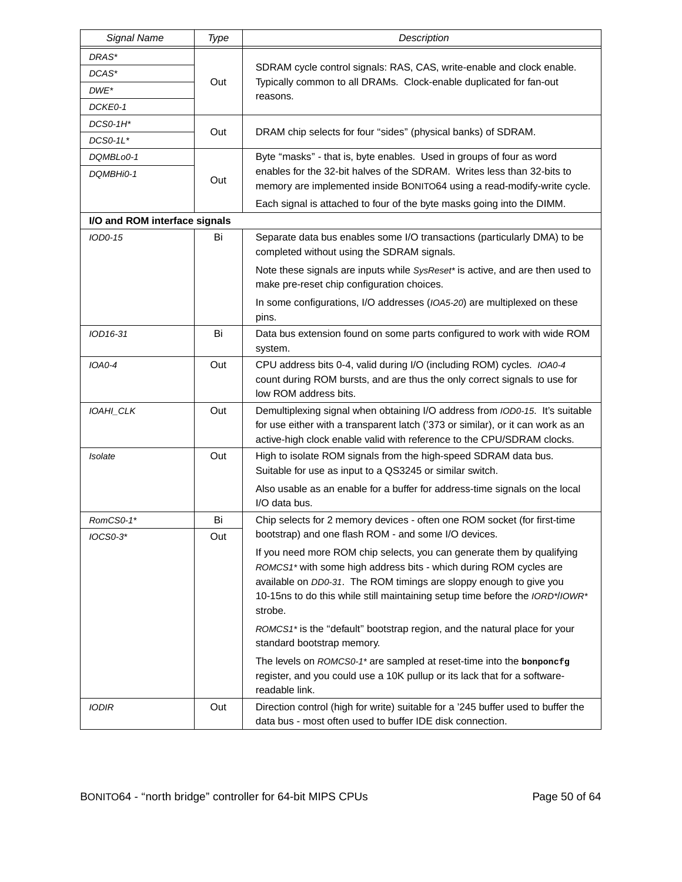| *Signal Name* | *Type* | *Description* |
|---|---|---|
| *DRAS** | Out | SDRAM cycle control signals: RAS, CAS, write-enable and clock enable. Typically common to all DRAMs. Clock-enable duplicated for fan-out reasons. |
| *DCAS** | | |
| *DWE** | | |
| *DCKE0-1* | | |
| *DCS0-1H** | Out | DRAM chip selects for four "sides" (physical banks) of SDRAM. |
| *DCS0-1L** | | |
| *DQMBLo0-1* | Out | Byte "masks" - that is, byte enables. Used in groups of four as word enables for the 32-bit halves of the SDRAM. Writes less than 32-bits to memory are implemented inside BONITO64 using a read-modify-write cycle.<br>Each signal is attached to four of the byte masks going into the DIMM. |
| *DQMBHi0-1* | | |
| **I/O and ROM interface signals** | | |
| *IOD0-15* | Bi | Separate data bus enables some I/O transactions (particularly DMA) to be completed without using the SDRAM signals.<br>Note these signals are inputs while *SysReset** is active, and are then used to make pre-reset chip configuration choices.<br>In some configurations, I/O addresses (*IOA5-20*) are multiplexed on these pins. |
| *IOD16-31* | Bi | Data bus extension found on some parts configured to work with wide ROM system. |
| *IOA0-4* | Out | CPU address bits 0-4, valid during I/O (including ROM) cycles. *IOA0-4* count during ROM bursts, and are thus the only correct signals to use for low ROM address bits. |
| *IOAHI_CLK* | Out | Demultiplexing signal when obtaining I/O address from *IOD0-15*. It's suitable for use either with a transparent latch ('373 or similar), or it can work as an active-high clock enable valid with reference to the CPU/SDRAM clocks. |
| *Isolate* | Out | High to isolate ROM signals from the high-speed SDRAM data bus. Suitable for use as input to a QS3245 or similar switch.<br>Also usable as an enable for a buffer for address-time signals on the local I/O data bus. |
| *RomCS0-1** | Bi | Chip selects for 2 memory devices - often one ROM socket (for first-time bootstrap) and one flash ROM - and some I/O devices.<br>If you need more ROM chip selects, you can generate them by qualifying *ROMCS1** with some high address bits - which during ROM cycles are available on *DD0-31*. The ROM timings are sloppy enough to give you 10-15ns to do this while still maintaining setup time before the *IORD**/*IOWR** strobe.<br>*ROMCS1** is the "default" bootstrap region, and the natural place for your standard bootstrap memory.<br>The levels on *ROMCS0-1** are sampled at reset-time into the **`bonponcfg`** register, and you could use a 10K pullup or its lack that for a software-readable link. |
| *IOCS0-3** | Out | |
| *IODIR* | Out | Direction control (high for write) suitable for a '245 buffer used to buffer the data bus - most often used to buffer IDE disk connection. |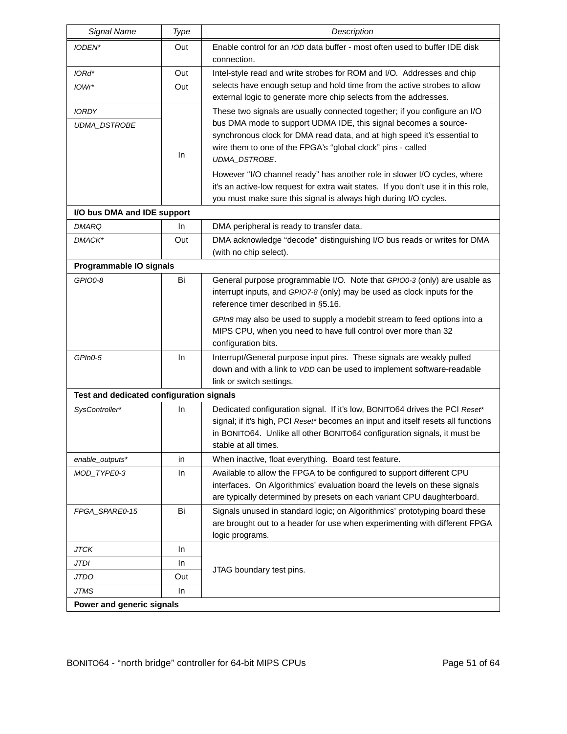| Signal Name | Type | Description |
|---|---|---|
| *IODEN** | Out | Enable control for an *IOD* data buffer - most often used to buffer IDE disk connection. |
| *IORd** | Out | Intel-style read and write strobes for ROM and I/O. Addresses and chip selects have enough setup and hold time from the active strobes to allow external logic to generate more chip selects from the addresses. |
| *IOWr** | Out | |
| *IORDY* | In | These two signals are usually connected together; if you configure an I/O bus DMA mode to support UDMA IDE, this signal becomes a source-synchronous clock for DMA read data, and at high speed it's essential to wire them to one of the FPGA's "global clock" pins - called *UDMA_DSTROBE*. However "I/O channel ready" has another role in slower I/O cycles, where it's an active-low request for extra wait states. If you don't use it in this role, you must make sure this signal is always high during I/O cycles. |
| *UDMA_DSTROBE* | | |
| **I/O bus DMA and IDE support** | | |
| *DMARQ* | In | DMA peripheral is ready to transfer data. |
| *DMACK** | Out | DMA acknowledge "decode" distinguishing I/O bus reads or writes for DMA (with no chip select). |
| **Programmable IO signals** | | |
| *GPIO0-8* | Bi | General purpose programmable I/O. Note that *GPIO0-3* (only) are usable as interrupt inputs, and *GPIO7-8* (only) may be used as clock inputs for the reference timer described in §5.16. *GPIn8* may also be used to supply a modebit stream to feed options into a MIPS CPU, when you need to have full control over more than 32 configuration bits. |
| *GPIn0-5* | In | Interrupt/General purpose input pins. These signals are weakly pulled down and with a link to *VDD* can be used to implement software-readable link or switch settings. |
| **Test and dedicated configuration signals** | | |
| *SysController** | In | Dedicated configuration signal. If it's low, BONITO64 drives the PCI *Reset** signal; if it's high, PCI *Reset** becomes an input and itself resets all functions in BONITO64. Unlike all other BONITO64 configuration signals, it must be stable at all times. |
| *enable_outputs** | in | When inactive, float everything. Board test feature. |
| *MOD_TYPE0-3* | In | Available to allow the FPGA to be configured to support different CPU interfaces. On Algorithmics' evaluation board the levels on these signals are typically determined by presets on each variant CPU daughterboard. |
| *FPGA_SPARE0-15* | Bi | Signals unused in standard logic; on Algorithmics' prototyping board these are brought out to a header for use when experimenting with different FPGA logic programs. |
| *JTCK* | In | JTAG boundary test pins. |
| *JTDI* | In | |
| *JTDO* | Out | |
| *JTMS* | In | |
| **Power and generic signals** | | |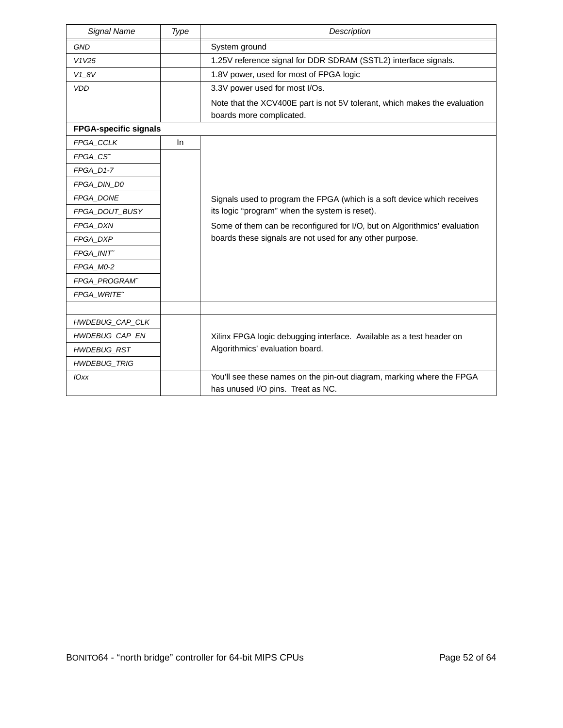| Signal Name | Type | Description |
|---|---|---|
| *GND* | | System ground |
| *V1V25* | | 1.25V reference signal for DDR SDRAM (SSTL2) interface signals. |
| *V1_8V* | | 1.8V power, used for most of FPGA logic |
| *VDD* | | 3.3V power used for most I/Os. Note that the XCV400E part is not 5V tolerant, which makes the evaluation boards more complicated. |
| **FPGA-specific signals** | | |
| *FPGA_CCLK* | In | Signals used to program the FPGA (which is a soft device which receives its logic “program” when the system is reset). Some of them can be reconfigured for I/O, but on Algorithmics’ evaluation boards these signals are not used for any other purpose. |
| *FPGA_CS˜* | | |
| *FPGA_D1-7* | | |
| *FPGA_DIN_D0* | | |
| *FPGA_DONE* | | |
| *FPGA_DOUT_BUSY* | | |
| *FPGA_DXN* | | |
| *FPGA_DXP* | | |
| *FPGA_INIT˜* | | |
| *FPGA_M0-2* | | |
| *FPGA_PROGRAM˜* | | |
| *FPGA_WRITE˜* | | |
| | | |
| *HWDEBUG_CAP_CLK* | | Xilinx FPGA logic debugging interface. Available as a test header on Algorithmics’ evaluation board. |
| *HWDEBUG_CAP_EN* | | |
| *HWDEBUG_RST* | | |
| *HWDEBUG_TRIG* | | |
| *IOxx* | | You’ll see these names on the pin-out diagram, marking where the FPGA has unused I/O pins. Treat as NC. |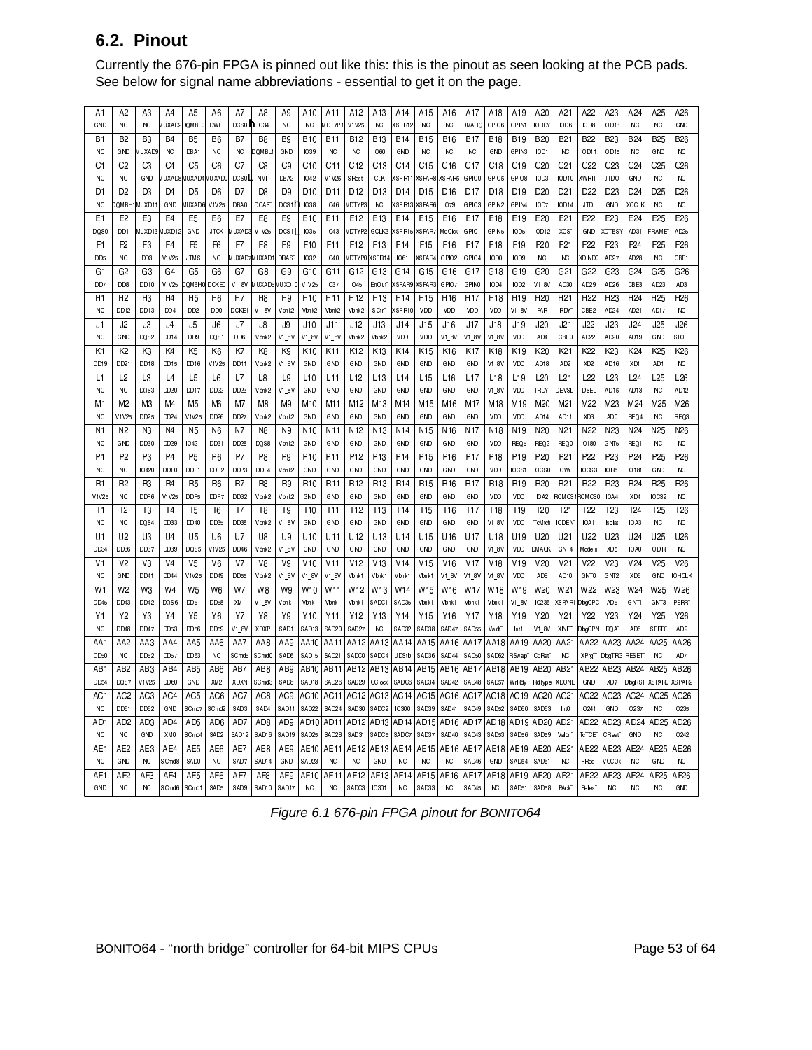## 6.2. Pinout

Currently the 676-pin FPGA is pinned out like this: this is the pinout as seen looking at the PCB pads. See below for signal name abbreviations - essential to get it on the page.

| | 1 | 2 | 3 | 4 | 5 | 6 | 7 | 8 | 9 | 10 | 11 | 12 | 13 | 14 | 15 | 16 | 17 | 18 | 19 | 20 | 21 | 22 | 23 | 24 | 25 | 26 |
|---|---|---|---|---|---|---|---|---|---|---|---|---|---|---|---|---|---|---|---|---|---|---|---|---|---|---|
| A | GND | NC | NC | MUXAD2 | DQMBL0 | DWE~ | DCS0 | IO34 | NC | NC | MDTYP1 | V1V25 | NC | XSPR12 | NC | NC | DMARQ | GPIO6 | GPIN1 | IORDY | IOD6 | IOD8 | IOD13 | NC | NC | GND |
| B | NC | GND | MUXAD9 | NC | DBA1 | NC | NC | DQMBL1 | GND | IO39 | NC | NC | IO60 | GND | NC | NC | NC | GND | GPIN3 | IOD1 | NC | IOD11 | IOD15 | NC | GND | NC |
| C | NC | NC | GND | MUXAD8 | MUXAD4 | MUXAD0 | DCS0L | NMI~ | DBA2 | IO42 | V1V25 | SReset~ | CLK | XSPR11 | XSPAR8 | XSPAR5 | GPIO0 | GPIO5 | GPIO8 | IOD3 | IOD10 | XWRIT~ | JTDO | GND | NC | NC |
| D | NC | DQMBH1 | MUXD11 | GND | MUXAD6 | V1V25 | DBA0 | DCAS~ | DCS1h | IO38 | IO46 | MDTYP3 | NC | XSPR13 | XSPAR6 | IO79 | GPIO3 | GPIN2 | GPIN4 | IOD7 | IOD14 | JTDI | GND | XCCLK | NC | NC |
| E | DQS0 | DD1 | MUXD13 | MUXD12 | GND | JTCK | MUXAD3 | V1V25 | DCS1L | IO35 | IO43 | MDTYP2 | GCLK3 | XSPR15 | XSPAR7 | MdClck | GPIO1 | GPIN5 | IOD5 | IOD12 | XCS~ | GND | XDTBSY | AD31 | FRAME~ | AD25 |
| F | DD5 | NC | DD3 | V1V25 | JTMS | NC | MUXAD7 | MUXAD1 | DRAS~ | IO32 | IO40 | MDTYP0 | XSPR14 | IO61 | XSPAR4 | GPIO2 | GPIO4 | IOD0 | IOD9 | NC | NC | XDIND0 | AD27 | AD28 | NC | CBE1 |
| G | DD7 | DD8 | DD10 | V1V25 | DQMBH0 | DCKE0 | V1_8V | MUXAD5 | MUXD10 | V1V25 | IO37 | IO45 | EnOut~ | XSPAR9 | XSPAR3 | GPIO7 | GPIN0 | IOD4 | IOD2 | V1_8V | AD30 | AD29 | AD26 | CBE3 | AD23 | AD3 |
| H | NC | DD12 | DD13 | DD4 | DD2 | DD0 | DCKE1 | V1_8V | Vbnk2 | Vbnk2 | Vbnk2 | Vbnk2 | SCtrl~ | XSPR10 | VDD | VDD | VDD | VDD | V1_8V | PAR | IRDY~ | CBE2 | AD24 | AD21 | AD17 | NC |
| J | NC | GND | DQS2 | DD14 | DD9 | DQS1 | DD6 | Vbnk2 | V1_8V | V1_8V | V1_8V | Vbnk2 | Vbnk2 | VDD | VDD | V1_8V | V1_8V | V1_8V | VDD | AD4 | CBE0 | AD22 | AD20 | AD19 | GND | STOP~ |
| K | DD19 | DD21 | DD18 | DD15 | DD16 | V1V25 | DD11 | Vbnk2 | V1_8V | GND | GND | GND | GND | GND | GND | GND | GND | V1_8V | VDD | AD18 | AD2 | XD2 | AD16 | XD1 | AD1 | NC |
| L | NC | NC | DQS3 | DD20 | DD17 | DD22 | DD23 | Vbnk2 | V1_8V | GND | GND | GND | GND | GND | GND | GND | GND | V1_8V | VDD | TRDY~ | DEVSL~ | IDSEL | AD15 | AD13 | NC | AD12 |
| M | NC | V1V25 | DD25 | DD24 | V1V25 | DD26 | DD27 | Vbnk2 | Vbnk2 | GND | GND | GND | GND | GND | GND | GND | GND | VDD | VDD | AD14 | AD11 | XD3 | AD0 | REQ4 | NC | REQ3 |
| N | NC | GND | DD30 | DD29 | IO421 | DD31 | DD28 | DQS8 | Vbnk2 | GND | GND | GND | GND | GND | GND | GND | GND | VDD | REQ5 | REQ2 | REQ0 | IO180 | GNT5 | REQ1 | NC | NC |
| P | NC | NC | IO420 | DDP0 | DDP1 | DDP2 | DDP3 | DDP4 | Vbnk2 | GND | GND | GND | GND | GND | GND | GND | GND | VDD | IOCS1 | IOCS0 | IOW~ | IOCS3 | IORd~ | IO181 | GND | NC |
| R | V1V25 | NC | DDP6 | V1V25 | DDP5 | DDP7 | DD32 | Vbnk2 | Vbnk2 | GND | GND | GND | GND | GND | GND | GND | GND | VDD | VDD | IOA2 | ROMCS1 | ROMCS0 | IOA4 | XD4 | IOCS2 | NC |
| T | NC | NC | DQS4 | DD33 | DD40 | DD35 | DD38 | Vbnk2 | V1_8V | GND | GND | GND | GND | GND | GND | GND | GND | V1_8V | VDD | TcMtch | IODEN~ | IOA1 | Isolat | IOA3 | NC | NC |
| U | DD34 | DD36 | DD37 | DD39 | DQS5 | V1V25 | DD46 | Vbnk2 | V1_8V | GND | GND | GND | GND | GND | GND | GND | GND | V1_8V | VDD | DMACK~ | GNT4 | ModeIn | XD5 | IOA0 | IODIR | NC |
| V | NC | GND | DD41 | DD44 | V1V25 | DD49 | DD55 | Vbnk2 | V1_8V | V1_8V | V1_8V | Vbnk1 | Vbnk1 | Vbnk1 | Vbnk1 | V1_8V | V1_8V | V1_8V | VDD | AD8 | AD10 | GNT0 | GNT2 | XD6 | GND | IOHCLK |
| W | DD45 | DD43 | DD42 | DQS6 | DD51 | DD58 | XM1 | V1_8V | Vbnk1 | Vbnk1 | Vbnk1 | Vbnk1 | SADC1 | SAD35 | Vbnk1 | Vbnk1 | Vbnk1 | Vbnk1 | V1_8V | IO236 | XSPAR1 | DbgCPC | AD5 | GNT1 | GNT3 | PERR~ |
| Y | NC | DD48 | DD47 | DD53 | DD56 | DD59 | V1_8V | XDXP | SAD1 | SAD13 | SAD20 | SAD27 | NC | SAD32 | SAD38 | SAD47 | SAD55 | Valdt~ | Int1 | V1_8V | XINIT~ | DbgCPN | IRQA~ | AD6 | SERR~ | AD9 |
| AA | DD50 | NC | DD52 | DD57 | DD63 | NC | SCmd5 | SCmd0 | SAD6 | SAD15 | SAD21 | SADC0 | SADC4 | UDStb | SAD36 | SAD44 | SAD50 | SAD62 | RSwap~ | CdRst~ | NC | XPrg~ | DbgTRG | RESET~ | NC | AD7 |
| AB | DD54 | DQS7 | V1V25 | DD60 | GND | XM2 | XDXN | SCmd3 | SAD8 | SAD18 | SAD26 | SAD29 | CClock | SADC6 | SAD34 | SAD42 | SAD48 | SAD57 | WrRdy~ | RdType | XDONE | GND | XD7 | DbgRST | XSPAR0 | XSPAR2 |
| AC | NC | DD61 | DD62 | GND | SCmd7 | SCmd2 | SAD3 | SAD4 | SAD11 | SAD22 | SAD24 | SAD30 | SADC2 | IO300 | SAD39 | SAD41 | SAD49 | SAD52 | SAD60 | SAD63 | Int0 | IO241 | GND | IO237 | NC | IO235 |
| AD | NC | NC | GND | XM0 | SCmd4 | SAD2 | SAD12 | SAD16 | SAD19 | SAD25 | SAD28 | SAD31 | SADC5 | SADC7 | SAD37 | SAD40 | SAD43 | SAD53 | SAD56 | SAD59 | Valdn~ | TcTCE~ | CRest~ | GND | NC | IO242 |
| AE | NC | GND | NC | SCmd8 | SAD0 | NC | SAD7 | SAD14 | GND | SAD23 | NC | NC | GND | NC | NC | NC | SAD46 | GND | SAD54 | SAD61 | NC | PReq~ | VCCOk | NC | GND | NC |
| AF | GND | NC | NC | SCmd6 | SCmd1 | SAD5 | SAD9 | SAD10 | SAD17 | NC | NC | SADC3 | IO301 | NC | SAD33 | NC | SAD45 | NC | SAD51 | SAD58 | PAck~ | Reles~ | NC | NC | NC | GND |

*Figure 6.1 676-pin FPGA pinout for BONITO64*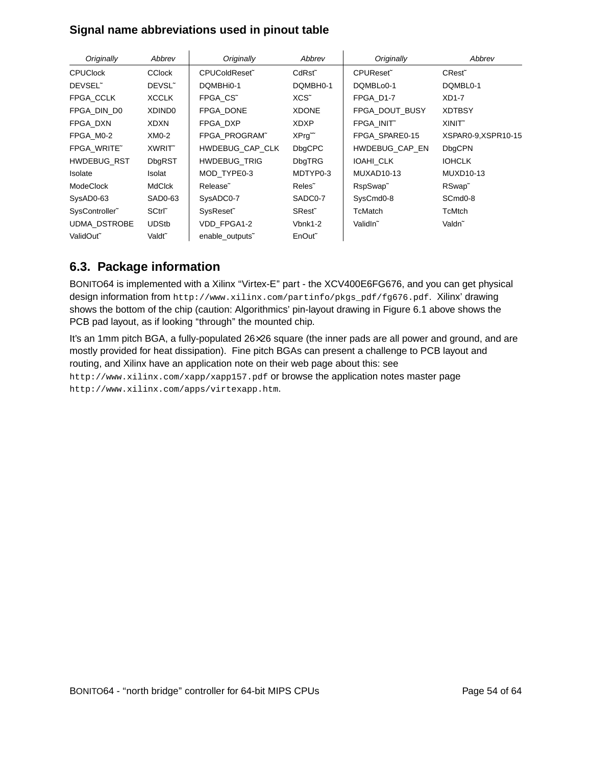**Signal name abbreviations used in pinout table**

| *Originally* | *Abbrev* | *Originally* | *Abbrev* | *Originally* | *Abbrev* |
|---|---|---|---|---|---|
| CPUClock | CClock | CPUColdReset˜ | CdRst˜ | CPUReset˜ | CRest˜ |
| DEVSEL˜ | DEVSL˜ | DQMBHi0-1 | DQMBH0-1 | DQMBLo0-1 | DQMBL0-1 |
| FPGA_CCLK | XCCLK | FPGA_CS˜ | XCS˜ | FPGA_D1-7 | XD1-7 |
| FPGA_DIN_D0 | XDIND0 | FPGA_DONE | XDONE | FPGA_DOUT_BUSY | XDTBSY |
| FPGA_DXN | XDXN | FPGA_DXP | XDXP | FPGA_INIT˜ | XINIT˜ |
| FPGA_M0-2 | XM0-2 | FPGA_PROGRAM˜ | XPrg˜ | FPGA_SPARE0-15 | XSPAR0-9,XSPR10-15 |
| FPGA_WRITE˜ | XWRIT˜ | HWDEBUG_CAP_CLK | DbgCPC | HWDEBUG_CAP_EN | DbgCPN |
| HWDEBUG_RST | DbgRST | HWDEBUG_TRIG | DbgTRG | IOAHI_CLK | IOHCLK |
| Isolate | Isolat | MOD_TYPE0-3 | MDTYP0-3 | MUXAD10-13 | MUXD10-13 |
| ModeClock | MdClck | Release˜ | Reles˜ | RspSwap˜ | RSwap˜ |
| SysAD0-63 | SAD0-63 | SysADC0-7 | SADC0-7 | SysCmd0-8 | SCmd0-8 |
| SysController˜ | SCtrl˜ | SysReset˜ | SRest˜ | TcMatch | TcMtch |
| UDMA_DSTROBE | UDStb | VDD_FPGA1-2 | Vbnk1-2 | ValidIn˜ | Valdn˜ |
| ValidOut˜ | Valdt˜ | enable_outputs˜ | EnOut˜ | | |

## 6.3. Package information

BONITO64 is implemented with a Xilinx “Virtex-E” part - the XCV400E6FG676, and you can get physical design information from `http://www.xilinx.com/partinfo/pkgs_pdf/fg676.pdf`. Xilinx’ drawing shows the bottom of the chip (caution: Algorithmics’ pin-layout drawing in Figure 6.1 above shows the PCB pad layout, as if looking “through” the mounted chip.

It’s an 1mm pitch BGA, a fully-populated 26×26 square (the inner pads are all power and ground, and are mostly provided for heat dissipation). Fine pitch BGAs can present a challenge to PCB layout and routing, and Xilinx have an application note on their web page about this: see `http://www.xilinx.com/xapp/xapp157.pdf` or browse the application notes master page `http://www.xilinx.com/apps/virtexapp.htm`.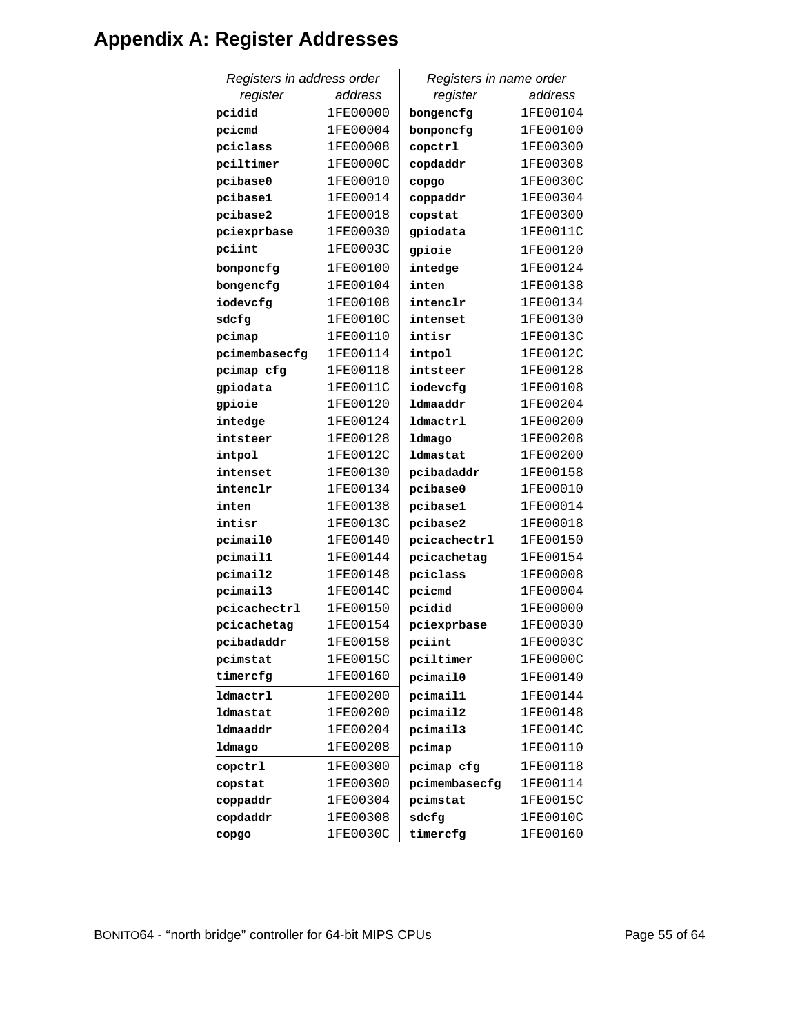# Appendix A: Register Addresses

| Registers in address order | | Registers in name order | |
|---|---|---|---|
| *register* | *address* | *register* | *address* |
| **pcidid** | 1FE00000 | **bongencfg** | 1FE00104 |
| **pcicmd** | 1FE00004 | **bonponcfg** | 1FE00100 |
| **pciclass** | 1FE00008 | **copctrl** | 1FE00300 |
| **pciltimer** | 1FE0000C | **copdaddr** | 1FE00308 |
| **pcibase0** | 1FE00010 | **copgo** | 1FE0030C |
| **pcibase1** | 1FE00014 | **coppaddr** | 1FE00304 |
| **pcibase2** | 1FE00018 | **copstat** | 1FE00300 |
| **pciexprbase** | 1FE00030 | **gpiodata** | 1FE0011C |
| **pciint** | 1FE0003C | **gpioie** | 1FE00120 |
| **bonponcfg** | 1FE00100 | **intedge** | 1FE00124 |
| **bongencfg** | 1FE00104 | **inten** | 1FE00138 |
| **iodevcfg** | 1FE00108 | **intenclr** | 1FE00134 |
| **sdcfg** | 1FE0010C | **intenset** | 1FE00130 |
| **pcimap** | 1FE00110 | **intisr** | 1FE0013C |
| **pcimembasecfg** | 1FE00114 | **intpol** | 1FE0012C |
| **pcimap_cfg** | 1FE00118 | **intsteer** | 1FE00128 |
| **gpiodata** | 1FE0011C | **iodevcfg** | 1FE00108 |
| **gpioie** | 1FE00120 | **ldmaaddr** | 1FE00204 |
| **intedge** | 1FE00124 | **ldmactrl** | 1FE00200 |
| **intsteer** | 1FE00128 | **ldmago** | 1FE00208 |
| **intpol** | 1FE0012C | **ldmastat** | 1FE00200 |
| **intenset** | 1FE00130 | **pcibadaddr** | 1FE00158 |
| **intenclr** | 1FE00134 | **pcibase0** | 1FE00010 |
| **inten** | 1FE00138 | **pcibase1** | 1FE00014 |
| **intisr** | 1FE0013C | **pcibase2** | 1FE00018 |
| **pcimail0** | 1FE00140 | **pcicachectrl** | 1FE00150 |
| **pcimail1** | 1FE00144 | **pcicachetag** | 1FE00154 |
| **pcimail2** | 1FE00148 | **pciclass** | 1FE00008 |
| **pcimail3** | 1FE0014C | **pcicmd** | 1FE00004 |
| **pcicachectrl** | 1FE00150 | **pcidid** | 1FE00000 |
| **pcicachetag** | 1FE00154 | **pciexprbase** | 1FE00030 |
| **pcibadaddr** | 1FE00158 | **pciint** | 1FE0003C |
| **pcimstat** | 1FE0015C | **pciltimer** | 1FE0000C |
| **timercfg** | 1FE00160 | **pcimail0** | 1FE00140 |
| **ldmactrl** | 1FE00200 | **pcimail1** | 1FE00144 |
| **ldmastat** | 1FE00200 | **pcimail2** | 1FE00148 |
| **ldmaaddr** | 1FE00204 | **pcimail3** | 1FE0014C |
| **ldmago** | 1FE00208 | **pcimap** | 1FE00110 |
| **copctrl** | 1FE00300 | **pcimap_cfg** | 1FE00118 |
| **copstat** | 1FE00300 | **pcimembasecfg** | 1FE00114 |
| **coppaddr** | 1FE00304 | **pcimstat** | 1FE0015C |
| **copdaddr** | 1FE00308 | **sdcfg** | 1FE0010C |
| **copgo** | 1FE0030C | **timercfg** | 1FE00160 |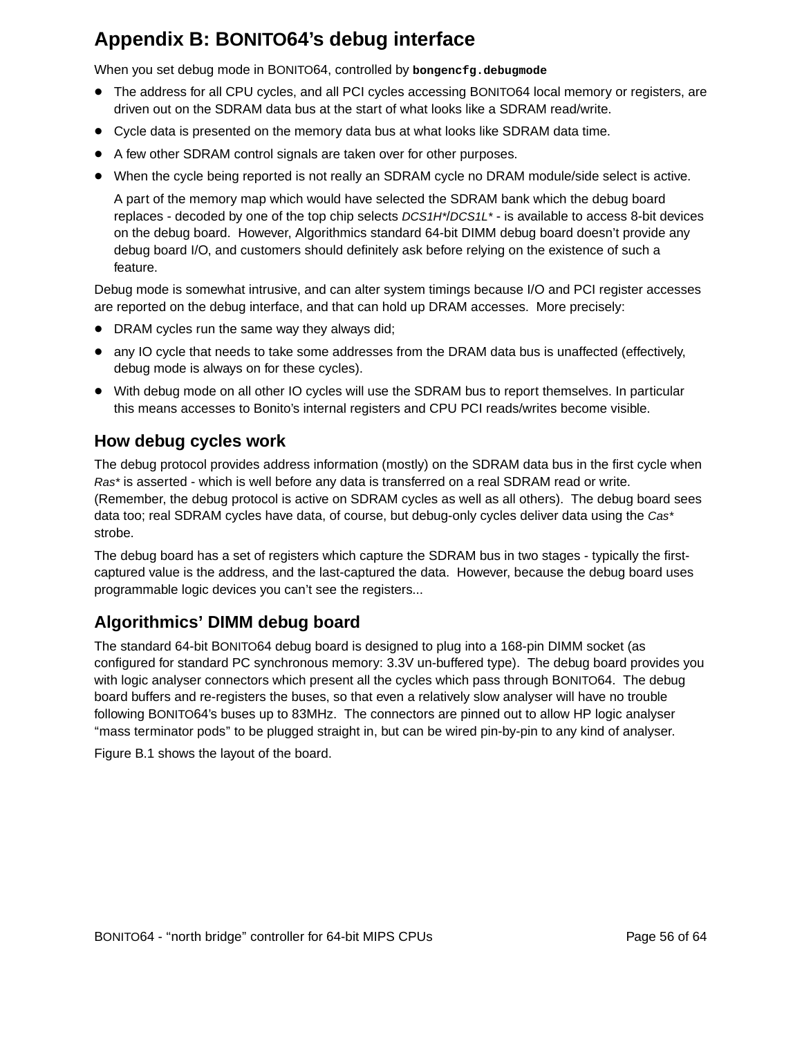# Appendix B: BONITO64's debug interface

When you set debug mode in BONITO64, controlled by **`bongencfg.debugmode`**

- The address for all CPU cycles, and all PCI cycles accessing BONITO64 local memory or registers, are driven out on the SDRAM data bus at the start of what looks like a SDRAM read/write.
- Cycle data is presented on the memory data bus at what looks like SDRAM data time.
- A few other SDRAM control signals are taken over for other purposes.
- When the cycle being reported is not really an SDRAM cycle no DRAM module/side select is active.

  A part of the memory map which would have selected the SDRAM bank which the debug board replaces - decoded by one of the top chip selects *DCS1H\*/DCS1L\** - is available to access 8-bit devices on the debug board. However, Algorithmics standard 64-bit DIMM debug board doesn't provide any debug board I/O, and customers should definitely ask before relying on the existence of such a feature.

Debug mode is somewhat intrusive, and can alter system timings because I/O and PCI register accesses are reported on the debug interface, and that can hold up DRAM accesses. More precisely:

- DRAM cycles run the same way they always did;
- any IO cycle that needs to take some addresses from the DRAM data bus is unaffected (effectively, debug mode is always on for these cycles).
- With debug mode on all other IO cycles will use the SDRAM bus to report themselves. In particular this means accesses to Bonito's internal registers and CPU PCI reads/writes become visible.

## How debug cycles work

The debug protocol provides address information (mostly) on the SDRAM data bus in the first cycle when *Ras\** is asserted - which is well before any data is transferred on a real SDRAM read or write. (Remember, the debug protocol is active on SDRAM cycles as well as all others). The debug board sees data too; real SDRAM cycles have data, of course, but debug-only cycles deliver data using the *Cas\** strobe.

The debug board has a set of registers which capture the SDRAM bus in two stages - typically the first-captured value is the address, and the last-captured the data. However, because the debug board uses programmable logic devices you can't see the registers...

## Algorithmics' DIMM debug board

The standard 64-bit BONITO64 debug board is designed to plug into a 168-pin DIMM socket (as configured for standard PC synchronous memory: 3.3V un-buffered type). The debug board provides you with logic analyser connectors which present all the cycles which pass through BONITO64. The debug board buffers and re-registers the buses, so that even a relatively slow analyser will have no trouble following BONITO64's buses up to 83MHz. The connectors are pinned out to allow HP logic analyser "mass terminator pods" to be plugged straight in, but can be wired pin-by-pin to any kind of analyser.

Figure B.1 shows the layout of the board.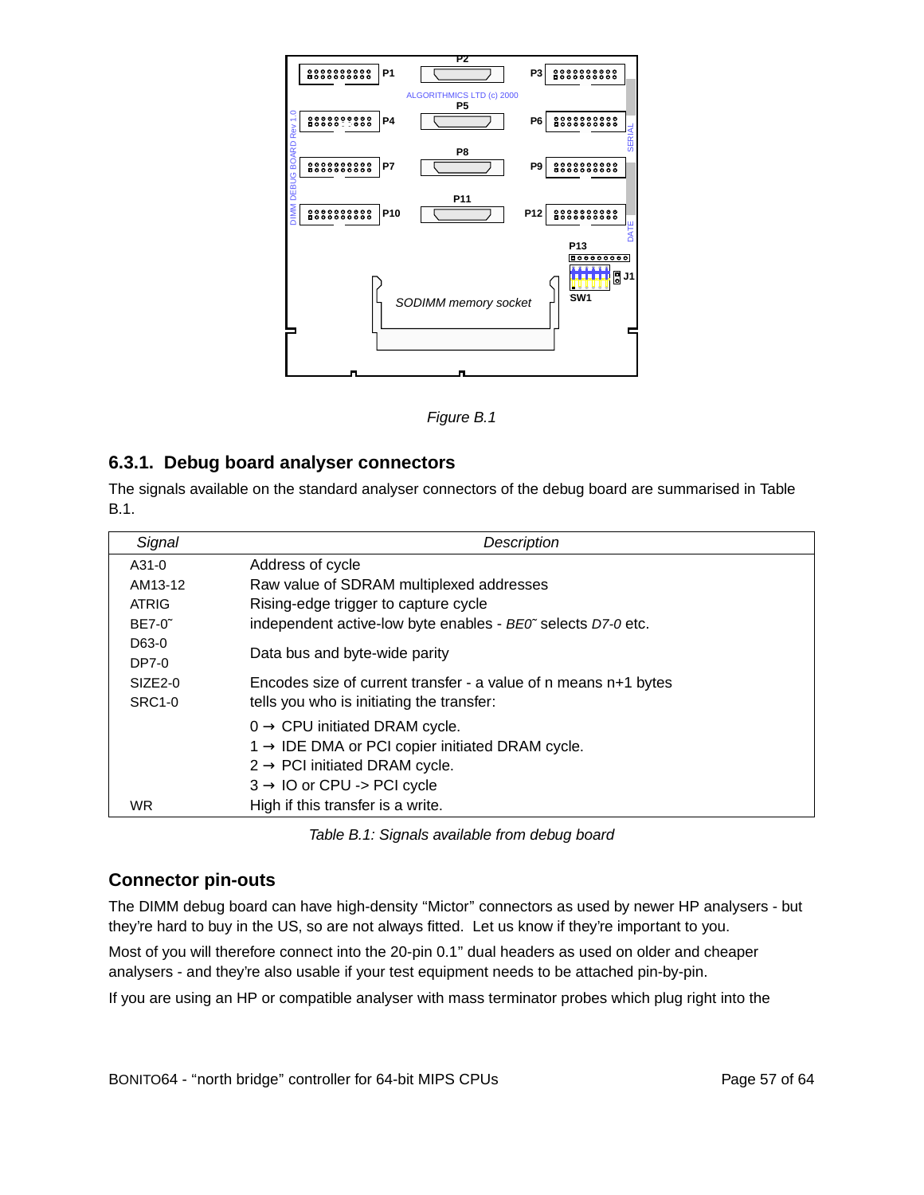Figure B.1

### 6.3.1. Debug board analyser connectors

The signals available on the standard analyser connectors of the debug board are summarised in Table B.1.

| *Signal* | *Description* |
|---|---|
| A31-0 | Address of cycle |
| AM13-12 | Raw value of SDRAM multiplexed addresses |
| ATRIG | Rising-edge trigger to capture cycle |
| BE7-0˜ | independent active-low byte enables - *BE0˜* selects *D7-0* etc. |
| D63-0<br>DP7-0 | Data bus and byte-wide parity |
| SIZE2-0 | Encodes size of current transfer - a value of n means n+1 bytes |
| SRC1-0 | tells you who is initiating the transfer:<br>0 → CPU initiated DRAM cycle.<br>1 → IDE DMA or PCI copier initiated DRAM cycle.<br>2 → PCI initiated DRAM cycle.<br>3 → IO or CPU -> PCI cycle |
| WR | High if this transfer is a write. |

*Table B.1: Signals available from debug board*

### Connector pin-outs

The DIMM debug board can have high-density "Mictor" connectors as used by newer HP analysers - but they're hard to buy in the US, so are not always fitted. Let us know if they're important to you.

Most of you will therefore connect into the 20-pin 0.1" dual headers as used on older and cheaper analysers - and they're also usable if your test equipment needs to be attached pin-by-pin.

If you are using an HP or compatible analyser with mass terminator probes which plug right into the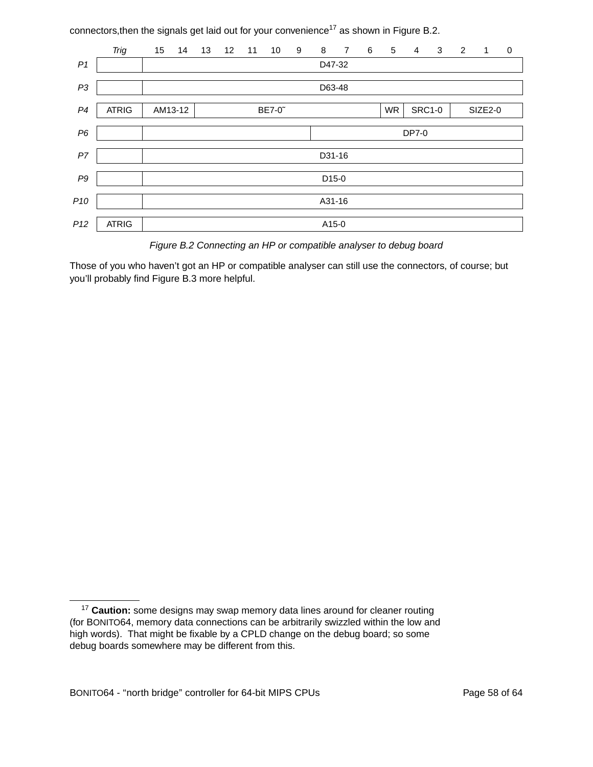connectors,then the signals get laid out for your convenience[17] as shown in Figure B.2.

| | Trig | 15 | 14 | 13 | 12 | 11 | 10 | 9 | 8 | 7 | 6 | 5 | 4 | 3 | 2 | 1 | 0 |
|---|---|---|---|---|---|---|---|---|---|---|---|---|---|---|---|---|---|
| P1 | | D47-32 | | | | | | | | | | | | | | | |
| P3 | | D63-48 | | | | | | | | | | | | | | | |
| P4 | ATRIG | AM13-12 | | BE7-0˜ | | | | | | | | WR | SRC1-0 | | SIZE2-0 | | |
| P6 | | | | | | | | | DP7-0 | | | | | | | | |
| P7 | | D31-16 | | | | | | | | | | | | | | | |
| P9 | | D15-0 | | | | | | | | | | | | | | | |
| P10 | | A31-16 | | | | | | | | | | | | | | | |
| P12 | ATRIG | A15-0 | | | | | | | | | | | | | | | |

*Figure B.2 Connecting an HP or compatible analyser to debug board*

Those of you who haven't got an HP or compatible analyser can still use the connectors, of course; but you'll probably find Figure B.3 more helpful.

[17] **Caution:** some designs may swap memory data lines around for cleaner routing (for BONITO64, memory data connections can be arbitrarily swizzled within the low and high words). That might be fixable by a CPLD change on the debug board; so some debug boards somewhere may be different from this.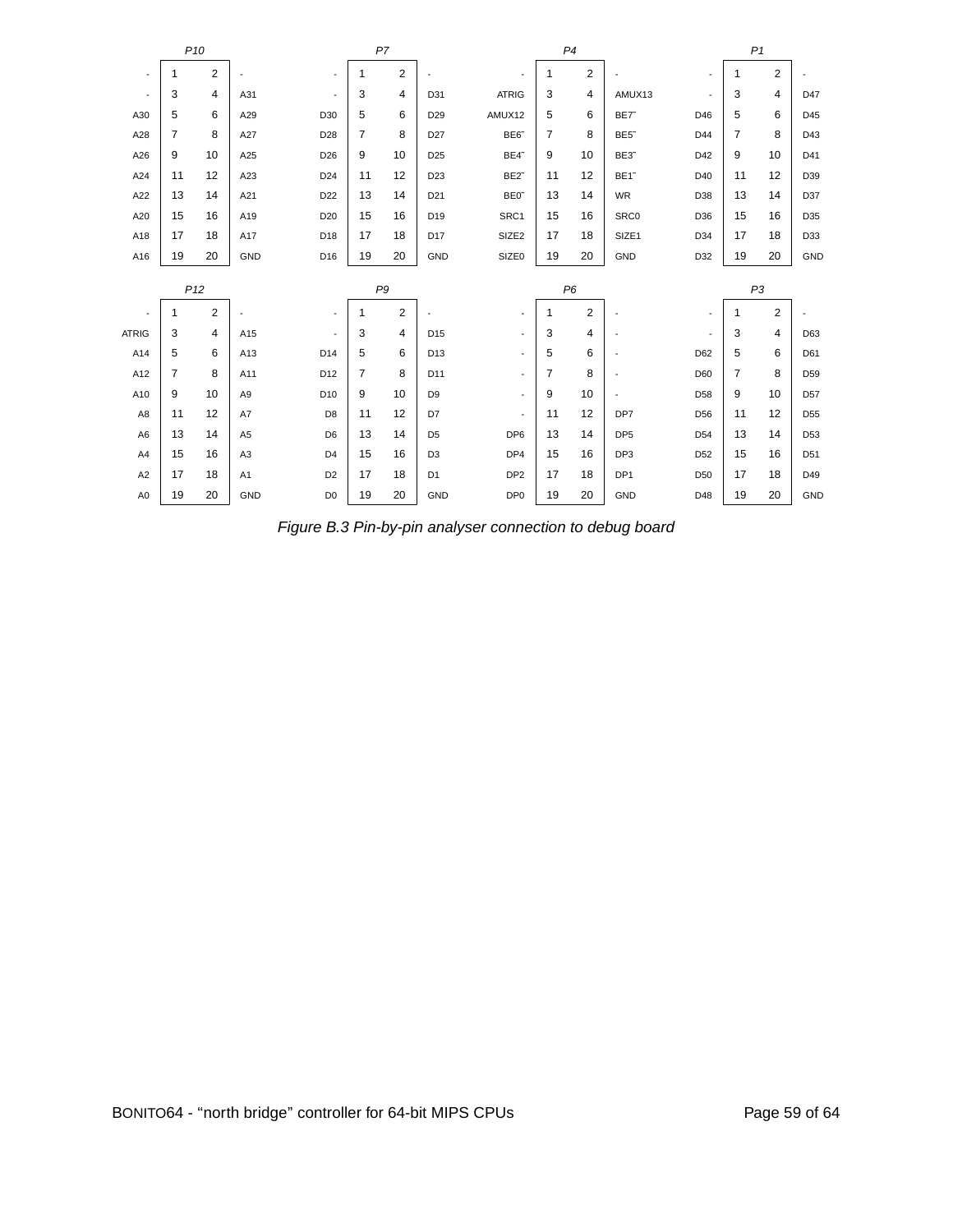**P10**

| Signal | Pin | Pin | Signal |
|---|---|---|---|
| - | 1 | 2 | - |
| - | 3 | 4 | A31 |
| A30 | 5 | 6 | A29 |
| A28 | 7 | 8 | A27 |
| A26 | 9 | 10 | A25 |
| A24 | 11 | 12 | A23 |
| A22 | 13 | 14 | A21 |
| A20 | 15 | 16 | A19 |
| A18 | 17 | 18 | A17 |
| A16 | 19 | 20 | GND |

**P7**

| Signal | Pin | Pin | Signal |
|---|---|---|---|
| - | 1 | 2 | - |
| - | 3 | 4 | D31 |
| D30 | 5 | 6 | D29 |
| D28 | 7 | 8 | D27 |
| D26 | 9 | 10 | D25 |
| D24 | 11 | 12 | D23 |
| D22 | 13 | 14 | D21 |
| D20 | 15 | 16 | D19 |
| D18 | 17 | 18 | D17 |
| D16 | 19 | 20 | GND |

**P4**

| Signal | Pin | Pin | Signal |
|---|---|---|---|
| - | 1 | 2 | - |
| ATRIG | 3 | 4 | AMUX13 |
| AMUX12 | 5 | 6 | BE7‾ |
| BE6‾ | 7 | 8 | BE5‾ |
| BE4‾ | 9 | 10 | BE3‾ |
| BE2‾ | 11 | 12 | BE1‾ |
| BE0‾ | 13 | 14 | WR |
| SRC1 | 15 | 16 | SRC0 |
| SIZE2 | 17 | 18 | SIZE1 |
| SIZE0 | 19 | 20 | GND |

**P1**

| Signal | Pin | Pin | Signal |
|---|---|---|---|
| - | 1 | 2 | - |
| - | 3 | 4 | D47 |
| D46 | 5 | 6 | D45 |
| D44 | 7 | 8 | D43 |
| D42 | 9 | 10 | D41 |
| D40 | 11 | 12 | D39 |
| D38 | 13 | 14 | D37 |
| D36 | 15 | 16 | D35 |
| D34 | 17 | 18 | D33 |
| D32 | 19 | 20 | GND |

**P12**

| Signal | Pin | Pin | Signal |
|---|---|---|---|
| - | 1 | 2 | - |
| ATRIG | 3 | 4 | A15 |
| A14 | 5 | 6 | A13 |
| A12 | 7 | 8 | A11 |
| A10 | 9 | 10 | A9 |
| A8 | 11 | 12 | A7 |
| A6 | 13 | 14 | A5 |
| A4 | 15 | 16 | A3 |
| A2 | 17 | 18 | A1 |
| A0 | 19 | 20 | GND |

**P9**

| Signal | Pin | Pin | Signal |
|---|---|---|---|
| - | 1 | 2 | - |
| - | 3 | 4 | D15 |
| D14 | 5 | 6 | D13 |
| D12 | 7 | 8 | D11 |
| D10 | 9 | 10 | D9 |
| D8 | 11 | 12 | D7 |
| D6 | 13 | 14 | D5 |
| D4 | 15 | 16 | D3 |
| D2 | 17 | 18 | D1 |
| D0 | 19 | 20 | GND |

**P6**

| Signal | Pin | Pin | Signal |
|---|---|---|---|
| - | 1 | 2 | - |
| - | 3 | 4 | - |
| - | 5 | 6 | - |
| - | 7 | 8 | - |
| - | 9 | 10 | - |
| - | 11 | 12 | DP7 |
| DP6 | 13 | 14 | DP5 |
| DP4 | 15 | 16 | DP3 |
| DP2 | 17 | 18 | DP1 |
| DP0 | 19 | 20 | GND |

**P3**

| Signal | Pin | Pin | Signal |
|---|---|---|---|
| - | 1 | 2 | - |
| - | 3 | 4 | D63 |
| D62 | 5 | 6 | D61 |
| D60 | 7 | 8 | D59 |
| D58 | 9 | 10 | D57 |
| D56 | 11 | 12 | D55 |
| D54 | 13 | 14 | D53 |
| D52 | 15 | 16 | D51 |
| D50 | 17 | 18 | D49 |
| D48 | 19 | 20 | GND |

*Figure B.3 Pin-by-pin analyser connection to debug board*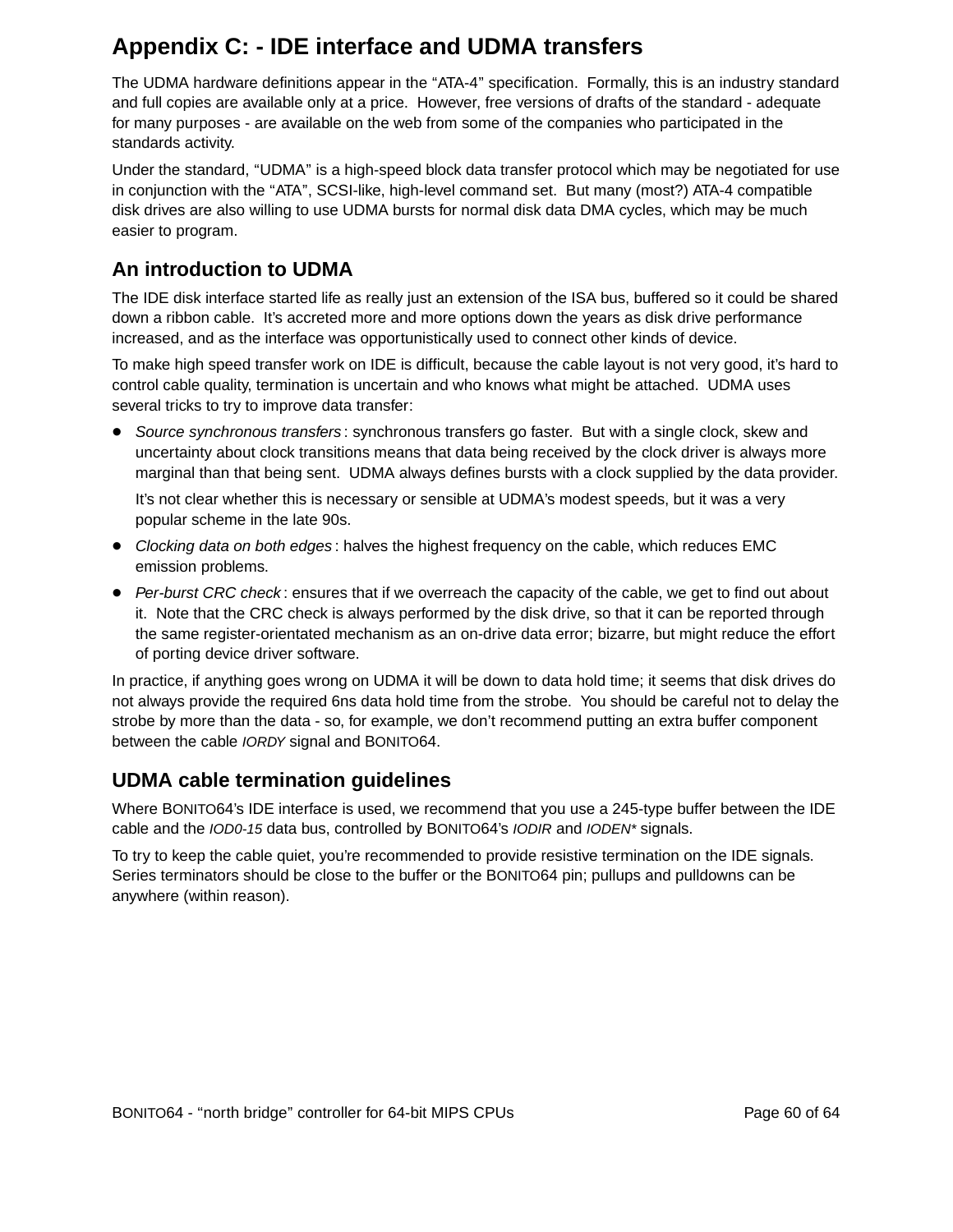# Appendix C: - IDE interface and UDMA transfers

The UDMA hardware definitions appear in the “ATA-4” specification. Formally, this is an industry standard and full copies are available only at a price. However, free versions of drafts of the standard - adequate for many purposes - are available on the web from some of the companies who participated in the standards activity.

Under the standard, “UDMA” is a high-speed block data transfer protocol which may be negotiated for use in conjunction with the “ATA”, SCSI-like, high-level command set. But many (most?) ATA-4 compatible disk drives are also willing to use UDMA bursts for normal disk data DMA cycles, which may be much easier to program.

## An introduction to UDMA

The IDE disk interface started life as really just an extension of the ISA bus, buffered so it could be shared down a ribbon cable. It’s accreted more and more options down the years as disk drive performance increased, and as the interface was opportunistically used to connect other kinds of device.

To make high speed transfer work on IDE is difficult, because the cable layout is not very good, it’s hard to control cable quality, termination is uncertain and who knows what might be attached. UDMA uses several tricks to try to improve data transfer:

- *Source synchronous transfers* : synchronous transfers go faster. But with a single clock, skew and uncertainty about clock transitions means that data being received by the clock driver is always more marginal than that being sent. UDMA always defines bursts with a clock supplied by the data provider.

  It’s not clear whether this is necessary or sensible at UDMA’s modest speeds, but it was a very popular scheme in the late 90s.
- *Clocking data on both edges* : halves the highest frequency on the cable, which reduces EMC emission problems.
- *Per-burst CRC check* : ensures that if we overreach the capacity of the cable, we get to find out about it. Note that the CRC check is always performed by the disk drive, so that it can be reported through the same register-orientated mechanism as an on-drive data error; bizarre, but might reduce the effort of porting device driver software.

In practice, if anything goes wrong on UDMA it will be down to data hold time; it seems that disk drives do not always provide the required 6ns data hold time from the strobe. You should be careful not to delay the strobe by more than the data - so, for example, we don’t recommend putting an extra buffer component between the cable *IORDY* signal and BONITO64.

## UDMA cable termination guidelines

Where BONITO64’s IDE interface is used, we recommend that you use a 245-type buffer between the IDE cable and the *IOD0-15* data bus, controlled by BONITO64’s *IODIR* and *IODEN** signals.

To try to keep the cable quiet, you’re recommended to provide resistive termination on the IDE signals. Series terminators should be close to the buffer or the BONITO64 pin; pullups and pulldowns can be anywhere (within reason).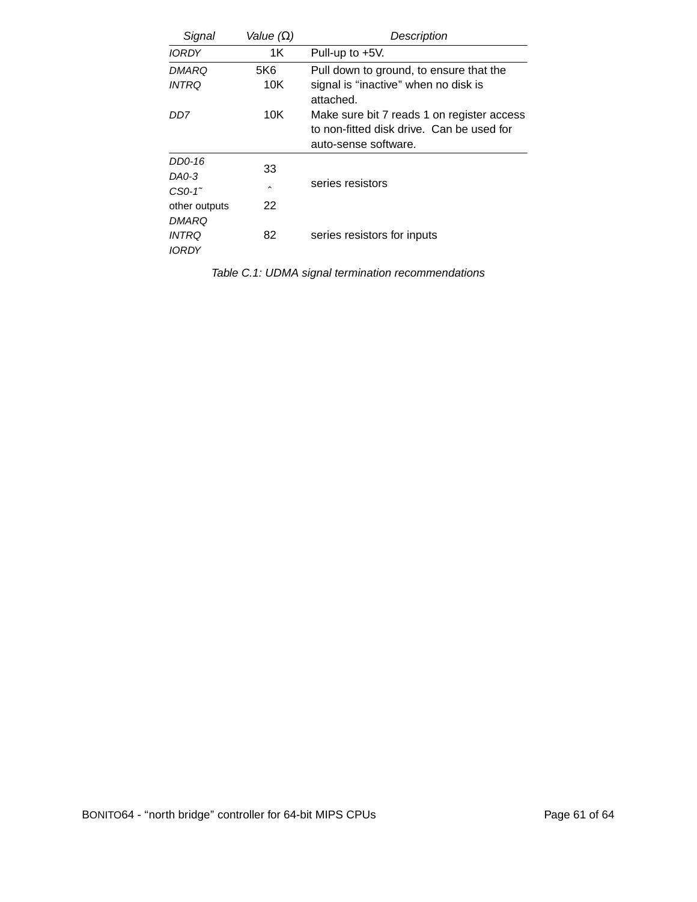| Signal | Value (Ω) | Description |
|---|---|---|
| *IORDY* | 1K | Pull-up to +5V. |
| *DMARQ* | 5K6 | Pull down to ground, to ensure that the signal is “inactive” when no disk is attached. |
| *INTRQ* | 10K | |
| *DD7* | 10K | Make sure bit 7 reads 1 on register access to non-fitted disk drive. Can be used for auto-sense software. |
| *DD0-16* | 33 | series resistors |
| *DA0-3* | | |
| *CS0-1˜* | ˆ | |
| other outputs | 22 | |
| *DMARQ* | | |
| *INTRQ* | 82 | series resistors for inputs |
| *IORDY* | | |

*Table C.1: UDMA signal termination recommendations*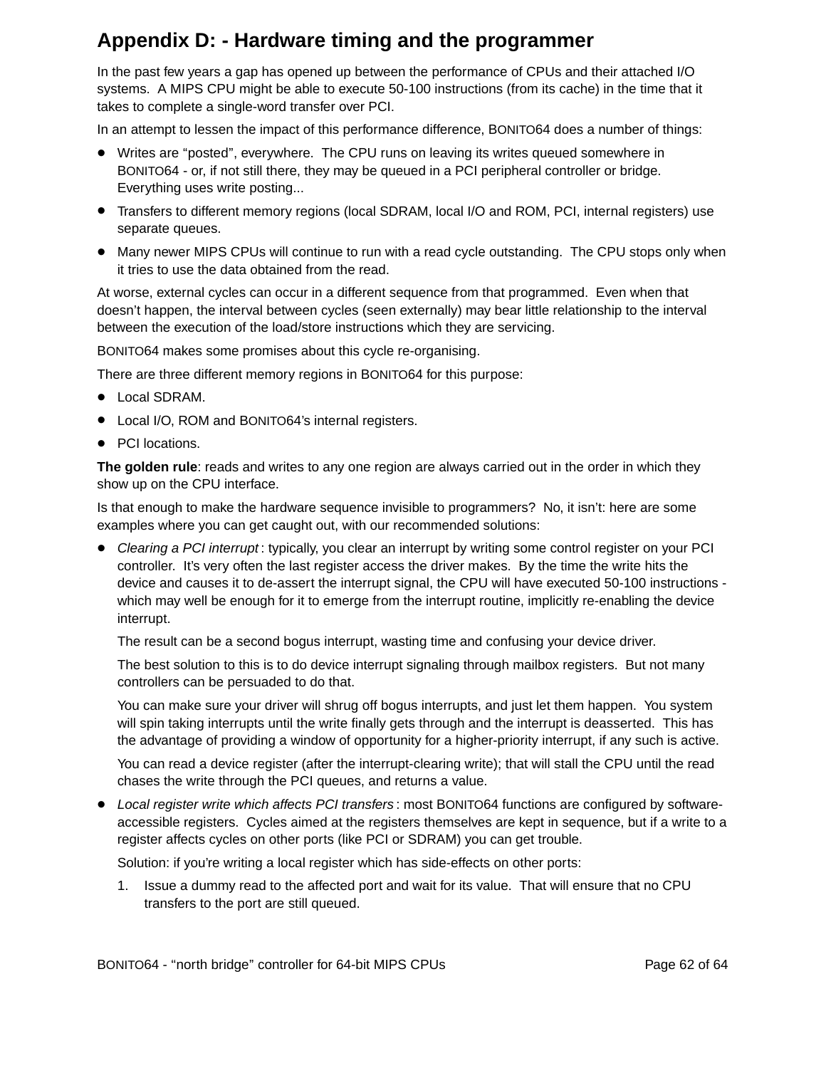# Appendix D: - Hardware timing and the programmer

In the past few years a gap has opened up between the performance of CPUs and their attached I/O systems. A MIPS CPU might be able to execute 50-100 instructions (from its cache) in the time that it takes to complete a single-word transfer over PCI.

In an attempt to lessen the impact of this performance difference, BONITO64 does a number of things:

- Writes are "posted", everywhere. The CPU runs on leaving its writes queued somewhere in BONITO64 - or, if not still there, they may be queued in a PCI peripheral controller or bridge. Everything uses write posting...
- Transfers to different memory regions (local SDRAM, local I/O and ROM, PCI, internal registers) use separate queues.
- Many newer MIPS CPUs will continue to run with a read cycle outstanding. The CPU stops only when it tries to use the data obtained from the read.

At worse, external cycles can occur in a different sequence from that programmed. Even when that doesn't happen, the interval between cycles (seen externally) may bear little relationship to the interval between the execution of the load/store instructions which they are servicing.

BONITO64 makes some promises about this cycle re-organising.

There are three different memory regions in BONITO64 for this purpose:

- Local SDRAM.
- Local I/O, ROM and BONITO64's internal registers.
- PCI locations.

**The golden rule**: reads and writes to any one region are always carried out in the order in which they show up on the CPU interface.

Is that enough to make the hardware sequence invisible to programmers? No, it isn't: here are some examples where you can get caught out, with our recommended solutions:

- *Clearing a PCI interrupt*: typically, you clear an interrupt by writing some control register on your PCI controller. It's very often the last register access the driver makes. By the time the write hits the device and causes it to de-assert the interrupt signal, the CPU will have executed 50-100 instructions - which may well be enough for it to emerge from the interrupt routine, implicitly re-enabling the device interrupt.

  The result can be a second bogus interrupt, wasting time and confusing your device driver.

  The best solution to this is to do device interrupt signaling through mailbox registers. But not many controllers can be persuaded to do that.

  You can make sure your driver will shrug off bogus interrupts, and just let them happen. You system will spin taking interrupts until the write finally gets through and the interrupt is deasserted. This has the advantage of providing a window of opportunity for a higher-priority interrupt, if any such is active.

  You can read a device register (after the interrupt-clearing write); that will stall the CPU until the read chases the write through the PCI queues, and returns a value.

- *Local register write which affects PCI transfers*: most BONITO64 functions are configured by software-accessible registers. Cycles aimed at the registers themselves are kept in sequence, but if a write to a register affects cycles on other ports (like PCI or SDRAM) you can get trouble.

  Solution: if you're writing a local register which has side-effects on other ports:

  1. Issue a dummy read to the affected port and wait for its value. That will ensure that no CPU transfers to the port are still queued.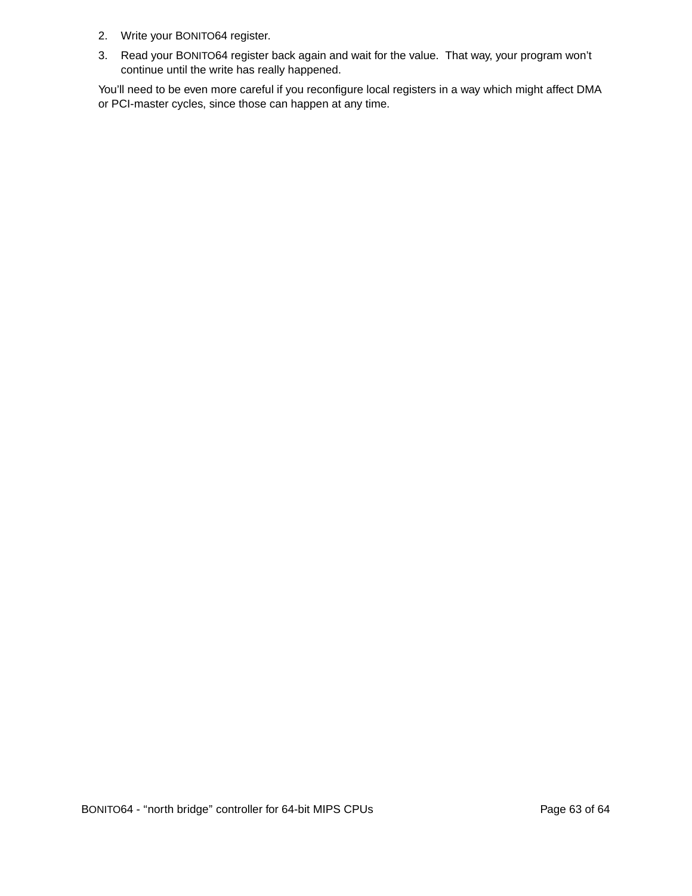2. Write your BONITO64 register.
3. Read your BONITO64 register back again and wait for the value. That way, your program won't continue until the write has really happened.

You'll need to be even more careful if you reconfigure local registers in a way which might affect DMA or PCI-master cycles, since those can happen at any time.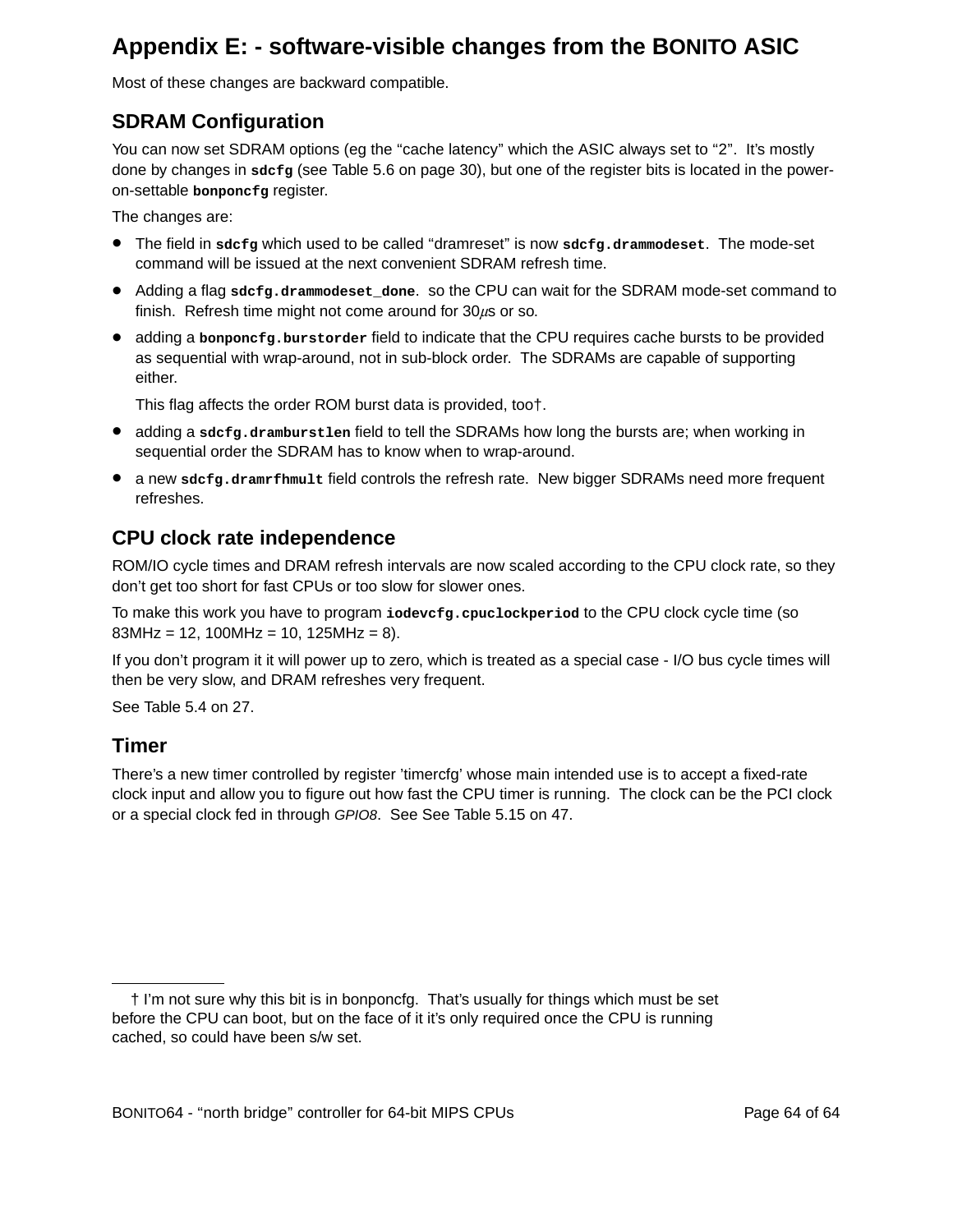# Appendix E: - software-visible changes from the BONITO ASIC

Most of these changes are backward compatible.

## SDRAM Configuration

You can now set SDRAM options (eg the "cache latency" which the ASIC always set to "2". It's mostly done by changes in **`sdcfg`** (see Table 5.6 on page 30), but one of the register bits is located in the power-on-settable **`bonponcfg`** register.

The changes are:

- The field in **`sdcfg`** which used to be called "dramreset" is now **`sdcfg.drammodeset`**. The mode-set command will be issued at the next convenient SDRAM refresh time.
- Adding a flag **`sdcfg.drammodeset_done`**. so the CPU can wait for the SDRAM mode-set command to finish. Refresh time might not come around for 30$\mu$s or so.
- adding a **`bonponcfg.burstorder`** field to indicate that the CPU requires cache bursts to be provided as sequential with wrap-around, not in sub-block order. The SDRAMs are capable of supporting either.

  This flag affects the order ROM burst data is provided, too†.
- adding a **`sdcfg.dramburstlen`** field to tell the SDRAMs how long the bursts are; when working in sequential order the SDRAM has to know when to wrap-around.
- a new **`sdcfg.dramrfhmult`** field controls the refresh rate. New bigger SDRAMs need more frequent refreshes.

## CPU clock rate independence

ROM/IO cycle times and DRAM refresh intervals are now scaled according to the CPU clock rate, so they don't get too short for fast CPUs or too slow for slower ones.

To make this work you have to program **`iodevcfg.cpuclockperiod`** to the CPU clock cycle time (so 83MHz = 12, 100MHz = 10, 125MHz = 8).

If you don't program it it will power up to zero, which is treated as a special case - I/O bus cycle times will then be very slow, and DRAM refreshes very frequent.

See Table 5.4 on 27.

## Timer

There's a new timer controlled by register 'timercfg' whose main intended use is to accept a fixed-rate clock input and allow you to figure out how fast the CPU timer is running. The clock can be the PCI clock or a special clock fed in through *GPIO8*. See See Table 5.15 on 47.

---

† I'm not sure why this bit is in bonponcfg. That's usually for things which must be set before the CPU can boot, but on the face of it it's only required once the CPU is running cached, so could have been s/w set.